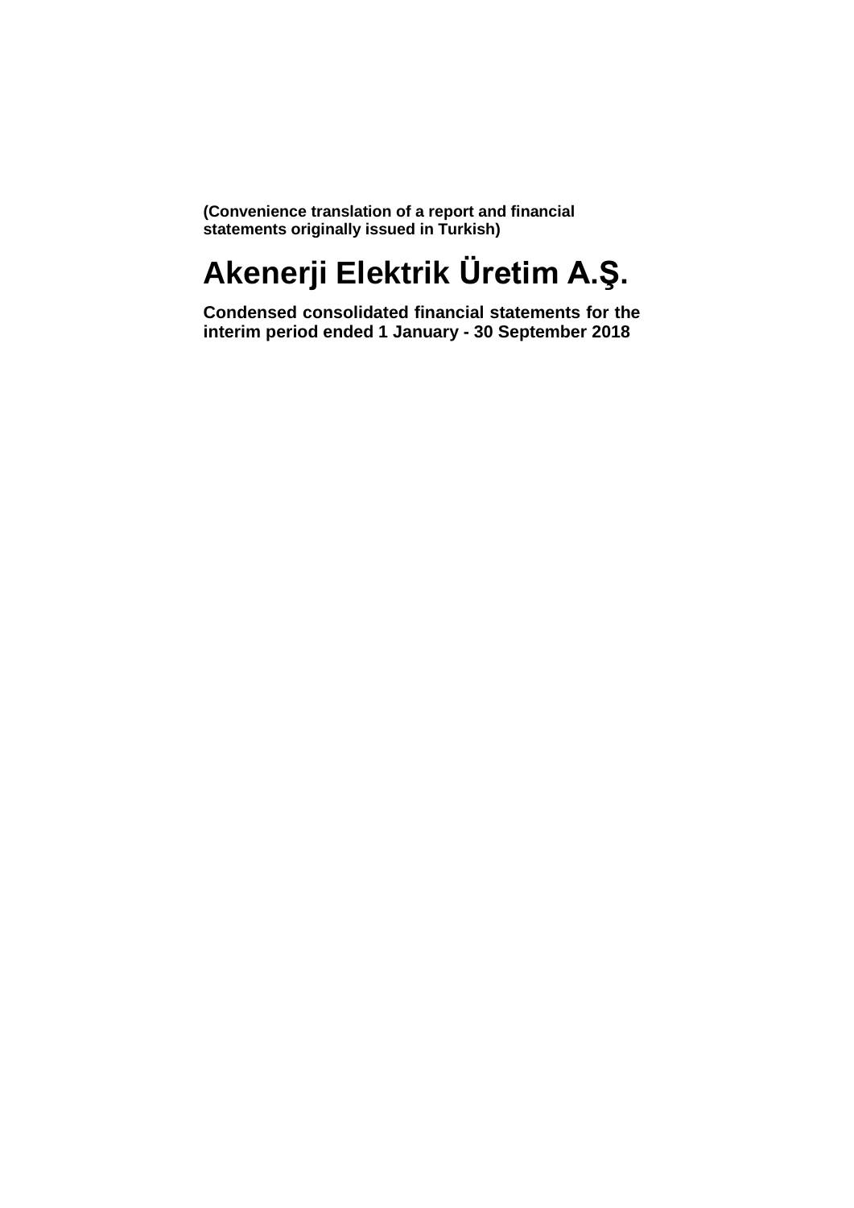**(Convenience translation of a report and financial statements originally issued in Turkish)**

# Akenerji Elektrik Üretim A.Ş.

**Condensed consolidated financial statements for the interim period ended 1 January - 30 September 2018**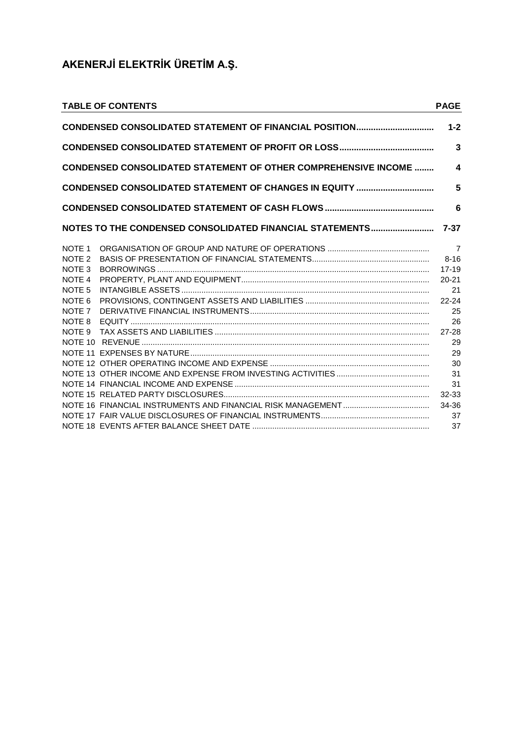# AKENERJİ ELEKTRİK ÜRETİM A.Ş.

| TABLE OF CONTENTS | | PAGE |
|---|---|---|
| **CONDENSED CONSOLIDATED STATEMENT OF FINANCIAL POSITION** | | **1-2** |
| **CONDENSED CONSOLIDATED STATEMENT OF PROFIT OR LOSS** | | **3** |
| **CONDENSED CONSOLIDATED STATEMENT OF OTHER COMPREHENSIVE INCOME** | | **4** |
| **CONDENSED CONSOLIDATED STATEMENT OF CHANGES IN EQUITY** | | **5** |
| **CONDENSED CONSOLIDATED STATEMENT OF CASH FLOWS** | | **6** |
| **NOTES TO THE CONDENSED CONSOLIDATED FINANCIAL STATEMENTS** | | **7-37** |
| NOTE 1 | ORGANISATION OF GROUP AND NATURE OF OPERATIONS | 7 |
| NOTE 2 | BASIS OF PRESENTATION OF FINANCIAL STATEMENTS | 8-16 |
| NOTE 3 | BORROWINGS | 17-19 |
| NOTE 4 | PROPERTY, PLANT AND EQUIPMENT | 20-21 |
| NOTE 5 | INTANGIBLE ASSETS | 21 |
| NOTE 6 | PROVISIONS, CONTINGENT ASSETS AND LIABILITIES | 22-24 |
| NOTE 7 | DERIVATIVE FINANCIAL INSTRUMENTS | 25 |
| NOTE 8 | EQUITY | 26 |
| NOTE 9 | TAX ASSETS AND LIABILITIES | 27-28 |
| NOTE 10 | REVENUE | 29 |
| NOTE 11 | EXPENSES BY NATURE | 29 |
| NOTE 12 | OTHER OPERATING INCOME AND EXPENSE | 30 |
| NOTE 13 | OTHER INCOME AND EXPENSE FROM INVESTING ACTIVITIES | 31 |
| NOTE 14 | FINANCIAL INCOME AND EXPENSE | 31 |
| NOTE 15 | RELATED PARTY DISCLOSURES | 32-33 |
| NOTE 16 | FINANCIAL INSTRUMENTS AND FINANCIAL RISK MANAGEMENT | 34-36 |
| NOTE 17 | FAIR VALUE DISCLOSURES OF FINANCIAL INSTRUMENTS | 37 |
| NOTE 18 | EVENTS AFTER BALANCE SHEET DATE | 37 |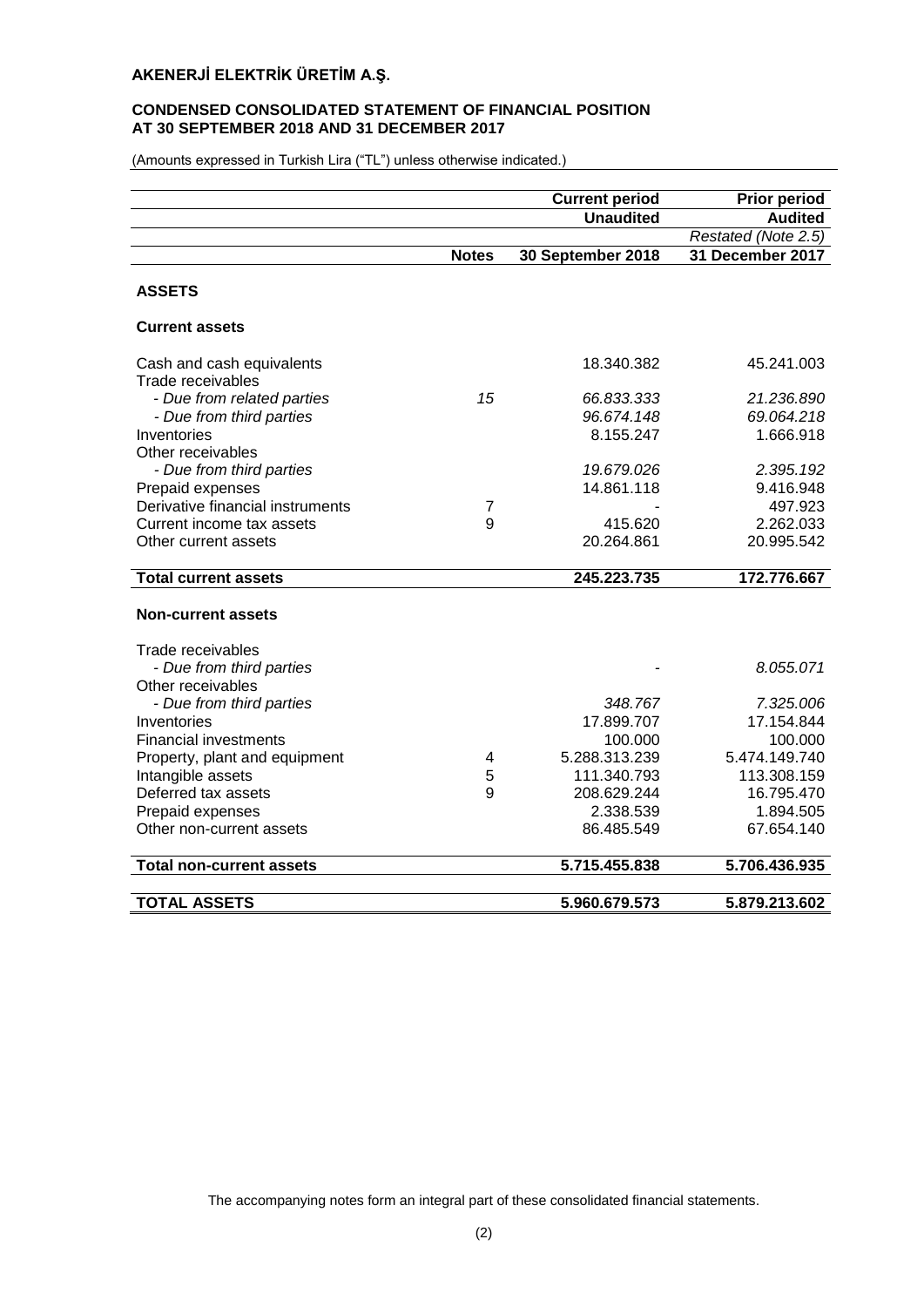**AKENERJİ ELEKTRİK ÜRETİM A.Ş.**

**CONDENSED CONSOLIDATED STATEMENT OF FINANCIAL POSITION**
**AT 30 SEPTEMBER 2018 AND 31 DECEMBER 2017**

(Amounts expressed in Turkish Lira ("TL") unless otherwise indicated.)

| | | **Current period** | **Prior period** |
|---|---|---|---|
| | | **Unaudited** | **Audited** |
| | | | *Restated (Note 2.5)* |
| | **Notes** | **30 September 2018** | **31 December 2017** |
| **ASSETS** | | | |
| **Current assets** | | | |
| Cash and cash equivalents | | 18.340.382 | 45.241.003 |
| Trade receivables | | | |
| *- Due from related parties* | *15* | *66.833.333* | *21.236.890* |
| *- Due from third parties* | | *96.674.148* | *69.064.218* |
| Inventories | | 8.155.247 | 1.666.918 |
| Other receivables | | | |
| *- Due from third parties* | | *19.679.026* | *2.395.192* |
| Prepaid expenses | | 14.861.118 | 9.416.948 |
| Derivative financial instruments | 7 | - | 497.923 |
| Current income tax assets | 9 | 415.620 | 2.262.033 |
| Other current assets | | 20.264.861 | 20.995.542 |
| **Total current assets** | | **245.223.735** | **172.776.667** |
| **Non-current assets** | | | |
| Trade receivables | | | |
| *- Due from third parties* | | - | *8.055.071* |
| Other receivables | | | |
| *- Due from third parties* | | *348.767* | *7.325.006* |
| Inventories | | 17.899.707 | 17.154.844 |
| Financial investments | | 100.000 | 100.000 |
| Property, plant and equipment | 4 | 5.288.313.239 | 5.474.149.740 |
| Intangible assets | 5 | 111.340.793 | 113.308.159 |
| Deferred tax assets | 9 | 208.629.244 | 16.795.470 |
| Prepaid expenses | | 2.338.539 | 1.894.505 |
| Other non-current assets | | 86.485.549 | 67.654.140 |
| **Total non-current assets** | | **5.715.455.838** | **5.706.436.935** |
| **TOTAL ASSETS** | | **5.960.679.573** | **5.879.213.602** |

The accompanying notes form an integral part of these consolidated financial statements.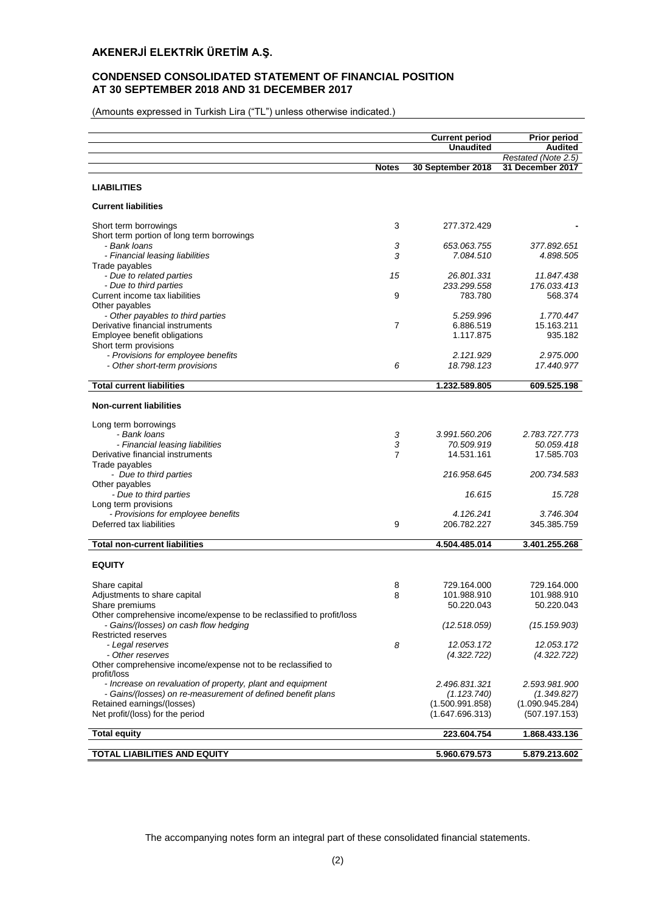# AKENERJİ ELEKTRİK ÜRETİM A.Ş.

## CONDENSED CONSOLIDATED STATEMENT OF FINANCIAL POSITION AT 30 SEPTEMBER 2018 AND 31 DECEMBER 2017

(Amounts expressed in Turkish Lira ("TL") unless otherwise indicated.)

| | | Current period | Prior period |
|---|---|---|---|
| | | Unaudited | Audited |
| | | | *Restated (Note 2.5)* |
| | **Notes** | **30 September 2018** | **31 December 2017** |
| **LIABILITIES** | | | |
| **Current liabilities** | | | |
| Short term borrowings | 3 | 277.372.429 | - |
| Short term portion of long term borrowings | | | |
| *- Bank loans* | *3* | *653.063.755* | *377.892.651* |
| *- Financial leasing liabilities* | *3* | *7.084.510* | *4.898.505* |
| Trade payables | | | |
| *- Due to related parties* | *15* | *26.801.331* | *11.847.438* |
| *- Due to third parties* | | *233.299.558* | *176.033.413* |
| Current income tax liabilities | 9 | 783.780 | 568.374 |
| Other payables | | | |
| *- Other payables to third parties* | | *5.259.996* | *1.770.447* |
| Derivative financial instruments | 7 | 6.886.519 | 15.163.211 |
| Employee benefit obligations | | 1.117.875 | 935.182 |
| Short term provisions | | | |
| *- Provisions for employee benefits* | | *2.121.929* | *2.975.000* |
| *- Other short-term provisions* | *6* | *18.798.123* | *17.440.977* |
| **Total current liabilities** | | **1.232.589.805** | **609.525.198** |
| **Non-current liabilities** | | | |
| Long term borrowings | | | |
| *- Bank loans* | *3* | *3.991.560.206* | *2.783.727.773* |
| *- Financial leasing liabilities* | *3* | *70.509.919* | *50.059.418* |
| Derivative financial instruments | 7 | 14.531.161 | 17.585.703 |
| Trade payables | | | |
| *- Due to third parties* | | *216.958.645* | *200.734.583* |
| Other payables | | | |
| *- Due to third parties* | | *16.615* | *15.728* |
| Long term provisions | | | |
| *- Provisions for employee benefits* | | *4.126.241* | *3.746.304* |
| Deferred tax liabilities | 9 | 206.782.227 | 345.385.759 |
| **Total non-current liabilities** | | **4.504.485.014** | **3.401.255.268** |
| **EQUITY** | | | |
| Share capital | 8 | 729.164.000 | 729.164.000 |
| Adjustments to share capital | 8 | 101.988.910 | 101.988.910 |
| Share premiums | | 50.220.043 | 50.220.043 |
| Other comprehensive income/expense to be reclassified to profit/loss | | | |
| *- Gains/(losses) on cash flow hedging* | | *(12.518.059)* | *(15.159.903)* |
| Restricted reserves | | | |
| *- Legal reserves* | *8* | *12.053.172* | *12.053.172* |
| *- Other reserves* | | *(4.322.722)* | *(4.322.722)* |
| Other comprehensive income/expense not to be reclassified to profit/loss | | | |
| *- Increase on revaluation of property, plant and equipment* | | *2.496.831.321* | *2.593.981.900* |
| *- Gains/(losses) on re-measurement of defined benefit plans* | | *(1.123.740)* | *(1.349.827)* |
| Retained earnings/(losses) | | (1.500.991.858) | (1.090.945.284) |
| Net profit/(loss) for the period | | (1.647.696.313) | (507.197.153) |
| **Total equity** | | **223.604.754** | **1.868.433.136** |
| **TOTAL LIABILITIES AND EQUITY** | | **5.960.679.573** | **5.879.213.602** |

The accompanying notes form an integral part of these consolidated financial statements.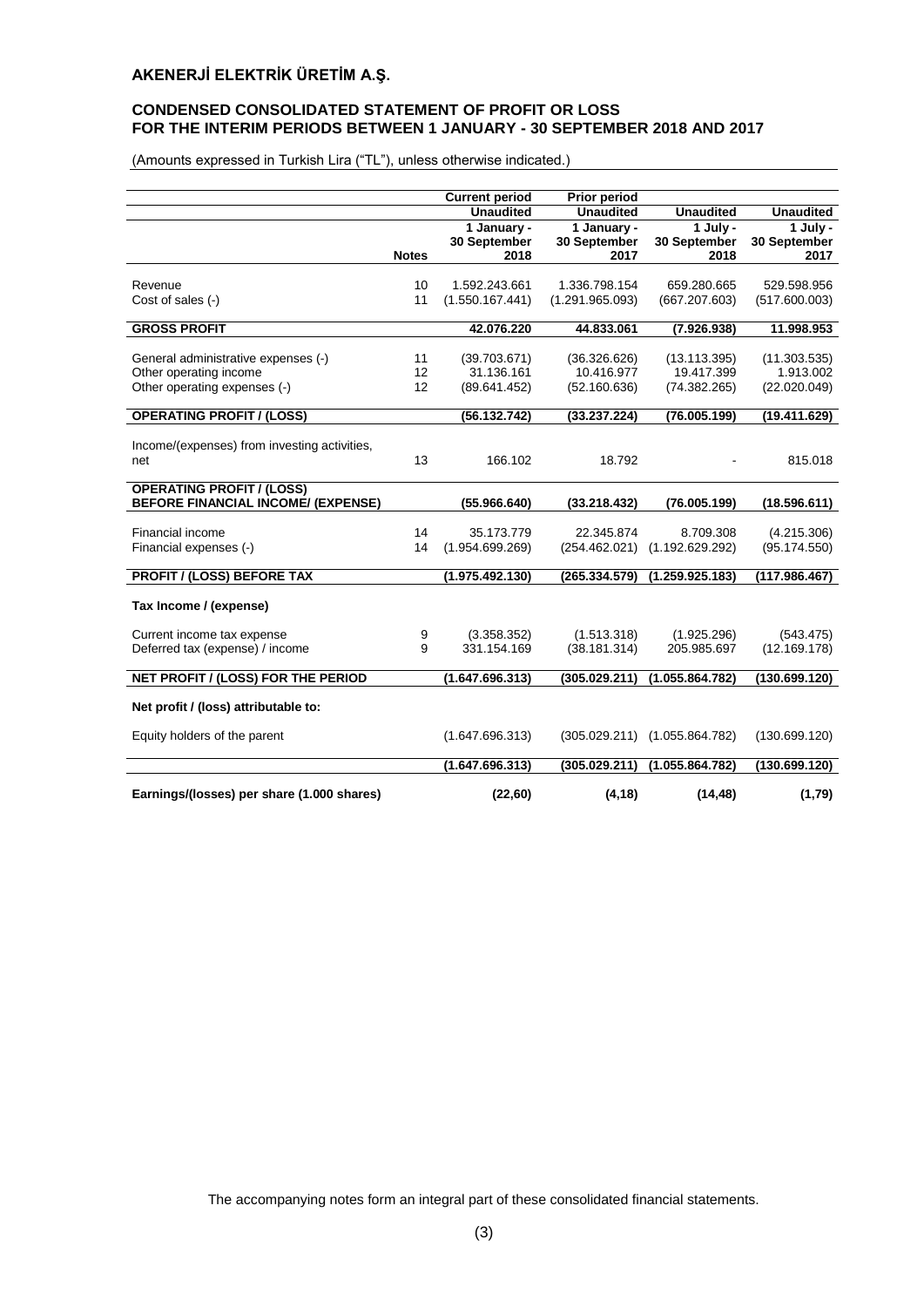# AKENERJİ ELEKTRİK ÜRETİM A.Ş.

## CONDENSED CONSOLIDATED STATEMENT OF PROFIT OR LOSS FOR THE INTERIM PERIODS BETWEEN 1 JANUARY - 30 SEPTEMBER 2018 AND 2017

(Amounts expressed in Turkish Lira ("TL"), unless otherwise indicated.)

| | Notes | Current period Unaudited 1 January - 30 September 2018 | Prior period Unaudited 1 January - 30 September 2017 | Unaudited 1 July - 30 September 2018 | Unaudited 1 July - 30 September 2017 |
|---|---|---|---|---|---|
| Revenue | 10 | 1.592.243.661 | 1.336.798.154 | 659.280.665 | 529.598.956 |
| Cost of sales (-) | 11 | (1.550.167.441) | (1.291.965.093) | (667.207.603) | (517.600.003) |
| **GROSS PROFIT** | | **42.076.220** | **44.833.061** | **(7.926.938)** | **11.998.953** |
| General administrative expenses (-) | 11 | (39.703.671) | (36.326.626) | (13.113.395) | (11.303.535) |
| Other operating income | 12 | 31.136.161 | 10.416.977 | 19.417.399 | 1.913.002 |
| Other operating expenses (-) | 12 | (89.641.452) | (52.160.636) | (74.382.265) | (22.020.049) |
| **OPERATING PROFIT / (LOSS)** | | **(56.132.742)** | **(33.237.224)** | **(76.005.199)** | **(19.411.629)** |
| Income/(expenses) from investing activities, net | 13 | 166.102 | 18.792 | - | 815.018 |
| **OPERATING PROFIT / (LOSS) BEFORE FINANCIAL INCOME/ (EXPENSE)** | | **(55.966.640)** | **(33.218.432)** | **(76.005.199)** | **(18.596.611)** |
| Financial income | 14 | 35.173.779 | 22.345.874 | 8.709.308 | (4.215.306) |
| Financial expenses (-) | 14 | (1.954.699.269) | (254.462.021) | (1.192.629.292) | (95.174.550) |
| **PROFIT / (LOSS) BEFORE TAX** | | **(1.975.492.130)** | **(265.334.579)** | **(1.259.925.183)** | **(117.986.467)** |
| **Tax Income / (expense)** | | | | | |
| Current income tax expense | 9 | (3.358.352) | (1.513.318) | (1.925.296) | (543.475) |
| Deferred tax (expense) / income | 9 | 331.154.169 | (38.181.314) | 205.985.697 | (12.169.178) |
| **NET PROFIT / (LOSS) FOR THE PERIOD** | | **(1.647.696.313)** | **(305.029.211)** | **(1.055.864.782)** | **(130.699.120)** |
| **Net profit / (loss) attributable to:** | | | | | |
| Equity holders of the parent | | (1.647.696.313) | (305.029.211) | (1.055.864.782) | (130.699.120) |
| | | **(1.647.696.313)** | **(305.029.211)** | **(1.055.864.782)** | **(130.699.120)** |
| **Earnings/(losses) per share (1.000 shares)** | | **(22,60)** | **(4,18)** | **(14,48)** | **(1,79)** |

The accompanying notes form an integral part of these consolidated financial statements.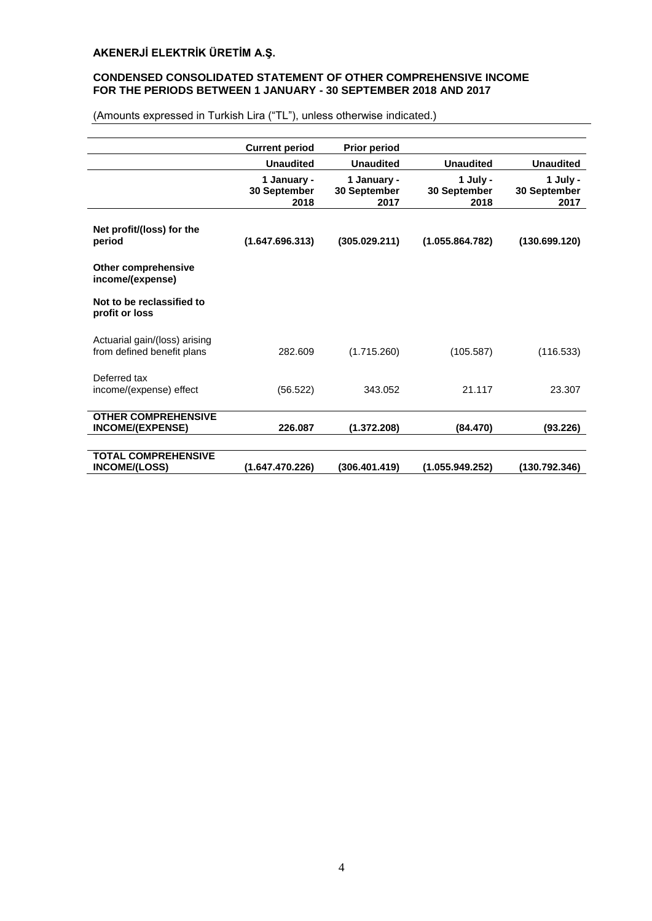**AKENERJİ ELEKTRİK ÜRETİM A.Ş.**

**CONDENSED CONSOLIDATED STATEMENT OF OTHER COMPREHENSIVE INCOME FOR THE PERIODS BETWEEN 1 JANUARY - 30 SEPTEMBER 2018 AND 2017**

(Amounts expressed in Turkish Lira ("TL"), unless otherwise indicated.)

| | Current period | Prior period | | |
|---|---|---|---|---|
| | Unaudited | Unaudited | Unaudited | Unaudited |
| | 1 January - 30 September 2018 | 1 January - 30 September 2017 | 1 July - 30 September 2018 | 1 July - 30 September 2017 |
| **Net profit/(loss) for the period** | **(1.647.696.313)** | **(305.029.211)** | **(1.055.864.782)** | **(130.699.120)** |
| **Other comprehensive income/(expense)** | | | | |
| **Not to be reclassified to profit or loss** | | | | |
| Actuarial gain/(loss) arising from defined benefit plans | 282.609 | (1.715.260) | (105.587) | (116.533) |
| Deferred tax income/(expense) effect | (56.522) | 343.052 | 21.117 | 23.307 |
| **OTHER COMPREHENSIVE INCOME/(EXPENSE)** | **226.087** | **(1.372.208)** | **(84.470)** | **(93.226)** |
| **TOTAL COMPREHENSIVE INCOME/(LOSS)** | **(1.647.470.226)** | **(306.401.419)** | **(1.055.949.252)** | **(130.792.346)** |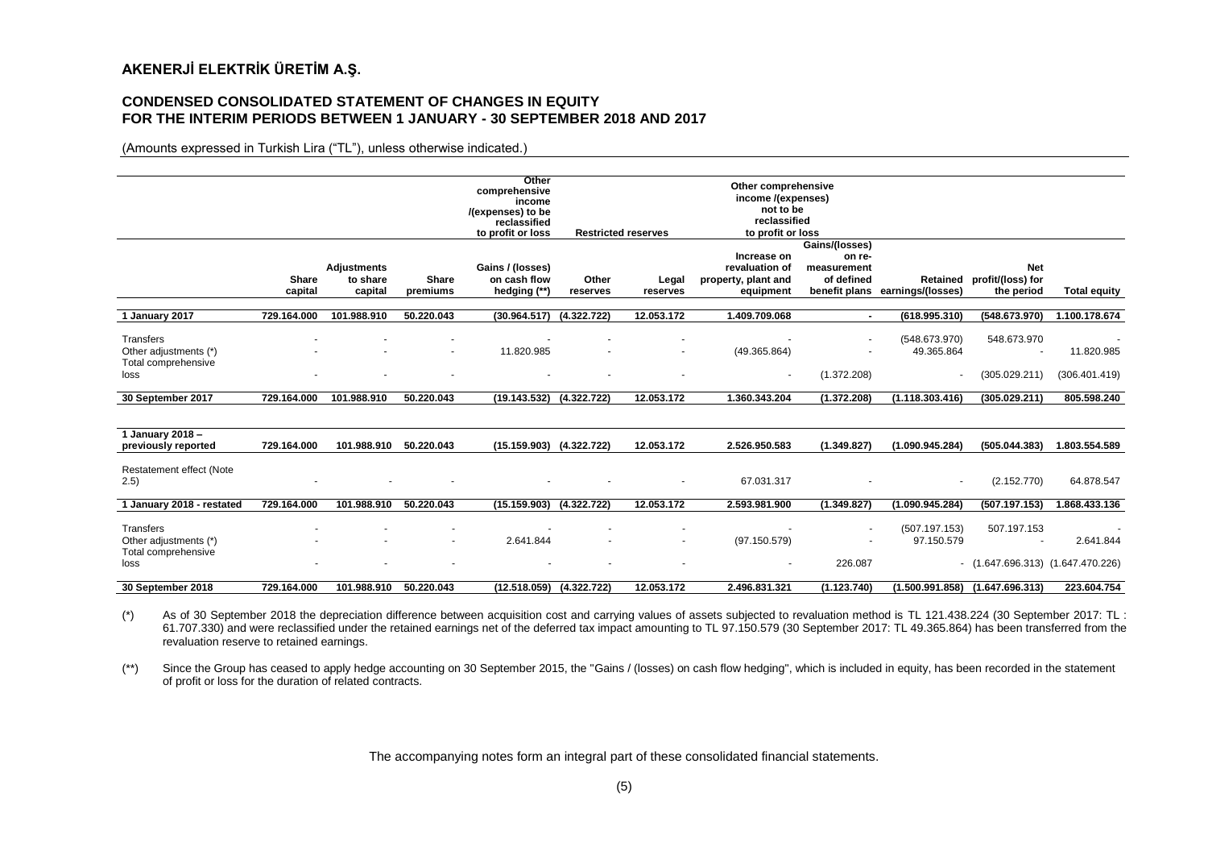# AKENERJİ ELEKTRİK ÜRETİM A.Ş.

## CONDENSED CONSOLIDATED STATEMENT OF CHANGES IN EQUITY FOR THE INTERIM PERIODS BETWEEN 1 JANUARY - 30 SEPTEMBER 2018 AND 2017

(Amounts expressed in Turkish Lira ("TL"), unless otherwise indicated.)

| | | | | Other comprehensive income /(expenses) to be reclassified to profit or loss | Restricted reserves | | Other comprehensive income /(expenses) not to be reclassified to profit or loss | | | | |
|---|---|---|---|---|---|---|---|---|---|---|---|
| | Share capital | Adjustments to share capital | Share premiums | Gains / (losses) on cash flow hedging (**) | Other reserves | Legal reserves | Increase on revaluation of property, plant and equipment | Gains/(losses) on re-measurement of defined benefit plans | Retained earnings/(losses) | Net profit/(loss) for the period | Total equity |
| **1 January 2017** | **729.164.000** | **101.988.910** | **50.220.043** | **(30.964.517)** | **(4.322.722)** | **12.053.172** | **1.409.709.068** | **-** | **(618.995.310)** | **(548.673.970)** | **1.100.178.674** |
| Transfers | - | - | - | - | - | - | - | - | (548.673.970) | 548.673.970 | - |
| Other adjustments (*) | - | - | - | 11.820.985 | - | - | (49.365.864) | - | 49.365.864 | - | 11.820.985 |
| Total comprehensive loss | - | - | - | - | - | - | - | (1.372.208) | - | (305.029.211) | (306.401.419) |
| **30 September 2017** | **729.164.000** | **101.988.910** | **50.220.043** | **(19.143.532)** | **(4.322.722)** | **12.053.172** | **1.360.343.204** | **(1.372.208)** | **(1.118.303.416)** | **(305.029.211)** | **805.598.240** |
| | | | | | | | | | | | |
| **1 January 2018 – previously reported** | **729.164.000** | **101.988.910** | **50.220.043** | **(15.159.903)** | **(4.322.722)** | **12.053.172** | **2.526.950.583** | **(1.349.827)** | **(1.090.945.284)** | **(505.044.383)** | **1.803.554.589** |
| Restatement effect (Note 2.5) | - | - | - | - | - | - | 67.031.317 | - | - | (2.152.770) | 64.878.547 |
| **1 January 2018 - restated** | **729.164.000** | **101.988.910** | **50.220.043** | **(15.159.903)** | **(4.322.722)** | **12.053.172** | **2.593.981.900** | **(1.349.827)** | **(1.090.945.284)** | **(507.197.153)** | **1.868.433.136** |
| Transfers | - | - | - | - | - | - | - | - | (507.197.153) | 507.197.153 | - |
| Other adjustments (*) | - | - | - | 2.641.844 | - | - | (97.150.579) | - | 97.150.579 | - | 2.641.844 |
| Total comprehensive loss | - | - | - | - | - | - | - | 226.087 | - | (1.647.696.313) | (1.647.470.226) |
| **30 September 2018** | **729.164.000** | **101.988.910** | **50.220.043** | **(12.518.059)** | **(4.322.722)** | **12.053.172** | **2.496.831.321** | **(1.123.740)** | **(1.500.991.858)** | **(1.647.696.313)** | **223.604.754** |

(*) As of 30 September 2018 the depreciation difference between acquisition cost and carrying values of assets subjected to revaluation method is TL 121.438.224 (30 September 2017: TL : 61.707.330) and were reclassified under the retained earnings net of the deferred tax impact amounting to TL 97.150.579 (30 September 2017: TL 49.365.864) has been transferred from the revaluation reserve to retained earnings.

(**) Since the Group has ceased to apply hedge accounting on 30 September 2015, the "Gains / (losses) on cash flow hedging", which is included in equity, has been recorded in the statement of profit or loss for the duration of related contracts.

The accompanying notes form an integral part of these consolidated financial statements.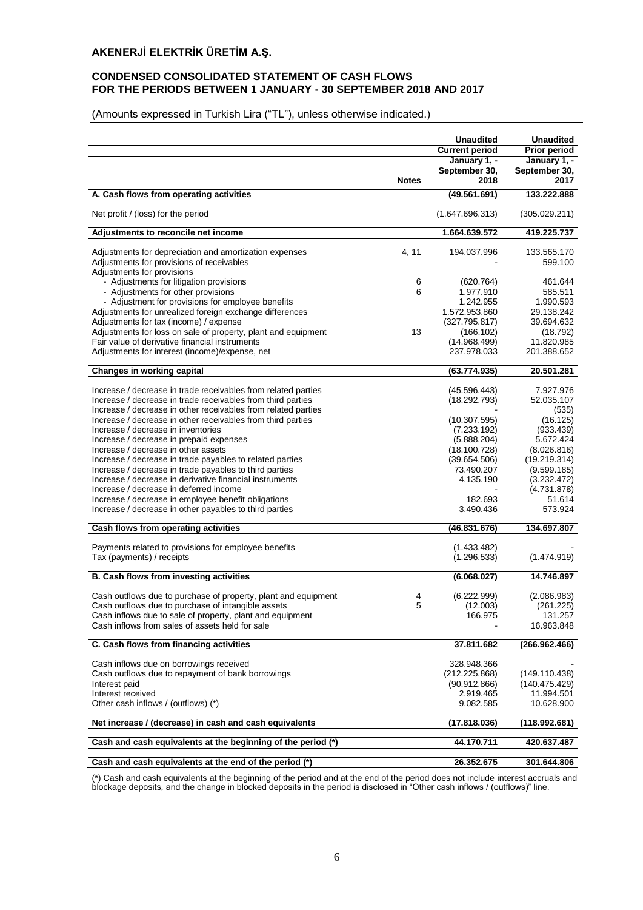# AKENERJİ ELEKTRİK ÜRETİM A.Ş.

## CONDENSED CONSOLIDATED STATEMENT OF CASH FLOWS FOR THE PERIODS BETWEEN 1 JANUARY - 30 SEPTEMBER 2018 AND 2017

(Amounts expressed in Turkish Lira ("TL"), unless otherwise indicated.)

| | Notes | Unaudited<br>Current period<br>January 1, -<br>September 30,<br>2018 | Unaudited<br>Prior period<br>January 1, -<br>September 30,<br>2017 |
|---|---|---|---|
| **A. Cash flows from operating activities** | | **(49.561.691)** | **133.222.888** |
| Net profit / (loss) for the period | | (1.647.696.313) | (305.029.211) |
| **Adjustments to reconcile net income** | | **1.664.639.572** | **419.225.737** |
| Adjustments for depreciation and amortization expenses | 4, 11 | 194.037.996 | 133.565.170 |
| Adjustments for provisions of receivables | | - | 599.100 |
| Adjustments for provisions | | | |
| - Adjustments for litigation provisions | 6 | (620.764) | 461.644 |
| - Adjustments for other provisions | 6 | 1.977.910 | 585.511 |
| - Adjustment for provisions for employee benefits | | 1.242.955 | 1.990.593 |
| Adjustments for unrealized foreign exchange differences | | 1.572.953.860 | 29.138.242 |
| Adjustments for tax (income) / expense | | (327.795.817) | 39.694.632 |
| Adjustments for loss on sale of property, plant and equipment | 13 | (166.102) | (18.792) |
| Fair value of derivative financial instruments | | (14.968.499) | 11.820.985 |
| Adjustments for interest (income)/expense, net | | 237.978.033 | 201.388.652 |
| **Changes in working capital** | | **(63.774.935)** | **20.501.281** |
| Increase / decrease in trade receivables from related parties | | (45.596.443) | 7.927.976 |
| Increase / decrease in trade receivables from third parties | | (18.292.793) | 52.035.107 |
| Increase / decrease in other receivables from related parties | | - | (535) |
| Increase / decrease in other receivables from third parties | | (10.307.595) | (16.125) |
| Increase / decrease in inventories | | (7.233.192) | (933.439) |
| Increase / decrease in prepaid expenses | | (5.888.204) | 5.672.424 |
| Increase / decrease in other assets | | (18.100.728) | (8.026.816) |
| Increase / decrease in trade payables to related parties | | (39.654.506) | (19.219.314) |
| Increase / decrease in trade payables to third parties | | 73.490.207 | (9.599.185) |
| Increase / decrease in derivative financial instruments | | 4.135.190 | (3.232.472) |
| Increase / decrease in deferred income | | - | (4.731.878) |
| Increase / decrease in employee benefit obligations | | 182.693 | 51.614 |
| Increase / decrease in other payables to third parties | | 3.490.436 | 573.924 |
| **Cash flows from operating activities** | | **(46.831.676)** | **134.697.807** |
| Payments related to provisions for employee benefits | | (1.433.482) | - |
| Tax (payments) / receipts | | (1.296.533) | (1.474.919) |
| **B. Cash flows from investing activities** | | **(6.068.027)** | **14.746.897** |
| Cash outflows due to purchase of property, plant and equipment | 4 | (6.222.999) | (2.086.983) |
| Cash outflows due to purchase of intangible assets | 5 | (12.003) | (261.225) |
| Cash inflows due to sale of property, plant and equipment | | 166.975 | 131.257 |
| Cash inflows from sales of assets held for sale | | - | 16.963.848 |
| **C. Cash flows from financing activities** | | **37.811.682** | **(266.962.466)** |
| Cash inflows due on borrowings received | | 328.948.366 | - |
| Cash outflows due to repayment of bank borrowings | | (212.225.868) | (149.110.438) |
| Interest paid | | (90.912.866) | (140.475.429) |
| Interest received | | 2.919.465 | 11.994.501 |
| Other cash inflows / (outflows) (*) | | 9.082.585 | 10.628.900 |
| **Net increase / (decrease) in cash and cash equivalents** | | **(17.818.036)** | **(118.992.681)** |
| **Cash and cash equivalents at the beginning of the period (*)** | | **44.170.711** | **420.637.487** |
| **Cash and cash equivalents at the end of the period (*)** | | **26.352.675** | **301.644.806** |

(*) Cash and cash equivalents at the beginning of the period and at the end of the period does not include interest accruals and blockage deposits, and the change in blocked deposits in the period is disclosed in "Other cash inflows / (outflows)" line.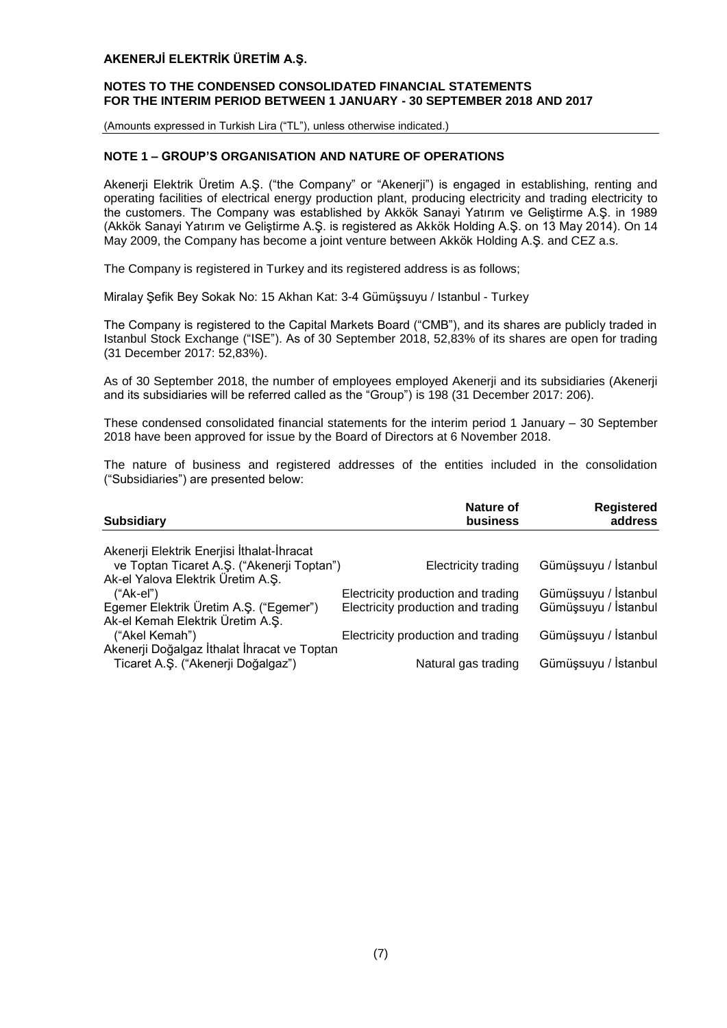# AKENERJİ ELEKTRİK ÜRETİM A.Ş.

**NOTES TO THE CONDENSED CONSOLIDATED FINANCIAL STATEMENTS FOR THE INTERIM PERIOD BETWEEN 1 JANUARY - 30 SEPTEMBER 2018 AND 2017**

(Amounts expressed in Turkish Lira ("TL"), unless otherwise indicated.)

## NOTE 1 – GROUP'S ORGANISATION AND NATURE OF OPERATIONS

Akenerji Elektrik Üretim A.Ş. ("the Company" or "Akenerji") is engaged in establishing, renting and operating facilities of electrical energy production plant, producing electricity and trading electricity to the customers. The Company was established by Akkök Sanayi Yatırım ve Geliştirme A.Ş. in 1989 (Akkök Sanayi Yatırım ve Geliştirme A.Ş. is registered as Akkök Holding A.Ş. on 13 May 2014). On 14 May 2009, the Company has become a joint venture between Akkök Holding A.Ş. and CEZ a.s.

The Company is registered in Turkey and its registered address is as follows;

Miralay Şefik Bey Sokak No: 15 Akhan Kat: 3-4 Gümüşsuyu / Istanbul - Turkey

The Company is registered to the Capital Markets Board ("CMB"), and its shares are publicly traded in Istanbul Stock Exchange ("ISE"). As of 30 September 2018, 52,83% of its shares are open for trading (31 December 2017: 52,83%).

As of 30 September 2018, the number of employees employed Akenerji and its subsidiaries (Akenerji and its subsidiaries will be referred called as the "Group") is 198 (31 December 2017: 206).

These condensed consolidated financial statements for the interim period 1 January – 30 September 2018 have been approved for issue by the Board of Directors at 6 November 2018.

The nature of business and registered addresses of the entities included in the consolidation ("Subsidiaries") are presented below:

| Subsidiary | Nature of business | Registered address |
|---|---|---|
| Akenerji Elektrik Enerjisi İthalat-İhracat ve Toptan Ticaret A.Ş. ("Akenerji Toptan") | Electricity trading | Gümüşsuyu / İstanbul |
| Ak-el Yalova Elektrik Üretim A.Ş. ("Ak-el") | Electricity production and trading | Gümüşsuyu / İstanbul |
| Egemer Elektrik Üretim A.Ş. ("Egemer") | Electricity production and trading | Gümüşsuyu / İstanbul |
| Ak-el Kemah Elektrik Üretim A.Ş. ("Akel Kemah") | Electricity production and trading | Gümüşsuyu / İstanbul |
| Akenerji Doğalgaz İthalat İhracat ve Toptan Ticaret A.Ş. ("Akenerji Doğalgaz") | Natural gas trading | Gümüşsuyu / İstanbul |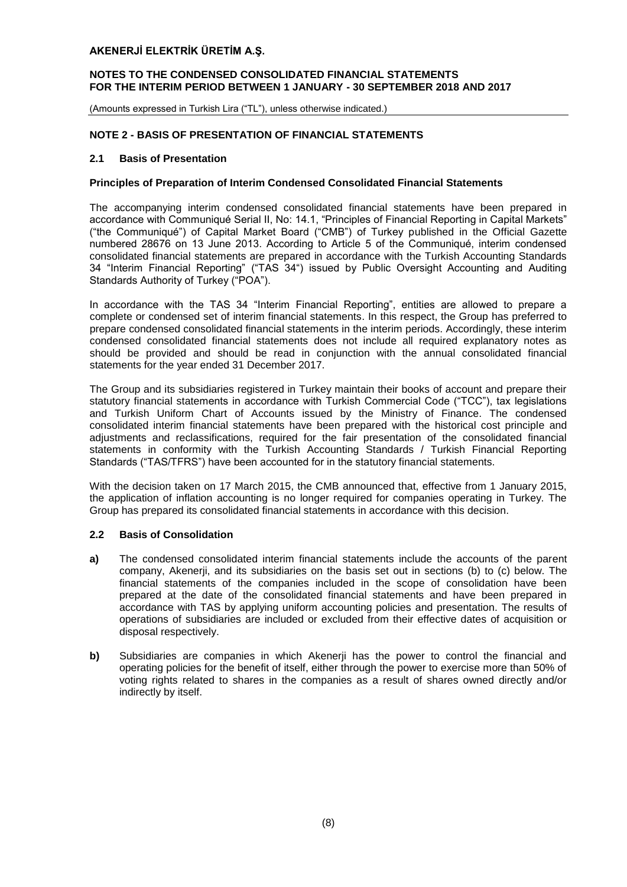## NOTE 2 - BASIS OF PRESENTATION OF FINANCIAL STATEMENTS

### 2.1 Basis of Presentation

**Principles of Preparation of Interim Condensed Consolidated Financial Statements**

The accompanying interim condensed consolidated financial statements have been prepared in accordance with Communiqué Serial II, No: 14.1, "Principles of Financial Reporting in Capital Markets" ("the Communiqué") of Capital Market Board ("CMB") of Turkey published in the Official Gazette numbered 28676 on 13 June 2013. According to Article 5 of the Communiqué, interim condensed consolidated financial statements are prepared in accordance with the Turkish Accounting Standards 34 "Interim Financial Reporting" ("TAS 34") issued by Public Oversight Accounting and Auditing Standards Authority of Turkey ("POA").

In accordance with the TAS 34 "Interim Financial Reporting", entities are allowed to prepare a complete or condensed set of interim financial statements. In this respect, the Group has preferred to prepare condensed consolidated financial statements in the interim periods. Accordingly, these interim condensed consolidated financial statements does not include all required explanatory notes as should be provided and should be read in conjunction with the annual consolidated financial statements for the year ended 31 December 2017.

The Group and its subsidiaries registered in Turkey maintain their books of account and prepare their statutory financial statements in accordance with Turkish Commercial Code ("TCC"), tax legislations and Turkish Uniform Chart of Accounts issued by the Ministry of Finance. The condensed consolidated interim financial statements have been prepared with the historical cost principle and adjustments and reclassifications, required for the fair presentation of the consolidated financial statements in conformity with the Turkish Accounting Standards / Turkish Financial Reporting Standards ("TAS/TFRS") have been accounted for in the statutory financial statements.

With the decision taken on 17 March 2015, the CMB announced that, effective from 1 January 2015, the application of inflation accounting is no longer required for companies operating in Turkey. The Group has prepared its consolidated financial statements in accordance with this decision.

### 2.2 Basis of Consolidation

**a)** The condensed consolidated interim financial statements include the accounts of the parent company, Akenerji, and its subsidiaries on the basis set out in sections (b) to (c) below. The financial statements of the companies included in the scope of consolidation have been prepared at the date of the consolidated financial statements and have been prepared in accordance with TAS by applying uniform accounting policies and presentation. The results of operations of subsidiaries are included or excluded from their effective dates of acquisition or disposal respectively.

**b)** Subsidiaries are companies in which Akenerji has the power to control the financial and operating policies for the benefit of itself, either through the power to exercise more than 50% of voting rights related to shares in the companies as a result of shares owned directly and/or indirectly by itself.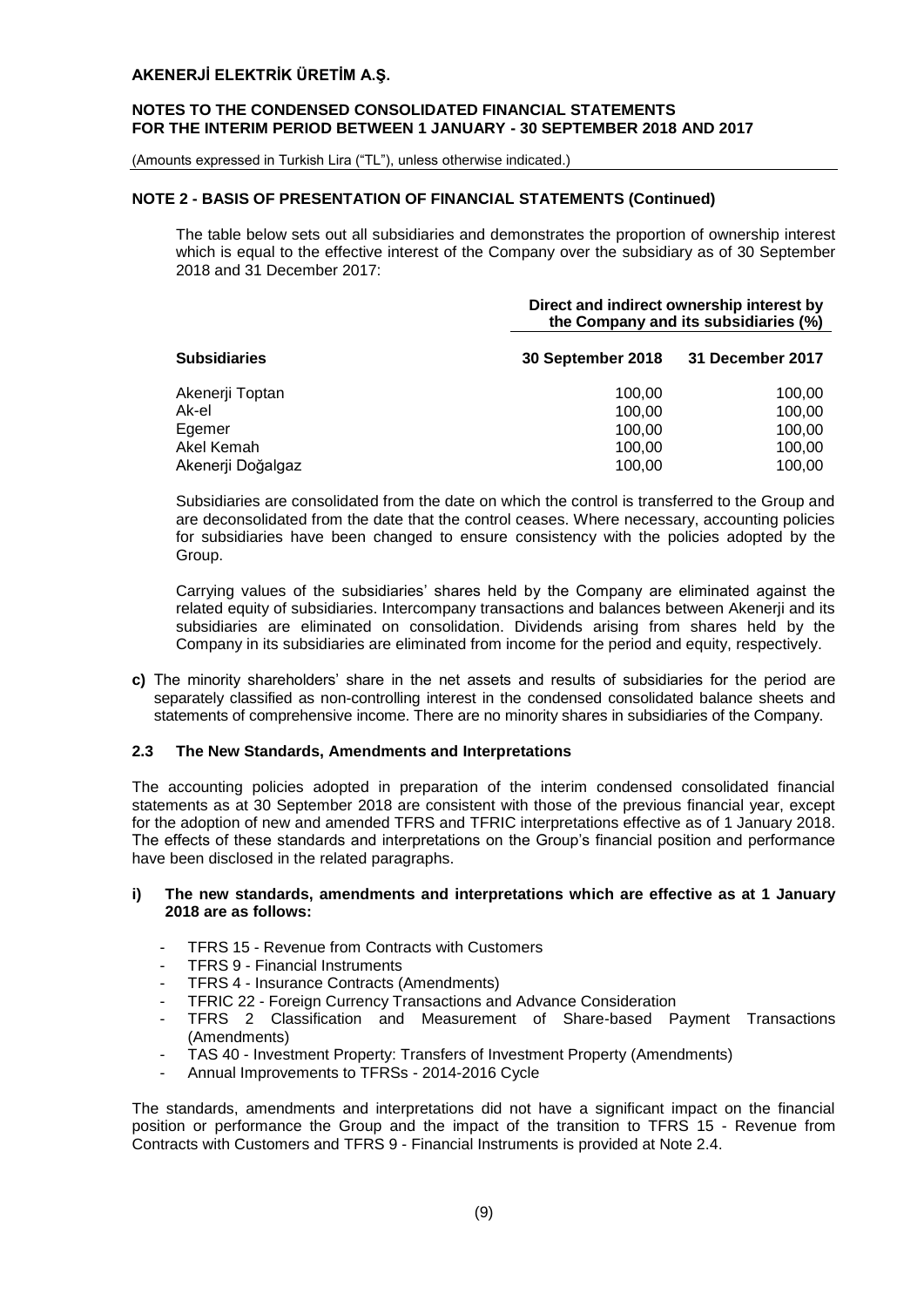## NOTE 2 - BASIS OF PRESENTATION OF FINANCIAL STATEMENTS (Continued)

The table below sets out all subsidiaries and demonstrates the proportion of ownership interest which is equal to the effective interest of the Company over the subsidiary as of 30 September 2018 and 31 December 2017:

| | Direct and indirect ownership interest by the Company and its subsidiaries (%) | |
|---|---|---|
| **Subsidiaries** | **30 September 2018** | **31 December 2017** |
| Akenerji Toptan | 100,00 | 100,00 |
| Ak-el | 100,00 | 100,00 |
| Egemer | 100,00 | 100,00 |
| Akel Kemah | 100,00 | 100,00 |
| Akenerji Doğalgaz | 100,00 | 100,00 |

Subsidiaries are consolidated from the date on which the control is transferred to the Group and are deconsolidated from the date that the control ceases. Where necessary, accounting policies for subsidiaries have been changed to ensure consistency with the policies adopted by the Group.

Carrying values of the subsidiaries' shares held by the Company are eliminated against the related equity of subsidiaries. Intercompany transactions and balances between Akenerji and its subsidiaries are eliminated on consolidation. Dividends arising from shares held by the Company in its subsidiaries are eliminated from income for the period and equity, respectively.

**c)** The minority shareholders' share in the net assets and results of subsidiaries for the period are separately classified as non-controlling interest in the condensed consolidated balance sheets and statements of comprehensive income. There are no minority shares in subsidiaries of the Company.

### 2.3 The New Standards, Amendments and Interpretations

The accounting policies adopted in preparation of the interim condensed consolidated financial statements as at 30 September 2018 are consistent with those of the previous financial year, except for the adoption of new and amended TFRS and TFRIC interpretations effective as of 1 January 2018. The effects of these standards and interpretations on the Group's financial position and performance have been disclosed in the related paragraphs.

**i) The new standards, amendments and interpretations which are effective as at 1 January 2018 are as follows:**

- TFRS 15 - Revenue from Contracts with Customers
- TFRS 9 - Financial Instruments
- TFRS 4 - Insurance Contracts (Amendments)
- TFRIC 22 - Foreign Currency Transactions and Advance Consideration
- TFRS 2 Classification and Measurement of Share-based Payment Transactions (Amendments)
- TAS 40 - Investment Property: Transfers of Investment Property (Amendments)
- Annual Improvements to TFRSs - 2014-2016 Cycle

The standards, amendments and interpretations did not have a significant impact on the financial position or performance the Group and the impact of the transition to TFRS 15 - Revenue from Contracts with Customers and TFRS 9 - Financial Instruments is provided at Note 2.4.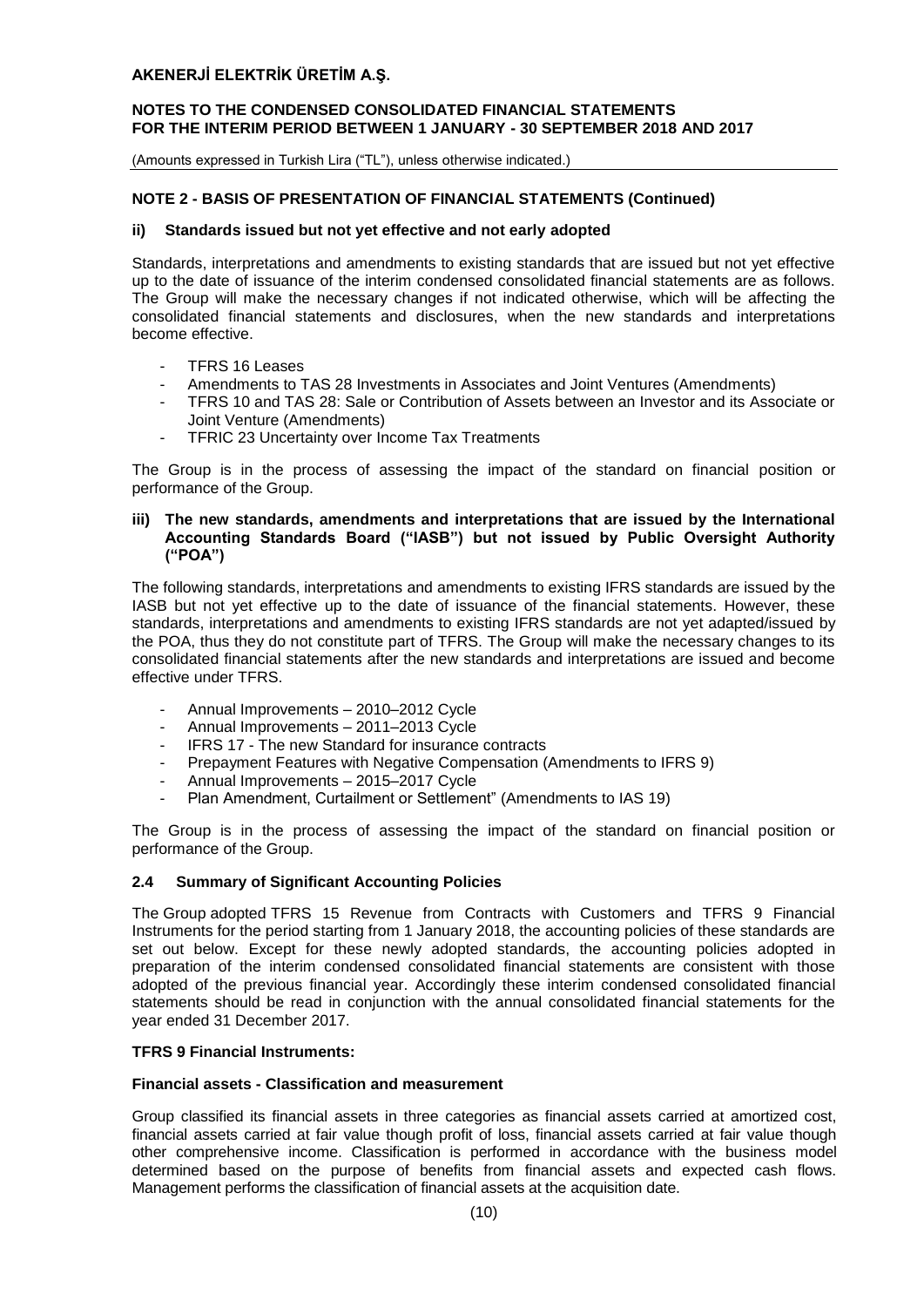## NOTE 2 - BASIS OF PRESENTATION OF FINANCIAL STATEMENTS (Continued)

### ii) Standards issued but not yet effective and not early adopted

Standards, interpretations and amendments to existing standards that are issued but not yet effective up to the date of issuance of the interim condensed consolidated financial statements are as follows. The Group will make the necessary changes if not indicated otherwise, which will be affecting the consolidated financial statements and disclosures, when the new standards and interpretations become effective.

- TFRS 16 Leases
- Amendments to TAS 28 Investments in Associates and Joint Ventures (Amendments)
- TFRS 10 and TAS 28: Sale or Contribution of Assets between an Investor and its Associate or Joint Venture (Amendments)
- TFRIC 23 Uncertainty over Income Tax Treatments

The Group is in the process of assessing the impact of the standard on financial position or performance of the Group.

### iii) The new standards, amendments and interpretations that are issued by the International Accounting Standards Board ("IASB") but not issued by Public Oversight Authority ("POA")

The following standards, interpretations and amendments to existing IFRS standards are issued by the IASB but not yet effective up to the date of issuance of the financial statements. However, these standards, interpretations and amendments to existing IFRS standards are not yet adapted/issued by the POA, thus they do not constitute part of TFRS. The Group will make the necessary changes to its consolidated financial statements after the new standards and interpretations are issued and become effective under TFRS.

- Annual Improvements – 2010–2012 Cycle
- Annual Improvements – 2011–2013 Cycle
- IFRS 17 - The new Standard for insurance contracts
- Prepayment Features with Negative Compensation (Amendments to IFRS 9)
- Annual Improvements – 2015–2017 Cycle
- Plan Amendment, Curtailment or Settlement" (Amendments to IAS 19)

The Group is in the process of assessing the impact of the standard on financial position or performance of the Group.

### 2.4 Summary of Significant Accounting Policies

The Group adopted TFRS 15 Revenue from Contracts with Customers and TFRS 9 Financial Instruments for the period starting from 1 January 2018, the accounting policies of these standards are set out below. Except for these newly adopted standards, the accounting policies adopted in preparation of the interim condensed consolidated financial statements are consistent with those adopted of the previous financial year. Accordingly these interim condensed consolidated financial statements should be read in conjunction with the annual consolidated financial statements for the year ended 31 December 2017.

**TFRS 9 Financial Instruments:**

**Financial assets - Classification and measurement**

Group classified its financial assets in three categories as financial assets carried at amortized cost, financial assets carried at fair value though profit of loss, financial assets carried at fair value though other comprehensive income. Classification is performed in accordance with the business model determined based on the purpose of benefits from financial assets and expected cash flows. Management performs the classification of financial assets at the acquisition date.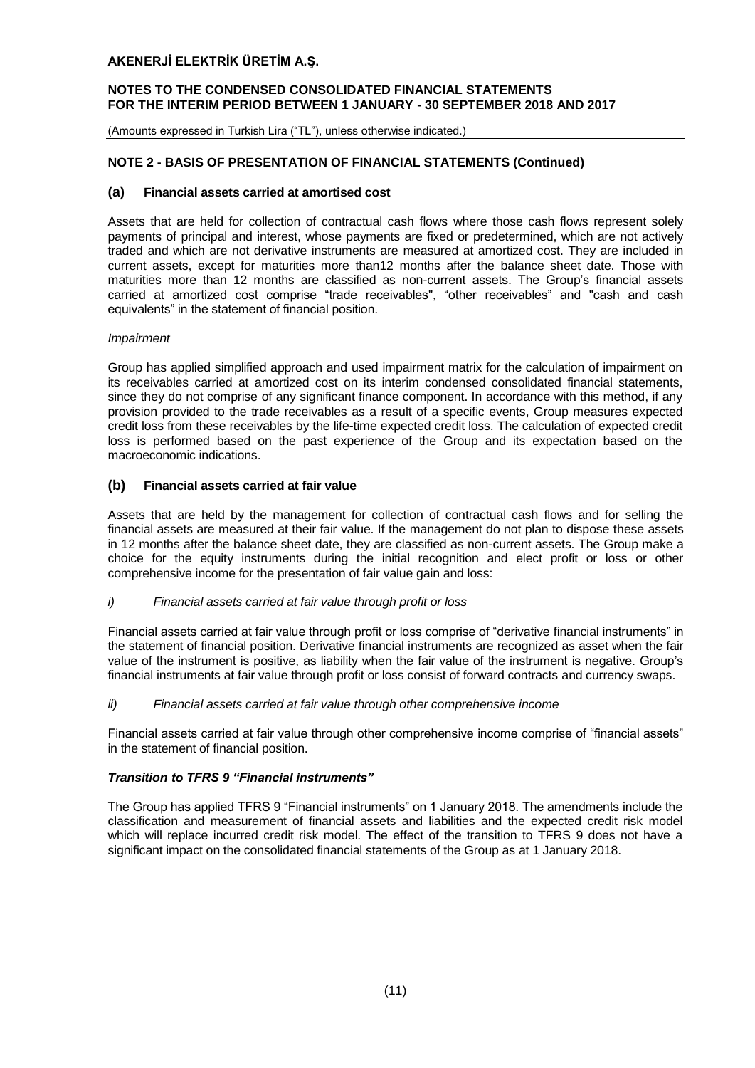## NOTE 2 - BASIS OF PRESENTATION OF FINANCIAL STATEMENTS (Continued)

### (a) Financial assets carried at amortised cost

Assets that are held for collection of contractual cash flows where those cash flows represent solely payments of principal and interest, whose payments are fixed or predetermined, which are not actively traded and which are not derivative instruments are measured at amortized cost. They are included in current assets, except for maturities more than12 months after the balance sheet date. Those with maturities more than 12 months are classified as non-current assets. The Group's financial assets carried at amortized cost comprise "trade receivables", "other receivables" and "cash and cash equivalents" in the statement of financial position.

*Impairment*

Group has applied simplified approach and used impairment matrix for the calculation of impairment on its receivables carried at amortized cost on its interim condensed consolidated financial statements, since they do not comprise of any significant finance component. In accordance with this method, if any provision provided to the trade receivables as a result of a specific events, Group measures expected credit loss from these receivables by the life-time expected credit loss. The calculation of expected credit loss is performed based on the past experience of the Group and its expectation based on the macroeconomic indications.

### (b) Financial assets carried at fair value

Assets that are held by the management for collection of contractual cash flows and for selling the financial assets are measured at their fair value. If the management do not plan to dispose these assets in 12 months after the balance sheet date, they are classified as non-current assets. The Group make a choice for the equity instruments during the initial recognition and elect profit or loss or other comprehensive income for the presentation of fair value gain and loss:

*i) Financial assets carried at fair value through profit or loss*

Financial assets carried at fair value through profit or loss comprise of "derivative financial instruments" in the statement of financial position. Derivative financial instruments are recognized as asset when the fair value of the instrument is positive, as liability when the fair value of the instrument is negative. Group's financial instruments at fair value through profit or loss consist of forward contracts and currency swaps.

*ii) Financial assets carried at fair value through other comprehensive income*

Financial assets carried at fair value through other comprehensive income comprise of "financial assets" in the statement of financial position.

***Transition to TFRS 9 "Financial instruments"***

The Group has applied TFRS 9 "Financial instruments" on 1 January 2018. The amendments include the classification and measurement of financial assets and liabilities and the expected credit risk model which will replace incurred credit risk model. The effect of the transition to TFRS 9 does not have a significant impact on the consolidated financial statements of the Group as at 1 January 2018.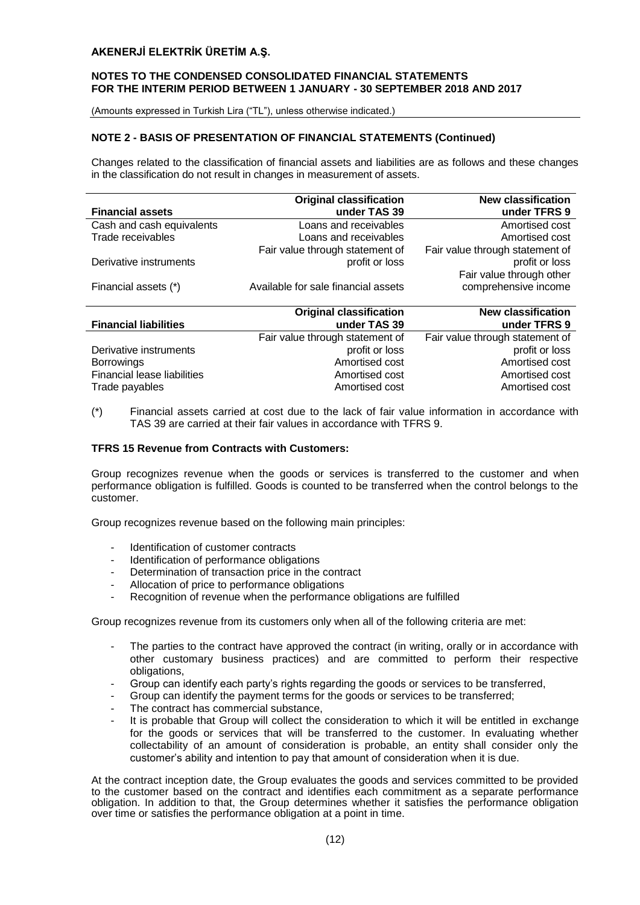## NOTE 2 - BASIS OF PRESENTATION OF FINANCIAL STATEMENTS (Continued)

Changes related to the classification of financial assets and liabilities are as follows and these changes in the classification do not result in changes in measurement of assets.

| Financial assets | Original classification under TAS 39 | New classification under TFRS 9 |
|---|---|---|
| Cash and cash equivalents | Loans and receivables | Amortised cost |
| Trade receivables | Loans and receivables | Amortised cost |
| Derivative instruments | Fair value through statement of profit or loss | Fair value through statement of profit or loss |
| Financial assets (*) | Available for sale financial assets | Fair value through other comprehensive income |

| Financial liabilities | Original classification under TAS 39 | New classification under TFRS 9 |
|---|---|---|
| Derivative instruments | Fair value through statement of profit or loss | Fair value through statement of profit or loss |
| Borrowings | Amortised cost | Amortised cost |
| Financial lease liabilities | Amortised cost | Amortised cost |
| Trade payables | Amortised cost | Amortised cost |

(*) Financial assets carried at cost due to the lack of fair value information in accordance with TAS 39 are carried at their fair values in accordance with TFRS 9.

### TFRS 15 Revenue from Contracts with Customers:

Group recognizes revenue when the goods or services is transferred to the customer and when performance obligation is fulfilled. Goods is counted to be transferred when the control belongs to the customer.

Group recognizes revenue based on the following main principles:

- Identification of customer contracts
- Identification of performance obligations
- Determination of transaction price in the contract
- Allocation of price to performance obligations
- Recognition of revenue when the performance obligations are fulfilled

Group recognizes revenue from its customers only when all of the following criteria are met:

- The parties to the contract have approved the contract (in writing, orally or in accordance with other customary business practices) and are committed to perform their respective obligations,
- Group can identify each party's rights regarding the goods or services to be transferred,
- Group can identify the payment terms for the goods or services to be transferred;
- The contract has commercial substance,
- It is probable that Group will collect the consideration to which it will be entitled in exchange for the goods or services that will be transferred to the customer. In evaluating whether collectability of an amount of consideration is probable, an entity shall consider only the customer's ability and intention to pay that amount of consideration when it is due.

At the contract inception date, the Group evaluates the goods and services committed to be provided to the customer based on the contract and identifies each commitment as a separate performance obligation. In addition to that, the Group determines whether it satisfies the performance obligation over time or satisfies the performance obligation at a point in time.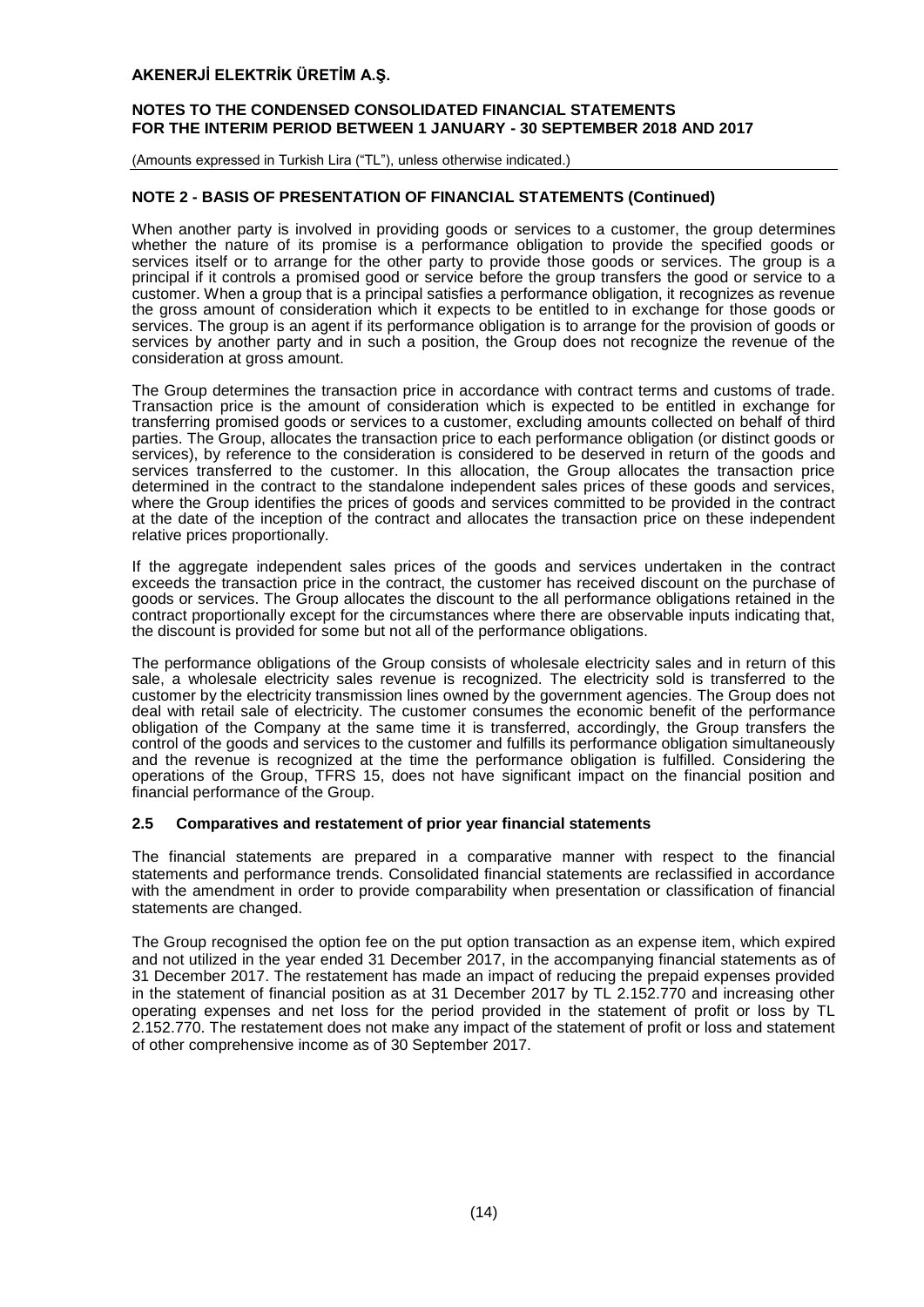## NOTE 2 - BASIS OF PRESENTATION OF FINANCIAL STATEMENTS (Continued)

When another party is involved in providing goods or services to a customer, the group determines whether the nature of its promise is a performance obligation to provide the specified goods or services itself or to arrange for the other party to provide those goods or services. The group is a principal if it controls a promised good or service before the group transfers the good or service to a customer. When a group that is a principal satisfies a performance obligation, it recognizes as revenue the gross amount of consideration which it expects to be entitled to in exchange for those goods or services. The group is an agent if its performance obligation is to arrange for the provision of goods or services by another party and in such a position, the Group does not recognize the revenue of the consideration at gross amount.

The Group determines the transaction price in accordance with contract terms and customs of trade. Transaction price is the amount of consideration which is expected to be entitled in exchange for transferring promised goods or services to a customer, excluding amounts collected on behalf of third parties. The Group, allocates the transaction price to each performance obligation (or distinct goods or services), by reference to the consideration is considered to be deserved in return of the goods and services transferred to the customer. In this allocation, the Group allocates the transaction price determined in the contract to the standalone independent sales prices of these goods and services, where the Group identifies the prices of goods and services committed to be provided in the contract at the date of the inception of the contract and allocates the transaction price on these independent relative prices proportionally.

If the aggregate independent sales prices of the goods and services undertaken in the contract exceeds the transaction price in the contract, the customer has received discount on the purchase of goods or services. The Group allocates the discount to the all performance obligations retained in the contract proportionally except for the circumstances where there are observable inputs indicating that, the discount is provided for some but not all of the performance obligations.

The performance obligations of the Group consists of wholesale electricity sales and in return of this sale, a wholesale electricity sales revenue is recognized. The electricity sold is transferred to the customer by the electricity transmission lines owned by the government agencies. The Group does not deal with retail sale of electricity. The customer consumes the economic benefit of the performance obligation of the Company at the same time it is transferred, accordingly, the Group transfers the control of the goods and services to the customer and fulfills its performance obligation simultaneously and the revenue is recognized at the time the performance obligation is fulfilled. Considering the operations of the Group, TFRS 15, does not have significant impact on the financial position and financial performance of the Group.

### 2.5 Comparatives and restatement of prior year financial statements

The financial statements are prepared in a comparative manner with respect to the financial statements and performance trends. Consolidated financial statements are reclassified in accordance with the amendment in order to provide comparability when presentation or classification of financial statements are changed.

The Group recognised the option fee on the put option transaction as an expense item, which expired and not utilized in the year ended 31 December 2017, in the accompanying financial statements as of 31 December 2017. The restatement has made an impact of reducing the prepaid expenses provided in the statement of financial position as at 31 December 2017 by TL 2.152.770 and increasing other operating expenses and net loss for the period provided in the statement of profit or loss by TL 2.152.770. The restatement does not make any impact of the statement of profit or loss and statement of other comprehensive income as of 30 September 2017.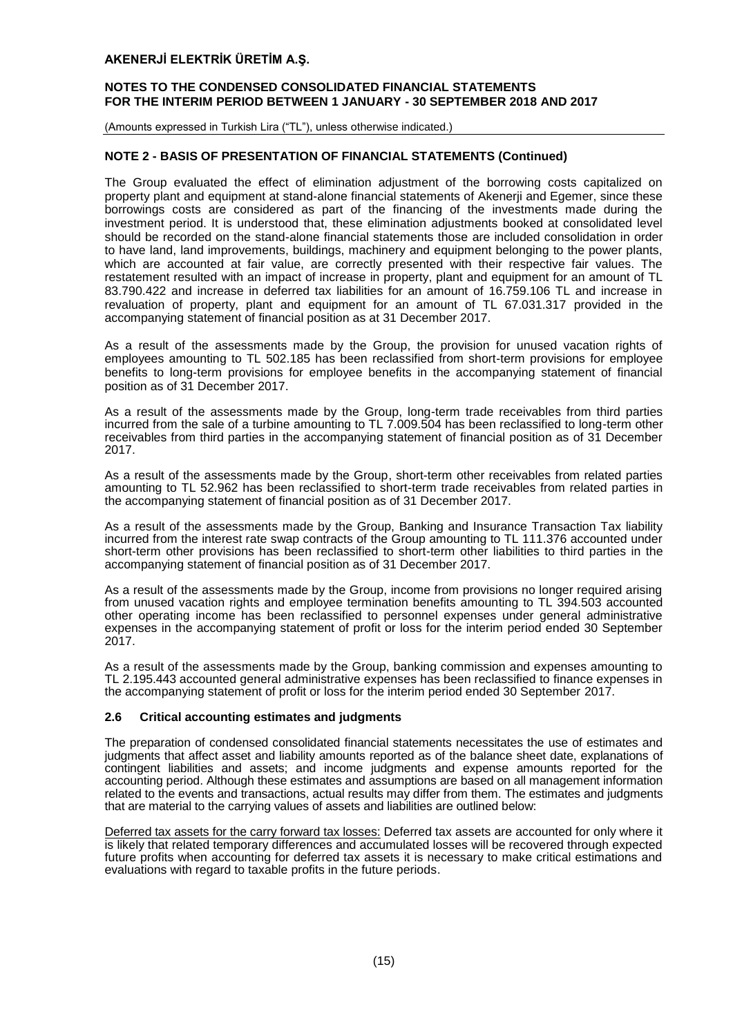## NOTE 2 - BASIS OF PRESENTATION OF FINANCIAL STATEMENTS (Continued)

The Group evaluated the effect of elimination adjustment of the borrowing costs capitalized on property plant and equipment at stand-alone financial statements of Akenerji and Egemer, since these borrowings costs are considered as part of the financing of the investments made during the investment period. It is understood that, these elimination adjustments booked at consolidated level should be recorded on the stand-alone financial statements those are included consolidation in order to have land, land improvements, buildings, machinery and equipment belonging to the power plants, which are accounted at fair value, are correctly presented with their respective fair values. The restatement resulted with an impact of increase in property, plant and equipment for an amount of TL 83.790.422 and increase in deferred tax liabilities for an amount of 16.759.106 TL and increase in revaluation of property, plant and equipment for an amount of TL 67.031.317 provided in the accompanying statement of financial position as at 31 December 2017.

As a result of the assessments made by the Group, the provision for unused vacation rights of employees amounting to TL 502.185 has been reclassified from short-term provisions for employee benefits to long-term provisions for employee benefits in the accompanying statement of financial position as of 31 December 2017.

As a result of the assessments made by the Group, long-term trade receivables from third parties incurred from the sale of a turbine amounting to TL 7.009.504 has been reclassified to long-term other receivables from third parties in the accompanying statement of financial position as of 31 December 2017.

As a result of the assessments made by the Group, short-term other receivables from related parties amounting to TL 52.962 has been reclassified to short-term trade receivables from related parties in the accompanying statement of financial position as of 31 December 2017.

As a result of the assessments made by the Group, Banking and Insurance Transaction Tax liability incurred from the interest rate swap contracts of the Group amounting to TL 111.376 accounted under short-term other provisions has been reclassified to short-term other liabilities to third parties in the accompanying statement of financial position as of 31 December 2017.

As a result of the assessments made by the Group, income from provisions no longer required arising from unused vacation rights and employee termination benefits amounting to TL 394.503 accounted other operating income has been reclassified to personnel expenses under general administrative expenses in the accompanying statement of profit or loss for the interim period ended 30 September 2017.

As a result of the assessments made by the Group, banking commission and expenses amounting to TL 2.195.443 accounted general administrative expenses has been reclassified to finance expenses in the accompanying statement of profit or loss for the interim period ended 30 September 2017.

### 2.6 Critical accounting estimates and judgments

The preparation of condensed consolidated financial statements necessitates the use of estimates and judgments that affect asset and liability amounts reported as of the balance sheet date, explanations of contingent liabilities and assets; and income judgments and expense amounts reported for the accounting period. Although these estimates and assumptions are based on all management information related to the events and transactions, actual results may differ from them. The estimates and judgments that are material to the carrying values of assets and liabilities are outlined below:

Deferred tax assets for the carry forward tax losses: Deferred tax assets are accounted for only where it is likely that related temporary differences and accumulated losses will be recovered through expected future profits when accounting for deferred tax assets it is necessary to make critical estimations and evaluations with regard to taxable profits in the future periods.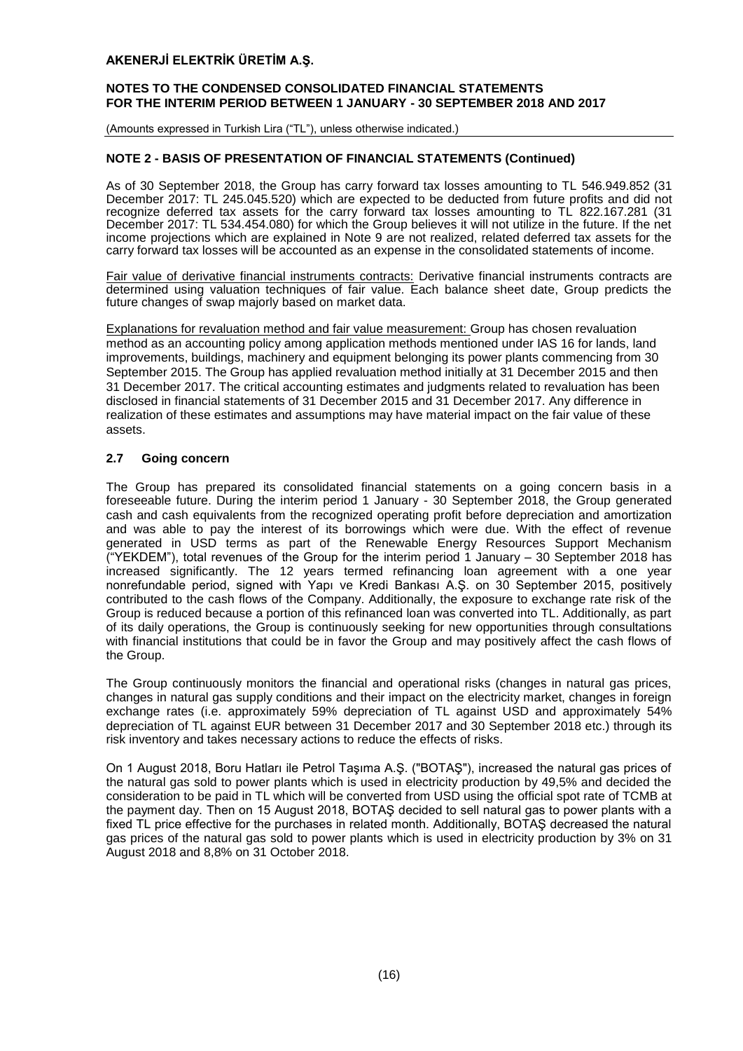## NOTE 2 - BASIS OF PRESENTATION OF FINANCIAL STATEMENTS (Continued)

As of 30 September 2018, the Group has carry forward tax losses amounting to TL 546.949.852 (31 December 2017: TL 245.045.520) which are expected to be deducted from future profits and did not recognize deferred tax assets for the carry forward tax losses amounting to TL 822.167.281 (31 December 2017: TL 534.454.080) for which the Group believes it will not utilize in the future. If the net income projections which are explained in Note 9 are not realized, related deferred tax assets for the carry forward tax losses will be accounted as an expense in the consolidated statements of income.

Fair value of derivative financial instruments contracts: Derivative financial instruments contracts are determined using valuation techniques of fair value. Each balance sheet date, Group predicts the future changes of swap majorly based on market data.

Explanations for revaluation method and fair value measurement: Group has chosen revaluation method as an accounting policy among application methods mentioned under IAS 16 for lands, land improvements, buildings, machinery and equipment belonging its power plants commencing from 30 September 2015. The Group has applied revaluation method initially at 31 December 2015 and then 31 December 2017. The critical accounting estimates and judgments related to revaluation has been disclosed in financial statements of 31 December 2015 and 31 December 2017. Any difference in realization of these estimates and assumptions may have material impact on the fair value of these assets.

### 2.7 Going concern

The Group has prepared its consolidated financial statements on a going concern basis in a foreseeable future. During the interim period 1 January - 30 September 2018, the Group generated cash and cash equivalents from the recognized operating profit before depreciation and amortization and was able to pay the interest of its borrowings which were due. With the effect of revenue generated in USD terms as part of the Renewable Energy Resources Support Mechanism ("YEKDEM"), total revenues of the Group for the interim period 1 January – 30 September 2018 has increased significantly. The 12 years termed refinancing loan agreement with a one year nonrefundable period, signed with Yapı ve Kredi Bankası A.Ş. on 30 September 2015, positively contributed to the cash flows of the Company. Additionally, the exposure to exchange rate risk of the Group is reduced because a portion of this refinanced loan was converted into TL. Additionally, as part of its daily operations, the Group is continuously seeking for new opportunities through consultations with financial institutions that could be in favor the Group and may positively affect the cash flows of the Group.

The Group continuously monitors the financial and operational risks (changes in natural gas prices, changes in natural gas supply conditions and their impact on the electricity market, changes in foreign exchange rates (i.e. approximately 59% depreciation of TL against USD and approximately 54% depreciation of TL against EUR between 31 December 2017 and 30 September 2018 etc.) through its risk inventory and takes necessary actions to reduce the effects of risks.

On 1 August 2018, Boru Hatları ile Petrol Taşıma A.Ş. ("BOTAŞ"), increased the natural gas prices of the natural gas sold to power plants which is used in electricity production by 49,5% and decided the consideration to be paid in TL which will be converted from USD using the official spot rate of TCMB at the payment day. Then on 15 August 2018, BOTAŞ decided to sell natural gas to power plants with a fixed TL price effective for the purchases in related month. Additionally, BOTAŞ decreased the natural gas prices of the natural gas sold to power plants which is used in electricity production by 3% on 31 August 2018 and 8,8% on 31 October 2018.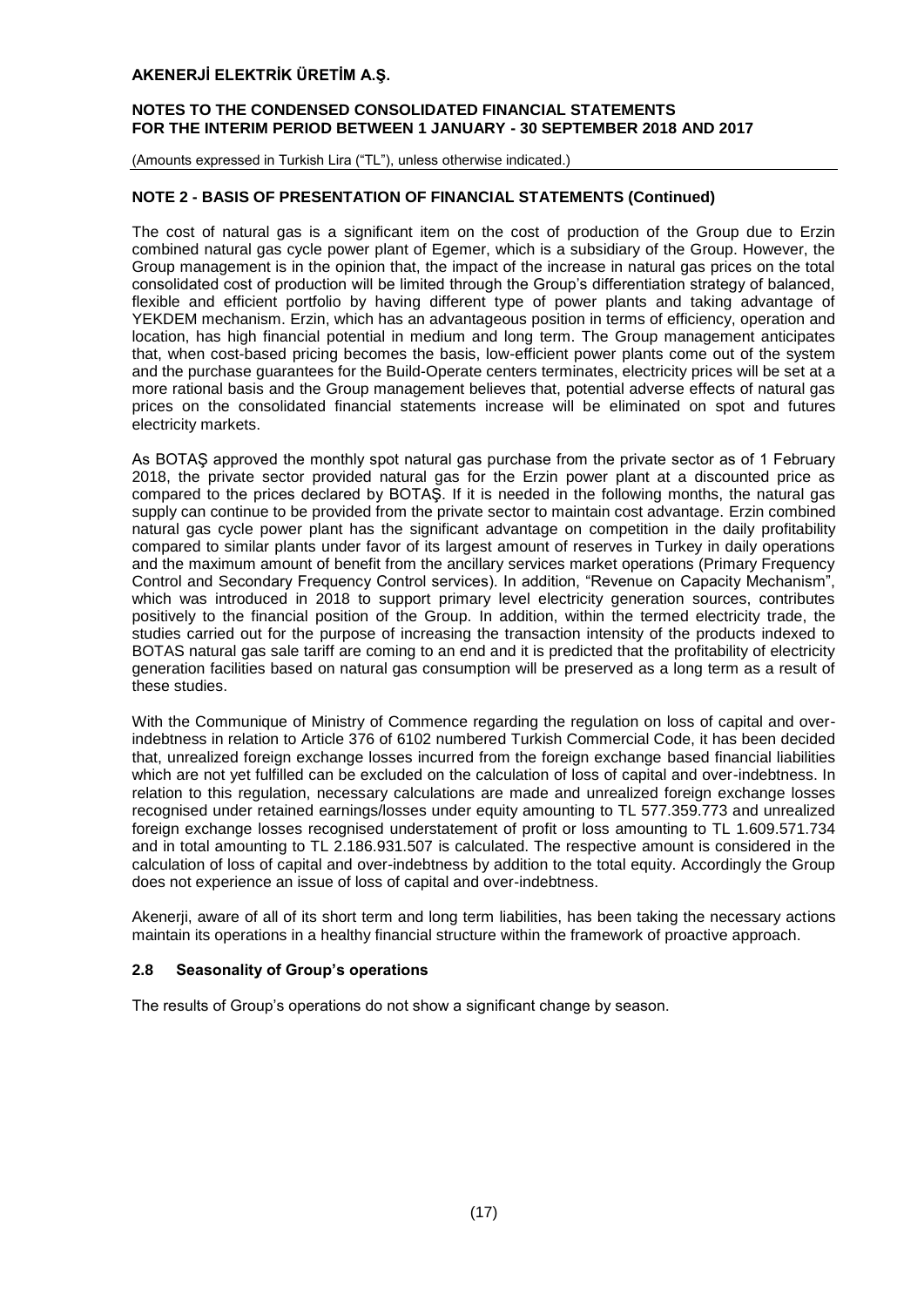## NOTE 2 - BASIS OF PRESENTATION OF FINANCIAL STATEMENTS (Continued)

The cost of natural gas is a significant item on the cost of production of the Group due to Erzin combined natural gas cycle power plant of Egemer, which is a subsidiary of the Group. However, the Group management is in the opinion that, the impact of the increase in natural gas prices on the total consolidated cost of production will be limited through the Group's differentiation strategy of balanced, flexible and efficient portfolio by having different type of power plants and taking advantage of YEKDEM mechanism. Erzin, which has an advantageous position in terms of efficiency, operation and location, has high financial potential in medium and long term. The Group management anticipates that, when cost-based pricing becomes the basis, low-efficient power plants come out of the system and the purchase guarantees for the Build-Operate centers terminates, electricity prices will be set at a more rational basis and the Group management believes that, potential adverse effects of natural gas prices on the consolidated financial statements increase will be eliminated on spot and futures electricity markets.

As BOTAŞ approved the monthly spot natural gas purchase from the private sector as of 1 February 2018, the private sector provided natural gas for the Erzin power plant at a discounted price as compared to the prices declared by BOTAŞ. If it is needed in the following months, the natural gas supply can continue to be provided from the private sector to maintain cost advantage. Erzin combined natural gas cycle power plant has the significant advantage on competition in the daily profitability compared to similar plants under favor of its largest amount of reserves in Turkey in daily operations and the maximum amount of benefit from the ancillary services market operations (Primary Frequency Control and Secondary Frequency Control services). In addition, "Revenue on Capacity Mechanism", which was introduced in 2018 to support primary level electricity generation sources, contributes positively to the financial position of the Group. In addition, within the termed electricity trade, the studies carried out for the purpose of increasing the transaction intensity of the products indexed to BOTAS natural gas sale tariff are coming to an end and it is predicted that the profitability of electricity generation facilities based on natural gas consumption will be preserved as a long term as a result of these studies.

With the Communique of Ministry of Commence regarding the regulation on loss of capital and over-indebtness in relation to Article 376 of 6102 numbered Turkish Commercial Code, it has been decided that, unrealized foreign exchange losses incurred from the foreign exchange based financial liabilities which are not yet fulfilled can be excluded on the calculation of loss of capital and over-indebtness. In relation to this regulation, necessary calculations are made and unrealized foreign exchange losses recognised under retained earnings/losses under equity amounting to TL 577.359.773 and unrealized foreign exchange losses recognised understatement of profit or loss amounting to TL 1.609.571.734 and in total amounting to TL 2.186.931.507 is calculated. The respective amount is considered in the calculation of loss of capital and over-indebtness by addition to the total equity. Accordingly the Group does not experience an issue of loss of capital and over-indebtness.

Akenerji, aware of all of its short term and long term liabilities, has been taking the necessary actions maintain its operations in a healthy financial structure within the framework of proactive approach.

### 2.8 Seasonality of Group's operations

The results of Group's operations do not show a significant change by season.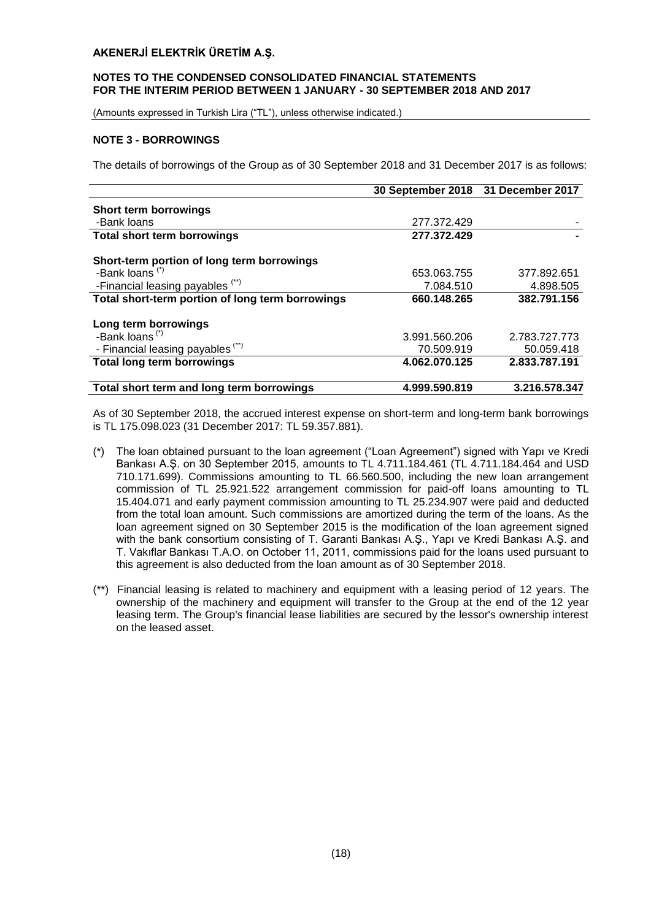## NOTE 3 - BORROWINGS

The details of borrowings of the Group as of 30 September 2018 and 31 December 2017 is as follows:

| | 30 September 2018 | 31 December 2017 |
|---|---|---|
| **Short term borrowings** | | |
| -Bank loans | 277.372.429 | - |
| **Total short term borrowings** | **277.372.429** | - |
| **Short-term portion of long term borrowings** | | |
| -Bank loans (*) | 653.063.755 | 377.892.651 |
| -Financial leasing payables (**) | 7.084.510 | 4.898.505 |
| **Total short-term portion of long term borrowings** | **660.148.265** | **382.791.156** |
| **Long term borrowings** | | |
| -Bank loans (*) | 3.991.560.206 | 2.783.727.773 |
| - Financial leasing payables (**) | 70.509.919 | 50.059.418 |
| **Total long term borrowings** | **4.062.070.125** | **2.833.787.191** |
| **Total short term and long term borrowings** | **4.999.590.819** | **3.216.578.347** |

As of 30 September 2018, the accrued interest expense on short-term and long-term bank borrowings is TL 175.098.023 (31 December 2017: TL 59.357.881).

(*) The loan obtained pursuant to the loan agreement ("Loan Agreement") signed with Yapı ve Kredi Bankası A.Ş. on 30 September 2015, amounts to TL 4.711.184.461 (TL 4.711.184.464 and USD 710.171.699). Commissions amounting to TL 66.560.500, including the new loan arrangement commission of TL 25.921.522 arrangement commission for paid-off loans amounting to TL 15.404.071 and early payment commission amounting to TL 25.234.907 were paid and deducted from the total loan amount. Such commissions are amortized during the term of the loans. As the loan agreement signed on 30 September 2015 is the modification of the loan agreement signed with the bank consortium consisting of T. Garanti Bankası A.Ş., Yapı ve Kredi Bankası A.Ş. and T. Vakıflar Bankası T.A.O. on October 11, 2011, commissions paid for the loans used pursuant to this agreement is also deducted from the loan amount as of 30 September 2018.

(**) Financial leasing is related to machinery and equipment with a leasing period of 12 years. The ownership of the machinery and equipment will transfer to the Group at the end of the 12 year leasing term. The Group's financial lease liabilities are secured by the lessor's ownership interest on the leased asset.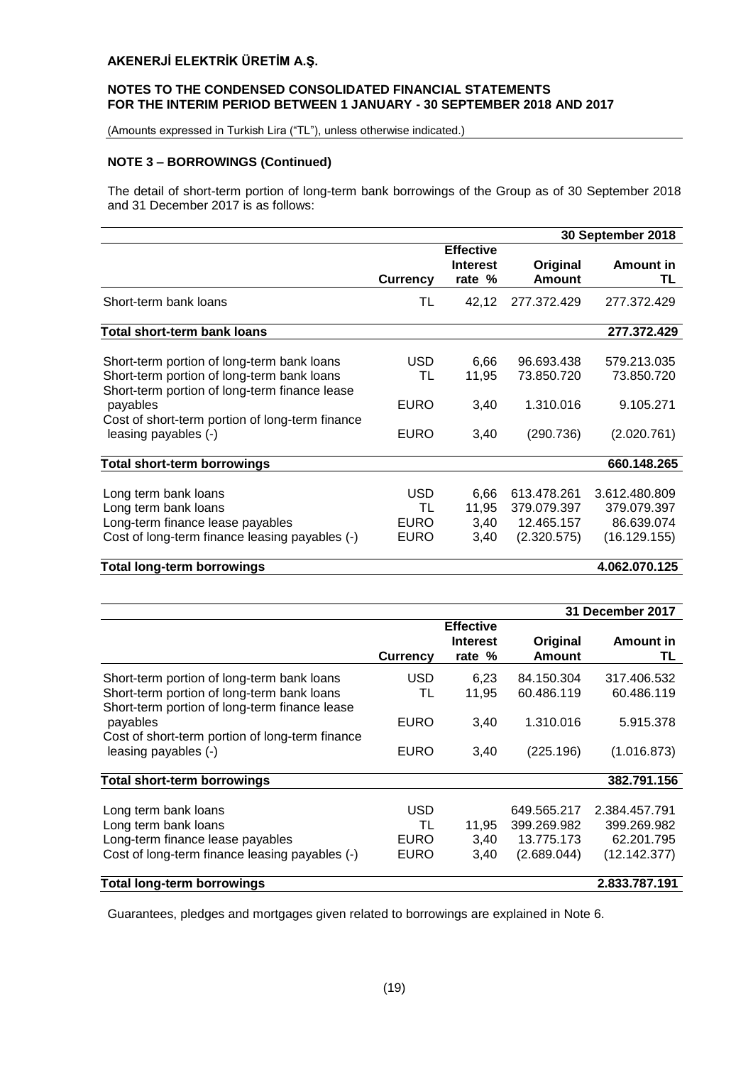**AKENERJİ ELEKTRİK ÜRETİM A.Ş.**

**NOTES TO THE CONDENSED CONSOLIDATED FINANCIAL STATEMENTS FOR THE INTERIM PERIOD BETWEEN 1 JANUARY - 30 SEPTEMBER 2018 AND 2017**

(Amounts expressed in Turkish Lira ("TL"), unless otherwise indicated.)

**NOTE 3 – BORROWINGS (Continued)**

The detail of short-term portion of long-term bank borrowings of the Group as of 30 September 2018 and 31 December 2017 is as follows:

| | | | | **30 September 2018** |
|---|---|---|---|---|
| | **Currency** | **Effective Interest rate %** | **Original Amount** | **Amount in TL** |
| Short-term bank loans | TL | 42,12 | 277.372.429 | 277.372.429 |
| **Total short-term bank loans** | | | | **277.372.429** |
| Short-term portion of long-term bank loans | USD | 6,66 | 96.693.438 | 579.213.035 |
| Short-term portion of long-term bank loans | TL | 11,95 | 73.850.720 | 73.850.720 |
| Short-term portion of long-term finance lease payables | EURO | 3,40 | 1.310.016 | 9.105.271 |
| Cost of short-term portion of long-term finance leasing payables (-) | EURO | 3,40 | (290.736) | (2.020.761) |
| **Total short-term borrowings** | | | | **660.148.265** |
| Long term bank loans | USD | 6,66 | 613.478.261 | 3.612.480.809 |
| Long term bank loans | TL | 11,95 | 379.079.397 | 379.079.397 |
| Long-term finance lease payables | EURO | 3,40 | 12.465.157 | 86.639.074 |
| Cost of long-term finance leasing payables (-) | EURO | 3,40 | (2.320.575) | (16.129.155) |
| **Total long-term borrowings** | | | | **4.062.070.125** |

| | | | | **31 December 2017** |
|---|---|---|---|---|
| | **Currency** | **Effective Interest rate %** | **Original Amount** | **Amount in TL** |
| Short-term portion of long-term bank loans | USD | 6,23 | 84.150.304 | 317.406.532 |
| Short-term portion of long-term bank loans | TL | 11,95 | 60.486.119 | 60.486.119 |
| Short-term portion of long-term finance lease payables | EURO | 3,40 | 1.310.016 | 5.915.378 |
| Cost of short-term portion of long-term finance leasing payables (-) | EURO | 3,40 | (225.196) | (1.016.873) |
| **Total short-term borrowings** | | | | **382.791.156** |
| Long term bank loans | USD | | 649.565.217 | 2.384.457.791 |
| Long term bank loans | TL | 11,95 | 399.269.982 | 399.269.982 |
| Long-term finance lease payables | EURO | 3,40 | 13.775.173 | 62.201.795 |
| Cost of long-term finance leasing payables (-) | EURO | 3,40 | (2.689.044) | (12.142.377) |
| **Total long-term borrowings** | | | | **2.833.787.191** |

Guarantees, pledges and mortgages given related to borrowings are explained in Note 6.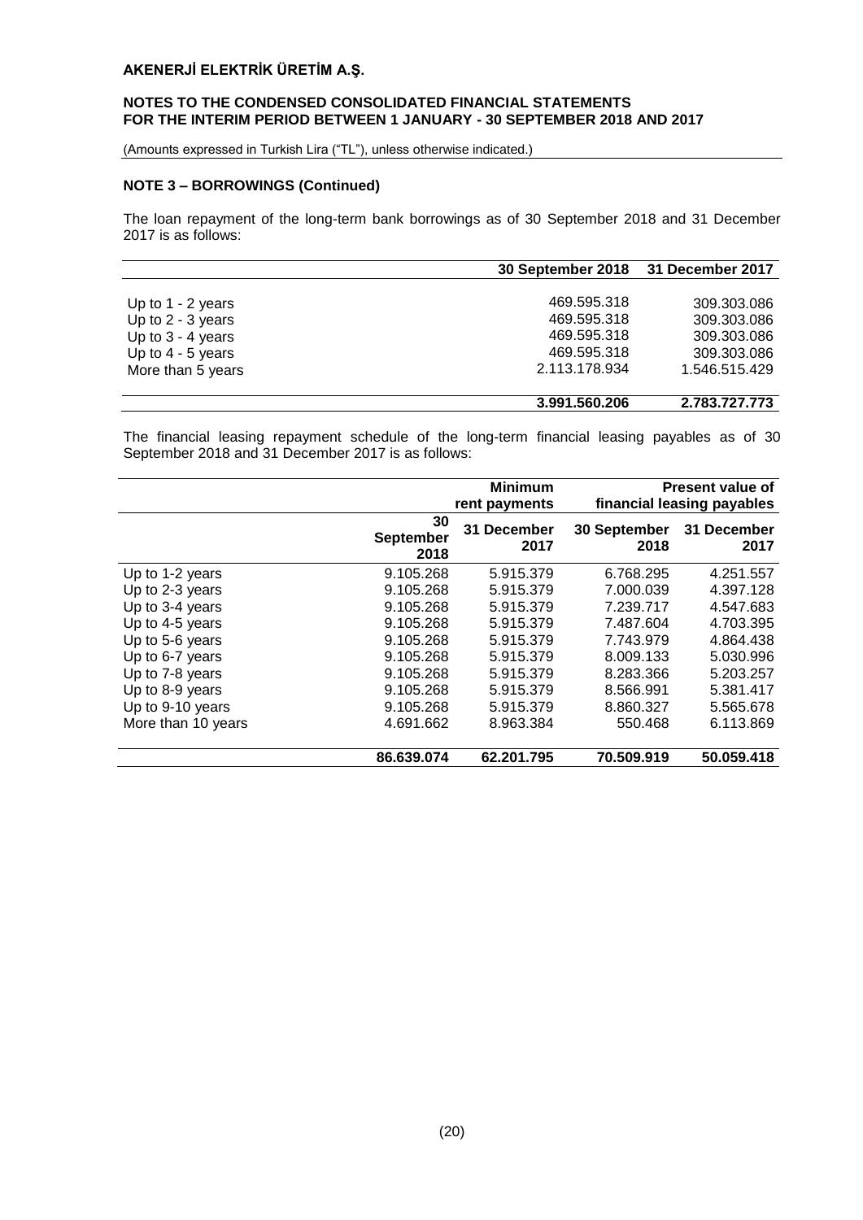## NOTE 3 – BORROWINGS (Continued)

The loan repayment of the long-term bank borrowings as of 30 September 2018 and 31 December 2017 is as follows:

| | 30 September 2018 | 31 December 2017 |
|---|---|---|
| Up to 1 - 2 years | 469.595.318 | 309.303.086 |
| Up to 2 - 3 years | 469.595.318 | 309.303.086 |
| Up to 3 - 4 years | 469.595.318 | 309.303.086 |
| Up to 4 - 5 years | 469.595.318 | 309.303.086 |
| More than 5 years | 2.113.178.934 | 1.546.515.429 |
| | **3.991.560.206** | **2.783.727.773** |

The financial leasing repayment schedule of the long-term financial leasing payables as of 30 September 2018 and 31 December 2017 is as follows:

| | Minimum rent payments | | Present value of financial leasing payables | |
|---|---|---|---|---|
| | 30 September 2018 | 31 December 2017 | 30 September 2018 | 31 December 2017 |
| Up to 1-2 years | 9.105.268 | 5.915.379 | 6.768.295 | 4.251.557 |
| Up to 2-3 years | 9.105.268 | 5.915.379 | 7.000.039 | 4.397.128 |
| Up to 3-4 years | 9.105.268 | 5.915.379 | 7.239.717 | 4.547.683 |
| Up to 4-5 years | 9.105.268 | 5.915.379 | 7.487.604 | 4.703.395 |
| Up to 5-6 years | 9.105.268 | 5.915.379 | 7.743.979 | 4.864.438 |
| Up to 6-7 years | 9.105.268 | 5.915.379 | 8.009.133 | 5.030.996 |
| Up to 7-8 years | 9.105.268 | 5.915.379 | 8.283.366 | 5.203.257 |
| Up to 8-9 years | 9.105.268 | 5.915.379 | 8.566.991 | 5.381.417 |
| Up to 9-10 years | 9.105.268 | 5.915.379 | 8.860.327 | 5.565.678 |
| More than 10 years | 4.691.662 | 8.963.384 | 550.468 | 6.113.869 |
| | **86.639.074** | **62.201.795** | **70.509.919** | **50.059.418** |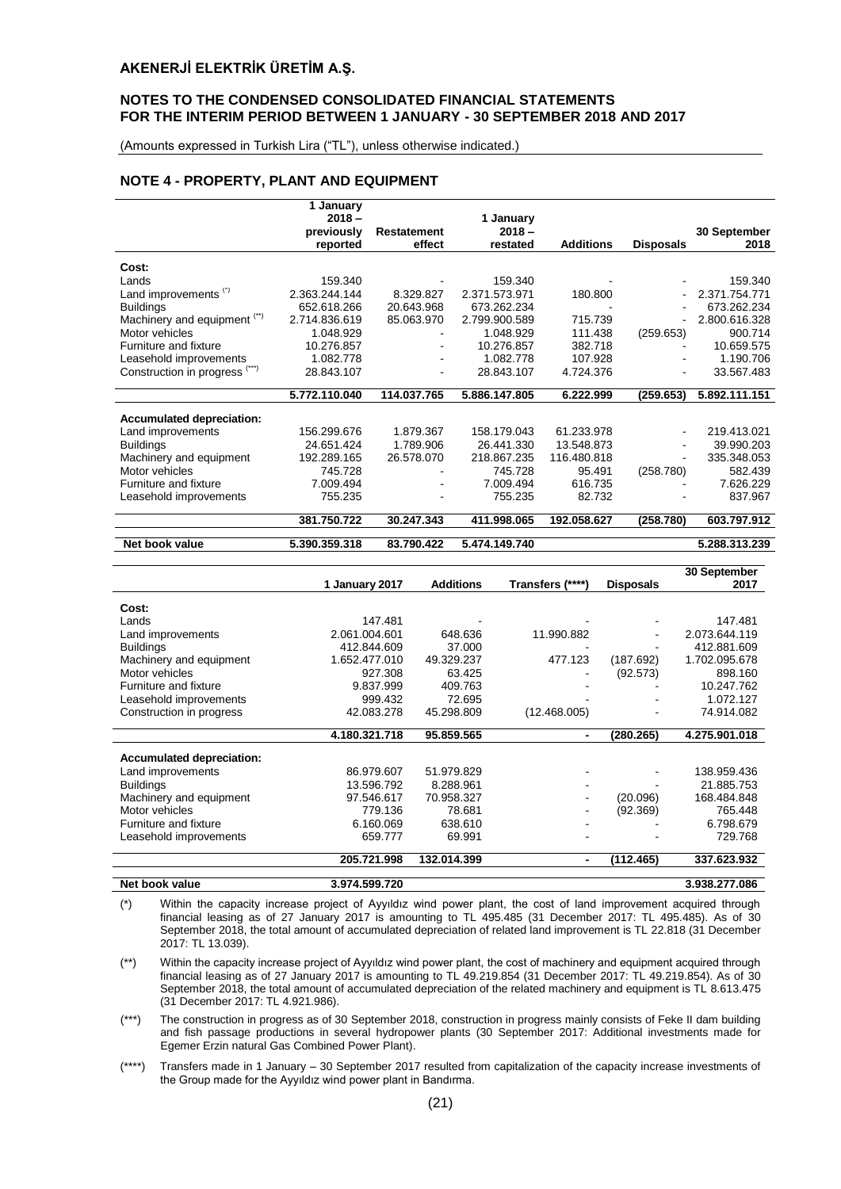## NOTE 4 - PROPERTY, PLANT AND EQUIPMENT

| | 1 January 2018 – previously reported | Restatement effect | 1 January 2018 – restated | Additions | Disposals | 30 September 2018 |
|---|---|---|---|---|---|---|
| **Cost:** | | | | | | |
| Lands | 159.340 | - | 159.340 | - | - | 159.340 |
| Land improvements (*) | 2.363.244.144 | 8.329.827 | 2.371.573.971 | 180.800 | - | 2.371.754.771 |
| Buildings | 652.618.266 | 20.643.968 | 673.262.234 | - | - | 673.262.234 |
| Machinery and equipment (**) | 2.714.836.619 | 85.063.970 | 2.799.900.589 | 715.739 | - | 2.800.616.328 |
| Motor vehicles | 1.048.929 | - | 1.048.929 | 111.438 | (259.653) | 900.714 |
| Furniture and fixture | 10.276.857 | - | 10.276.857 | 382.718 | - | 10.659.575 |
| Leasehold improvements | 1.082.778 | - | 1.082.778 | 107.928 | - | 1.190.706 |
| Construction in progress (***) | 28.843.107 | - | 28.843.107 | 4.724.376 | - | 33.567.483 |
| | **5.772.110.040** | **114.037.765** | **5.886.147.805** | **6.222.999** | **(259.653)** | **5.892.111.151** |
| **Accumulated depreciation:** | | | | | | |
| Land improvements | 156.299.676 | 1.879.367 | 158.179.043 | 61.233.978 | - | 219.413.021 |
| Buildings | 24.651.424 | 1.789.906 | 26.441.330 | 13.548.873 | - | 39.990.203 |
| Machinery and equipment | 192.289.165 | 26.578.070 | 218.867.235 | 116.480.818 | - | 335.348.053 |
| Motor vehicles | 745.728 | - | 745.728 | 95.491 | (258.780) | 582.439 |
| Furniture and fixture | 7.009.494 | - | 7.009.494 | 616.735 | - | 7.626.229 |
| Leasehold improvements | 755.235 | - | 755.235 | 82.732 | - | 837.967 |
| | **381.750.722** | **30.247.343** | **411.998.065** | **192.058.627** | **(258.780)** | **603.797.912** |
| **Net book value** | **5.390.359.318** | **83.790.422** | **5.474.149.740** | | | **5.288.313.239** |

| | 1 January 2017 | Additions | Transfers (****) | Disposals | 30 September 2017 |
|---|---|---|---|---|---|
| **Cost:** | | | | | |
| Lands | 147.481 | - | - | - | 147.481 |
| Land improvements | 2.061.004.601 | 648.636 | 11.990.882 | - | 2.073.644.119 |
| Buildings | 412.844.609 | 37.000 | - | - | 412.881.609 |
| Machinery and equipment | 1.652.477.010 | 49.329.237 | 477.123 | (187.692) | 1.702.095.678 |
| Motor vehicles | 927.308 | 63.425 | - | (92.573) | 898.160 |
| Furniture and fixture | 9.837.999 | 409.763 | - | - | 10.247.762 |
| Leasehold improvements | 999.432 | 72.695 | - | - | 1.072.127 |
| Construction in progress | 42.083.278 | 45.298.809 | (12.468.005) | - | 74.914.082 |
| | **4.180.321.718** | **95.859.565** | **-** | **(280.265)** | **4.275.901.018** |
| **Accumulated depreciation:** | | | | | |
| Land improvements | 86.979.607 | 51.979.829 | - | - | 138.959.436 |
| Buildings | 13.596.792 | 8.288.961 | - | - | 21.885.753 |
| Machinery and equipment | 97.546.617 | 70.958.327 | - | (20.096) | 168.484.848 |
| Motor vehicles | 779.136 | 78.681 | - | (92.369) | 765.448 |
| Furniture and fixture | 6.160.069 | 638.610 | - | - | 6.798.679 |
| Leasehold improvements | 659.777 | 69.991 | - | - | 729.768 |
| | **205.721.998** | **132.014.399** | **-** | **(112.465)** | **337.623.932** |
| **Net book value** | **3.974.599.720** | | | | **3.938.277.086** |

(*) Within the capacity increase project of Ayyıldız wind power plant, the cost of land improvement acquired through financial leasing as of 27 January 2017 is amounting to TL 495.485 (31 December 2017: TL 495.485). As of 30 September 2018, the total amount of accumulated depreciation of related land improvement is TL 22.818 (31 December 2017: TL 13.039).

(**) Within the capacity increase project of Ayyıldız wind power plant, the cost of machinery and equipment acquired through financial leasing as of 27 January 2017 is amounting to TL 49.219.854 (31 December 2017: TL 49.219.854). As of 30 September 2018, the total amount of accumulated depreciation of the related machinery and equipment is TL 8.613.475 (31 December 2017: TL 4.921.986).

(***) The construction in progress as of 30 September 2018, construction in progress mainly consists of Feke II dam building and fish passage productions in several hydropower plants (30 September 2017: Additional investments made for Egemer Erzin natural Gas Combined Power Plant).

(****) Transfers made in 1 January – 30 September 2017 resulted from capitalization of the capacity increase investments of the Group made for the Ayyıldız wind power plant in Bandırma.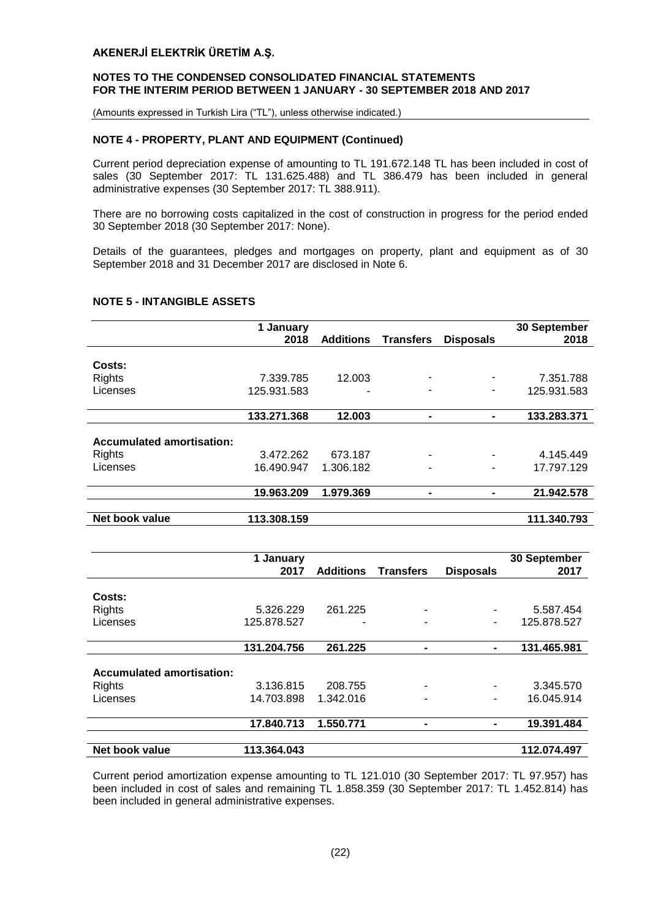**AKENERJİ ELEKTRİK ÜRETİM A.Ş.**

**NOTES TO THE CONDENSED CONSOLIDATED FINANCIAL STATEMENTS FOR THE INTERIM PERIOD BETWEEN 1 JANUARY - 30 SEPTEMBER 2018 AND 2017**

(Amounts expressed in Turkish Lira ("TL"), unless otherwise indicated.)

## NOTE 4 - PROPERTY, PLANT AND EQUIPMENT (Continued)

Current period depreciation expense of amounting to TL 191.672.148 TL has been included in cost of sales (30 September 2017: TL 131.625.488) and TL 386.479 has been included in general administrative expenses (30 September 2017: TL 388.911).

There are no borrowing costs capitalized in the cost of construction in progress for the period ended 30 September 2018 (30 September 2017: None).

Details of the guarantees, pledges and mortgages on property, plant and equipment as of 30 September 2018 and 31 December 2017 are disclosed in Note 6.

## NOTE 5 - INTANGIBLE ASSETS

| | 1 January 2018 | Additions | Transfers | Disposals | 30 September 2018 |
|---|---|---|---|---|---|
| **Costs:** | | | | | |
| Rights | 7.339.785 | 12.003 | - | - | 7.351.788 |
| Licenses | 125.931.583 | - | - | - | 125.931.583 |
| | **133.271.368** | **12.003** | **-** | **-** | **133.283.371** |
| **Accumulated amortisation:** | | | | | |
| Rights | 3.472.262 | 673.187 | - | - | 4.145.449 |
| Licenses | 16.490.947 | 1.306.182 | - | - | 17.797.129 |
| | **19.963.209** | **1.979.369** | **-** | **-** | **21.942.578** |
| **Net book value** | **113.308.159** | | | | **111.340.793** |

| | 1 January 2017 | Additions | Transfers | Disposals | 30 September 2017 |
|---|---|---|---|---|---|
| **Costs:** | | | | | |
| Rights | 5.326.229 | 261.225 | - | - | 5.587.454 |
| Licenses | 125.878.527 | - | - | - | 125.878.527 |
| | **131.204.756** | **261.225** | **-** | **-** | **131.465.981** |
| **Accumulated amortisation:** | | | | | |
| Rights | 3.136.815 | 208.755 | - | - | 3.345.570 |
| Licenses | 14.703.898 | 1.342.016 | - | - | 16.045.914 |
| | **17.840.713** | **1.550.771** | **-** | **-** | **19.391.484** |
| **Net book value** | **113.364.043** | | | | **112.074.497** |

Current period amortization expense amounting to TL 121.010 (30 September 2017: TL 97.957) has been included in cost of sales and remaining TL 1.858.359 (30 September 2017: TL 1.452.814) has been included in general administrative expenses.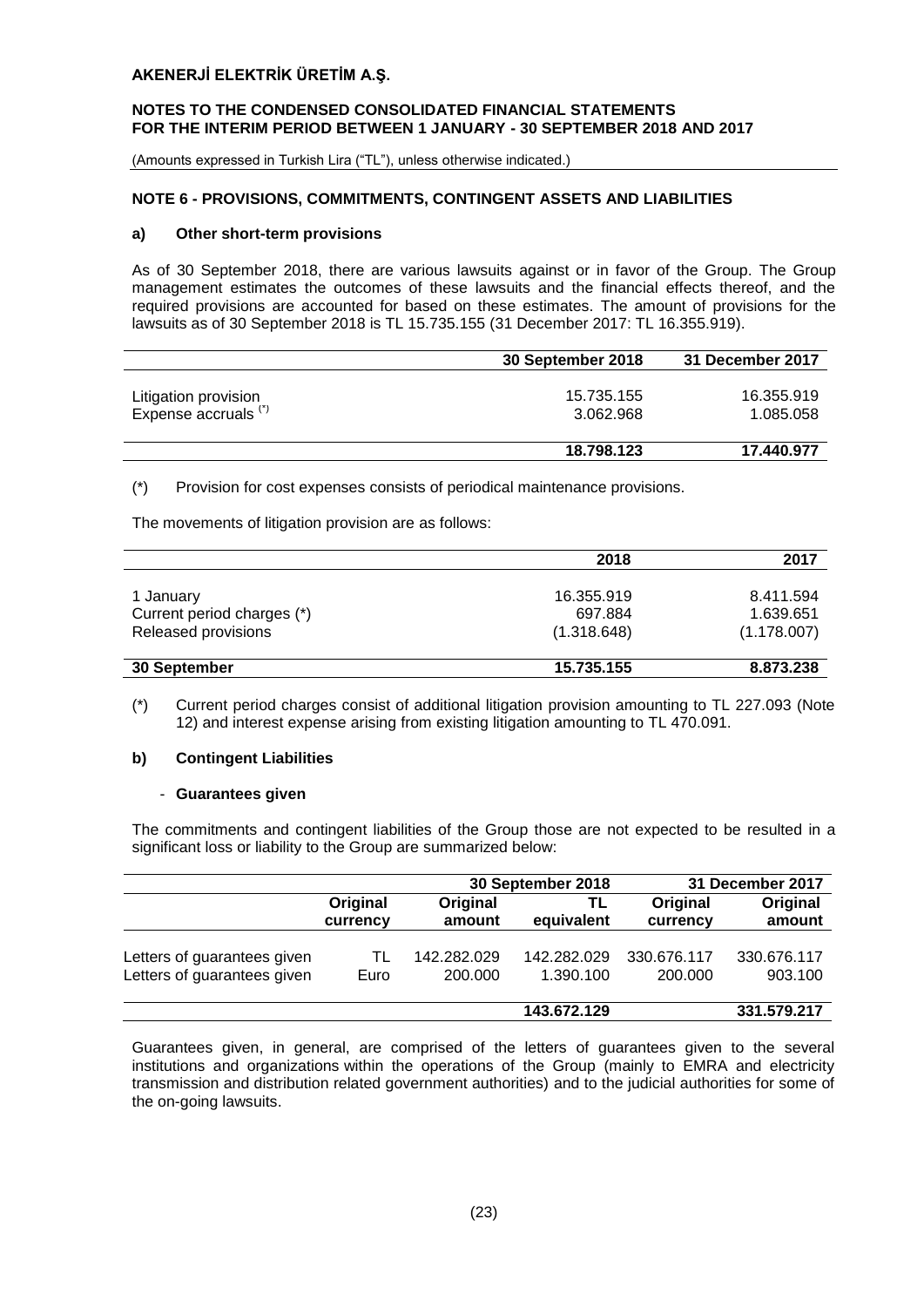## NOTE 6 - PROVISIONS, COMMITMENTS, CONTINGENT ASSETS AND LIABILITIES

### a) Other short-term provisions

As of 30 September 2018, there are various lawsuits against or in favor of the Group. The Group management estimates the outcomes of these lawsuits and the financial effects thereof, and the required provisions are accounted for based on these estimates. The amount of provisions for the lawsuits as of 30 September 2018 is TL 15.735.155 (31 December 2017: TL 16.355.919).

| | 30 September 2018 | 31 December 2017 |
|---|---|---|
| Litigation provision | 15.735.155 | 16.355.919 |
| Expense accruals (*) | 3.062.968 | 1.085.058 |
| | **18.798.123** | **17.440.977** |

(*) Provision for cost expenses consists of periodical maintenance provisions.

The movements of litigation provision are as follows:

| | 2018 | 2017 |
|---|---|---|
| 1 January | 16.355.919 | 8.411.594 |
| Current period charges (*) | 697.884 | 1.639.651 |
| Released provisions | (1.318.648) | (1.178.007) |
| **30 September** | **15.735.155** | **8.873.238** |

(*) Current period charges consist of additional litigation provision amounting to TL 227.093 (Note 12) and interest expense arising from existing litigation amounting to TL 470.091.

### b) Contingent Liabilities

- **Guarantees given**

The commitments and contingent liabilities of the Group those are not expected to be resulted in a significant loss or liability to the Group are summarized below:

| | | 30 September 2018 | | 31 December 2017 | |
|---|---|---|---|---|---|
| | Original currency | Original amount | TL equivalent | Original currency | Original amount |
| Letters of guarantees given | TL | 142.282.029 | 142.282.029 | 330.676.117 | 330.676.117 |
| Letters of guarantees given | Euro | 200.000 | 1.390.100 | 200.000 | 903.100 |
| | | | **143.672.129** | | **331.579.217** |

Guarantees given, in general, are comprised of the letters of guarantees given to the several institutions and organizations within the operations of the Group (mainly to EMRA and electricity transmission and distribution related government authorities) and to the judicial authorities for some of the on-going lawsuits.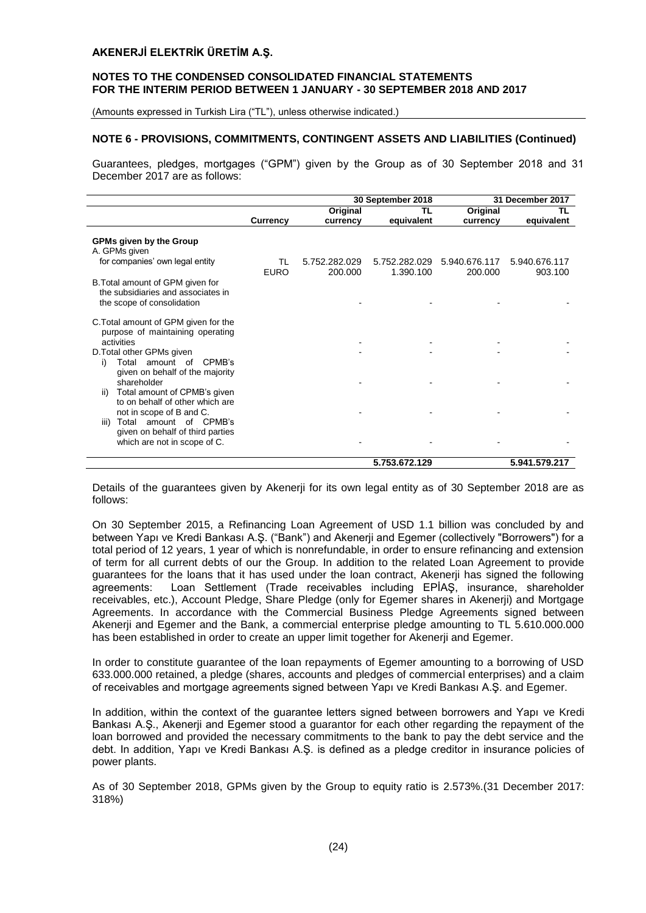## NOTE 6 - PROVISIONS, COMMITMENTS, CONTINGENT ASSETS AND LIABILITIES (Continued)

Guarantees, pledges, mortgages ("GPM") given by the Group as of 30 September 2018 and 31 December 2017 are as follows:

| | | 30 September 2018 | | 31 December 2017 | |
|---|---|---|---|---|---|
| | Currency | Original currency | TL equivalent | Original currency | TL equivalent |
| **GPMs given by the Group** | | | | | |
| A. GPMs given for companies' own legal entity | TL | 5.752.282.029 | 5.752.282.029 | 5.940.676.117 | 5.940.676.117 |
| | EURO | 200.000 | 1.390.100 | 200.000 | 903.100 |
| B.Total amount of GPM given for the subsidiaries and associates in the scope of consolidation | | - | - | - | - |
| C.Total amount of GPM given for the purpose of maintaining operating activities | | - | - | - | - |
| D.Total other GPMs given | | - | - | - | - |
| i) Total amount of CPMB's given on behalf of the majority shareholder | | - | - | - | - |
| ii) Total amount of CPMB's given to on behalf of other which are not in scope of B and C. | | - | - | - | - |
| iii) Total amount of CPMB's given on behalf of third parties which are not in scope of C. | | - | - | - | - |
| | | | **5.753.672.129** | | **5.941.579.217** |

Details of the guarantees given by Akenerji for its own legal entity as of 30 September 2018 are as follows:

On 30 September 2015, a Refinancing Loan Agreement of USD 1.1 billion was concluded by and between Yapı ve Kredi Bankası A.Ş. ("Bank") and Akenerji and Egemer (collectively "Borrowers") for a total period of 12 years, 1 year of which is nonrefundable, in order to ensure refinancing and extension of term for all current debts of our the Group. In addition to the related Loan Agreement to provide guarantees for the loans that it has used under the loan contract, Akenerji has signed the following agreements: Loan Settlement (Trade receivables including EPİAŞ, insurance, shareholder receivables, etc.), Account Pledge, Share Pledge (only for Egemer shares in Akenerji) and Mortgage Agreements. In accordance with the Commercial Business Pledge Agreements signed between Akenerji and Egemer and the Bank, a commercial enterprise pledge amounting to TL 5.610.000.000 has been established in order to create an upper limit together for Akenerji and Egemer.

In order to constitute guarantee of the loan repayments of Egemer amounting to a borrowing of USD 633.000.000 retained, a pledge (shares, accounts and pledges of commercial enterprises) and a claim of receivables and mortgage agreements signed between Yapı ve Kredi Bankası A.Ş. and Egemer.

In addition, within the context of the guarantee letters signed between borrowers and Yapı ve Kredi Bankası A.Ş., Akenerji and Egemer stood a guarantor for each other regarding the repayment of the loan borrowed and provided the necessary commitments to the bank to pay the debt service and the debt. In addition, Yapı ve Kredi Bankası A.Ş. is defined as a pledge creditor in insurance policies of power plants.

As of 30 September 2018, GPMs given by the Group to equity ratio is 2.573%.(31 December 2017: 318%)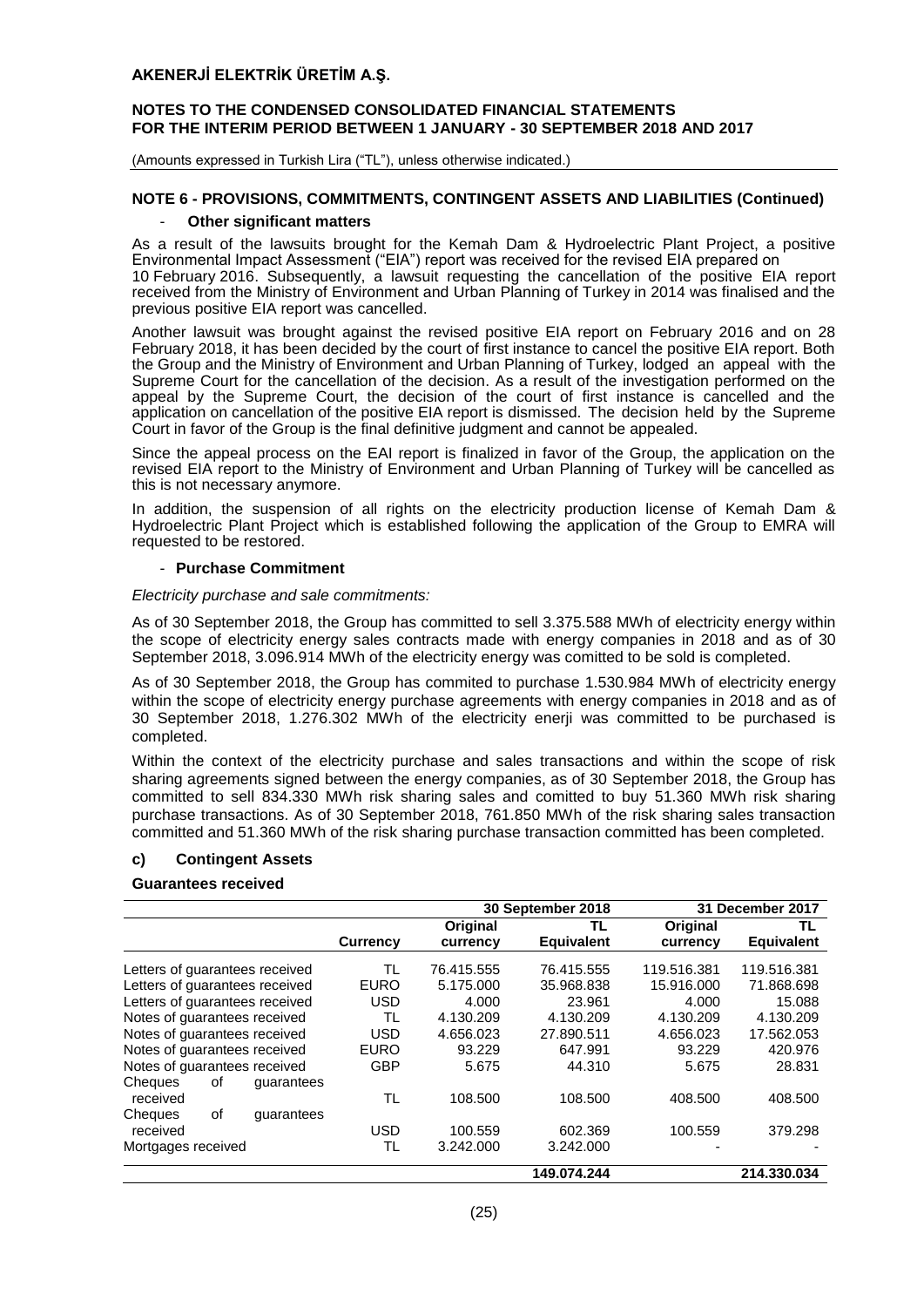### NOTE 6 - PROVISIONS, COMMITMENTS, CONTINGENT ASSETS AND LIABILITIES (Continued)

- **Other significant matters**

As a result of the lawsuits brought for the Kemah Dam & Hydroelectric Plant Project, a positive Environmental Impact Assessment ("EIA") report was received for the revised EIA prepared on 10 February 2016. Subsequently, a lawsuit requesting the cancellation of the positive EIA report received from the Ministry of Environment and Urban Planning of Turkey in 2014 was finalised and the previous positive EIA report was cancelled.

Another lawsuit was brought against the revised positive EIA report on February 2016 and on 28 February 2018, it has been decided by the court of first instance to cancel the positive EIA report. Both the Group and the Ministry of Environment and Urban Planning of Turkey, lodged an appeal with the Supreme Court for the cancellation of the decision. As a result of the investigation performed on the appeal by the Supreme Court, the decision of the court of first instance is cancelled and the application on cancellation of the positive EIA report is dismissed. The decision held by the Supreme Court in favor of the Group is the final definitive judgment and cannot be appealed.

Since the appeal process on the EAI report is finalized in favor of the Group, the application on the revised EIA report to the Ministry of Environment and Urban Planning of Turkey will be cancelled as this is not necessary anymore.

In addition, the suspension of all rights on the electricity production license of Kemah Dam & Hydroelectric Plant Project which is established following the application of the Group to EMRA will requested to be restored.

- **Purchase Commitment**

*Electricity purchase and sale commitments:*

As of 30 September 2018, the Group has committed to sell 3.375.588 MWh of electricity energy within the scope of electricity energy sales contracts made with energy companies in 2018 and as of 30 September 2018, 3.096.914 MWh of the electricity energy was comitted to be sold is completed.

As of 30 September 2018, the Group has commited to purchase 1.530.984 MWh of electricity energy within the scope of electricity energy purchase agreements with energy companies in 2018 and as of 30 September 2018, 1.276.302 MWh of the electricity enerji was committed to be purchased is completed.

Within the context of the electricity purchase and sales transactions and within the scope of risk sharing agreements signed between the energy companies, as of 30 September 2018, the Group has committed to sell 834.330 MWh risk sharing sales and comitted to buy 51.360 MWh risk sharing purchase transactions. As of 30 September 2018, 761.850 MWh of the risk sharing sales transaction committed and 51.360 MWh of the risk sharing purchase transaction committed has been completed.

### c) Contingent Assets

**Guarantees received**

| | | 30 September 2018 | | 31 December 2017 | |
|---|---|---|---|---|---|
| | **Currency** | **Original currency** | **TL Equivalent** | **Original currency** | **TL Equivalent** |
| Letters of guarantees received | TL | 76.415.555 | 76.415.555 | 119.516.381 | 119.516.381 |
| Letters of guarantees received | EURO | 5.175.000 | 35.968.838 | 15.916.000 | 71.868.698 |
| Letters of guarantees received | USD | 4.000 | 23.961 | 4.000 | 15.088 |
| Notes of guarantees received | TL | 4.130.209 | 4.130.209 | 4.130.209 | 4.130.209 |
| Notes of guarantees received | USD | 4.656.023 | 27.890.511 | 4.656.023 | 17.562.053 |
| Notes of guarantees received | EURO | 93.229 | 647.991 | 93.229 | 420.976 |
| Notes of guarantees received | GBP | 5.675 | 44.310 | 5.675 | 28.831 |
| Cheques of guarantees received | TL | 108.500 | 108.500 | 408.500 | 408.500 |
| Cheques of guarantees received | USD | 100.559 | 602.369 | 100.559 | 379.298 |
| Mortgages received | TL | 3.242.000 | 3.242.000 | - | - |
| | | | **149.074.244** | | **214.330.034** |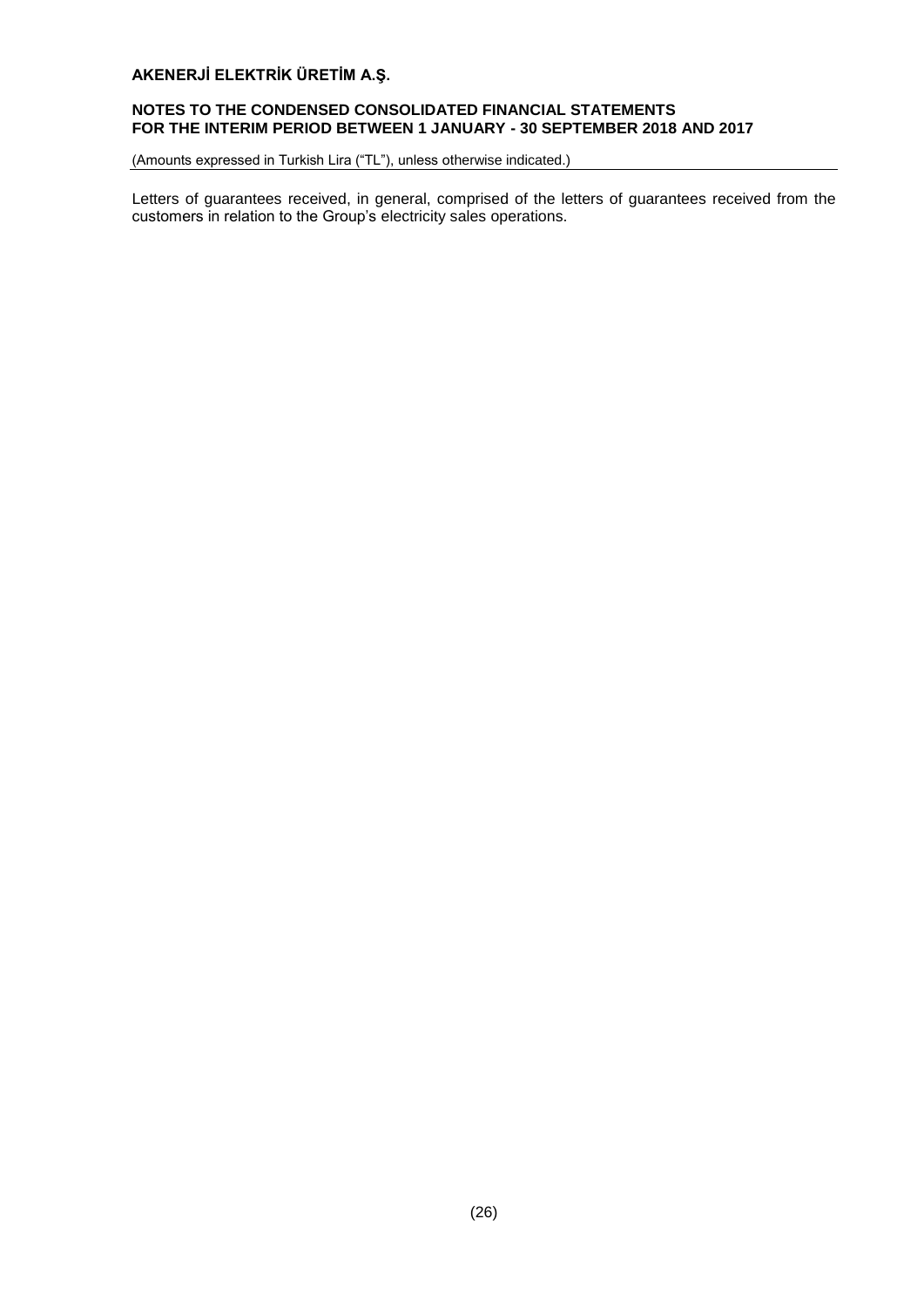Letters of guarantees received, in general, comprised of the letters of guarantees received from the customers in relation to the Group's electricity sales operations.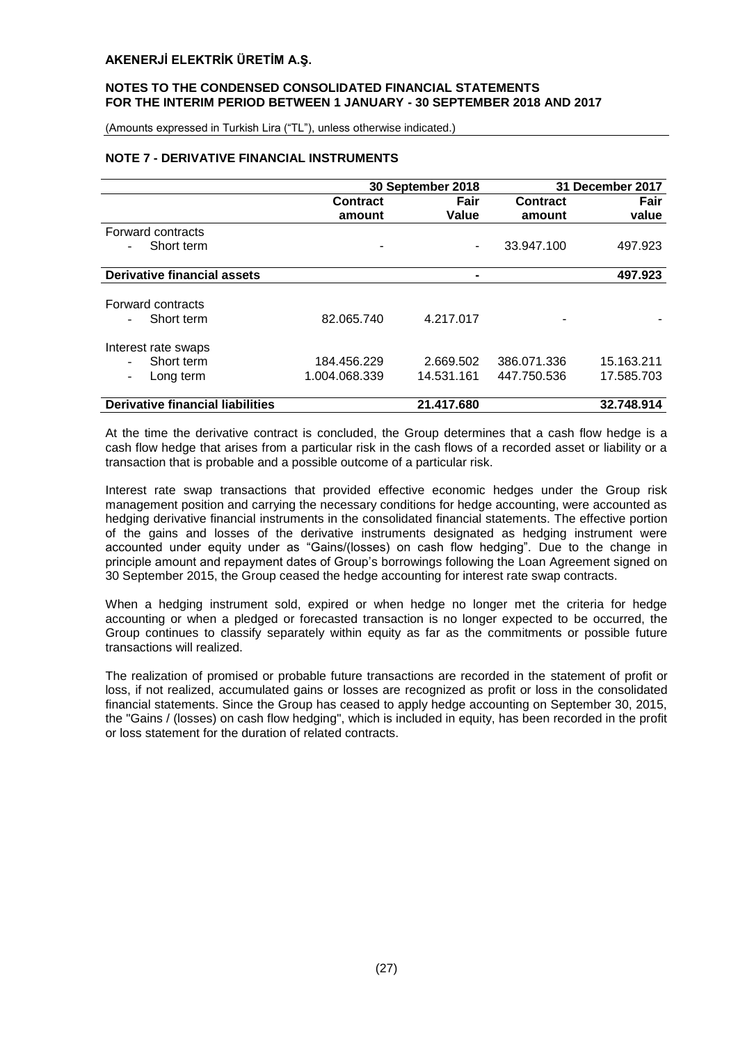## NOTE 7 - DERIVATIVE FINANCIAL INSTRUMENTS

| | 30 September 2018 | | 31 December 2017 | |
|---|---|---|---|---|
| | Contract amount | Fair Value | Contract amount | Fair value |
| Forward contracts | | | | |
| - Short term | - | - | 33.947.100 | 497.923 |
| **Derivative financial assets** | | **-** | | **497.923** |
| Forward contracts | | | | |
| - Short term | 82.065.740 | 4.217.017 | - | - |
| Interest rate swaps | | | | |
| - Short term | 184.456.229 | 2.669.502 | 386.071.336 | 15.163.211 |
| - Long term | 1.004.068.339 | 14.531.161 | 447.750.536 | 17.585.703 |
| **Derivative financial liabilities** | | **21.417.680** | | **32.748.914** |

At the time the derivative contract is concluded, the Group determines that a cash flow hedge is a cash flow hedge that arises from a particular risk in the cash flows of a recorded asset or liability or a transaction that is probable and a possible outcome of a particular risk.

Interest rate swap transactions that provided effective economic hedges under the Group risk management position and carrying the necessary conditions for hedge accounting, were accounted as hedging derivative financial instruments in the consolidated financial statements. The effective portion of the gains and losses of the derivative instruments designated as hedging instrument were accounted under equity under as "Gains/(losses) on cash flow hedging". Due to the change in principle amount and repayment dates of Group's borrowings following the Loan Agreement signed on 30 September 2015, the Group ceased the hedge accounting for interest rate swap contracts.

When a hedging instrument sold, expired or when hedge no longer met the criteria for hedge accounting or when a pledged or forecasted transaction is no longer expected to be occurred, the Group continues to classify separately within equity as far as the commitments or possible future transactions will realized.

The realization of promised or probable future transactions are recorded in the statement of profit or loss, if not realized, accumulated gains or losses are recognized as profit or loss in the consolidated financial statements. Since the Group has ceased to apply hedge accounting on September 30, 2015, the "Gains / (losses) on cash flow hedging", which is included in equity, has been recorded in the profit or loss statement for the duration of related contracts.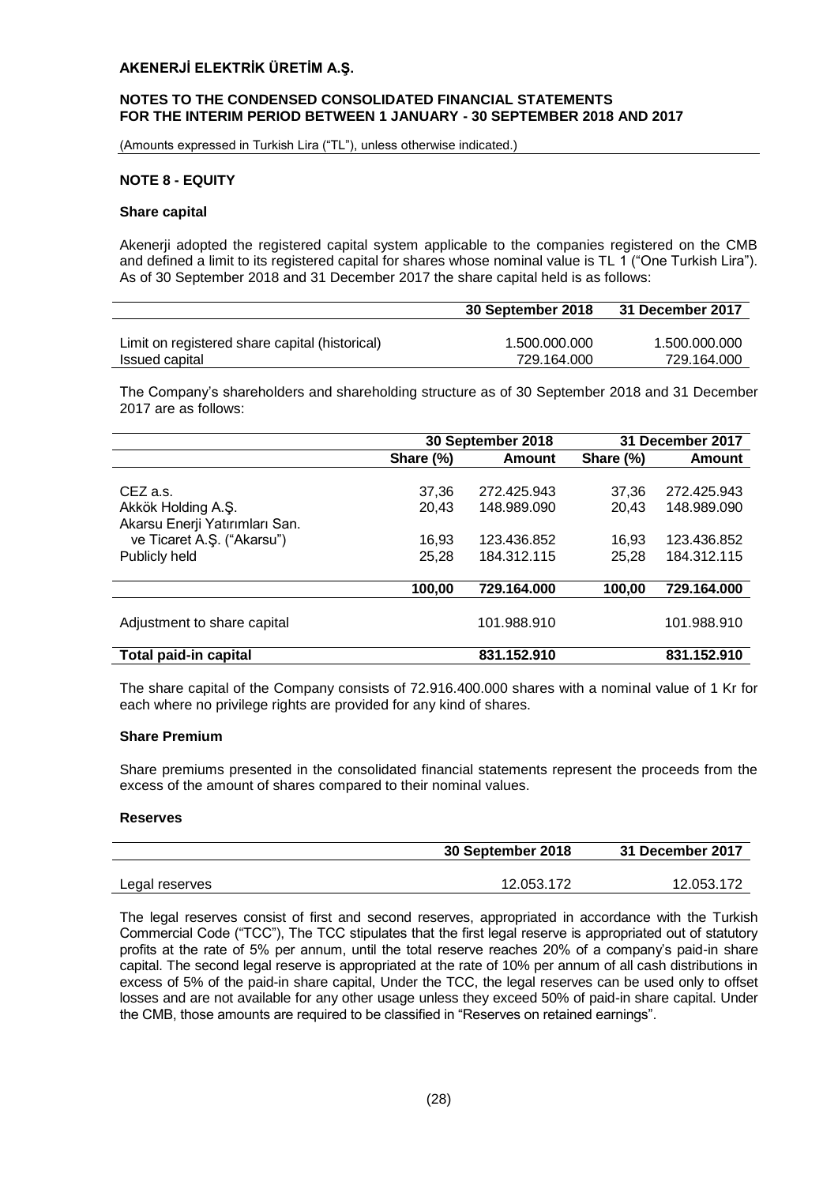### NOTE 8 - EQUITY

**Share capital**

Akenerji adopted the registered capital system applicable to the companies registered on the CMB and defined a limit to its registered capital for shares whose nominal value is TL 1 ("One Turkish Lira"). As of 30 September 2018 and 31 December 2017 the share capital held is as follows:

| | 30 September 2018 | 31 December 2017 |
|---|---|---|
| Limit on registered share capital (historical) | 1.500.000.000 | 1.500.000.000 |
| Issued capital | 729.164.000 | 729.164.000 |

The Company's shareholders and shareholding structure as of 30 September 2018 and 31 December 2017 are as follows:

| | 30 September 2018 | | 31 December 2017 | |
|---|---|---|---|---|
| | Share (%) | Amount | Share (%) | Amount |
| CEZ a.s. | 37,36 | 272.425.943 | 37,36 | 272.425.943 |
| Akkök Holding A.Ş. | 20,43 | 148.989.090 | 20,43 | 148.989.090 |
| Akarsu Enerji Yatırımları San. ve Ticaret A.Ş. ("Akarsu") | 16,93 | 123.436.852 | 16,93 | 123.436.852 |
| Publicly held | 25,28 | 184.312.115 | 25,28 | 184.312.115 |
| | **100,00** | **729.164.000** | **100,00** | **729.164.000** |
| Adjustment to share capital | | 101.988.910 | | 101.988.910 |
| **Total paid-in capital** | | **831.152.910** | | **831.152.910** |

The share capital of the Company consists of 72.916.400.000 shares with a nominal value of 1 Kr for each where no privilege rights are provided for any kind of shares.

**Share Premium**

Share premiums presented in the consolidated financial statements represent the proceeds from the excess of the amount of shares compared to their nominal values.

**Reserves**

| | 30 September 2018 | 31 December 2017 |
|---|---|---|
| Legal reserves | 12.053.172 | 12.053.172 |

The legal reserves consist of first and second reserves, appropriated in accordance with the Turkish Commercial Code ("TCC"), The TCC stipulates that the first legal reserve is appropriated out of statutory profits at the rate of 5% per annum, until the total reserve reaches 20% of a company's paid-in share capital. The second legal reserve is appropriated at the rate of 10% per annum of all cash distributions in excess of 5% of the paid-in share capital, Under the TCC, the legal reserves can be used only to offset losses and are not available for any other usage unless they exceed 50% of paid-in share capital. Under the CMB, those amounts are required to be classified in "Reserves on retained earnings".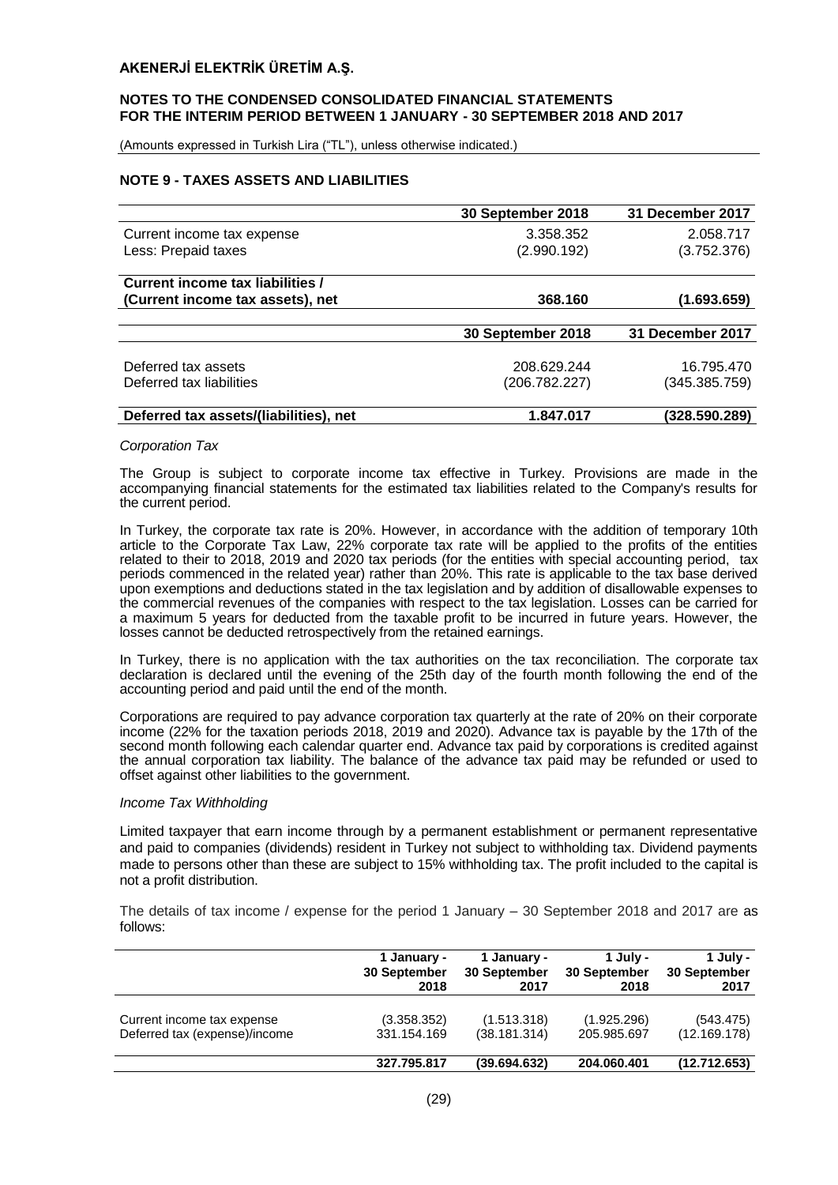## NOTE 9 - TAXES ASSETS AND LIABILITIES

| | 30 September 2018 | 31 December 2017 |
|---|---|---|
| Current income tax expense | 3.358.352 | 2.058.717 |
| Less: Prepaid taxes | (2.990.192) | (3.752.376) |
| **Current income tax liabilities / (Current income tax assets), net** | **368.160** | **(1.693.659)** |

| | 30 September 2018 | 31 December 2017 |
|---|---|---|
| Deferred tax assets | 208.629.244 | 16.795.470 |
| Deferred tax liabilities | (206.782.227) | (345.385.759) |
| **Deferred tax assets/(liabilities), net** | **1.847.017** | **(328.590.289)** |

*Corporation Tax*

The Group is subject to corporate income tax effective in Turkey. Provisions are made in the accompanying financial statements for the estimated tax liabilities related to the Company's results for the current period.

In Turkey, the corporate tax rate is 20%. However, in accordance with the addition of temporary 10th article to the Corporate Tax Law, 22% corporate tax rate will be applied to the profits of the entities related to their to 2018, 2019 and 2020 tax periods (for the entities with special accounting period, tax periods commenced in the related year) rather than 20%. This rate is applicable to the tax base derived upon exemptions and deductions stated in the tax legislation and by addition of disallowable expenses to the commercial revenues of the companies with respect to the tax legislation. Losses can be carried for a maximum 5 years for deducted from the taxable profit to be incurred in future years. However, the losses cannot be deducted retrospectively from the retained earnings.

In Turkey, there is no application with the tax authorities on the tax reconciliation. The corporate tax declaration is declared until the evening of the 25th day of the fourth month following the end of the accounting period and paid until the end of the month.

Corporations are required to pay advance corporation tax quarterly at the rate of 20% on their corporate income (22% for the taxation periods 2018, 2019 and 2020). Advance tax is payable by the 17th of the second month following each calendar quarter end. Advance tax paid by corporations is credited against the annual corporation tax liability. The balance of the advance tax paid may be refunded or used to offset against other liabilities to the government.

*Income Tax Withholding*

Limited taxpayer that earn income through by a permanent establishment or permanent representative and paid to companies (dividends) resident in Turkey not subject to withholding tax. Dividend payments made to persons other than these are subject to 15% withholding tax. The profit included to the capital is not a profit distribution.

The details of tax income / expense for the period 1 January – 30 September 2018 and 2017 are as follows:

| | 1 January - 30 September 2018 | 1 January - 30 September 2017 | 1 July - 30 September 2018 | 1 July - 30 September 2017 |
|---|---|---|---|---|
| Current income tax expense | (3.358.352) | (1.513.318) | (1.925.296) | (543.475) |
| Deferred tax (expense)/income | 331.154.169 | (38.181.314) | 205.985.697 | (12.169.178) |
| | **327.795.817** | **(39.694.632)** | **204.060.401** | **(12.712.653)** |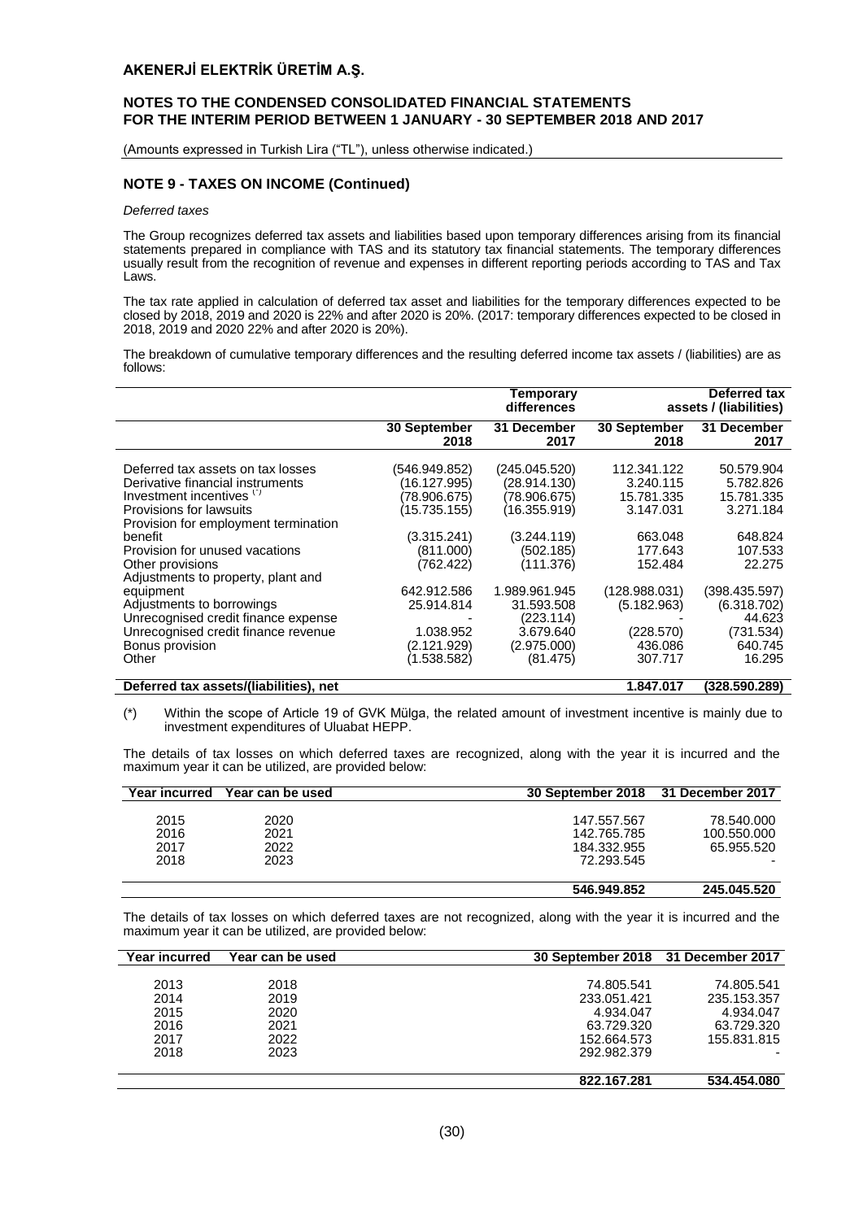## NOTE 9 - TAXES ON INCOME (Continued)

*Deferred taxes*

The Group recognizes deferred tax assets and liabilities based upon temporary differences arising from its financial statements prepared in compliance with TAS and its statutory tax financial statements. The temporary differences usually result from the recognition of revenue and expenses in different reporting periods according to TAS and Tax Laws.

The tax rate applied in calculation of deferred tax asset and liabilities for the temporary differences expected to be closed by 2018, 2019 and 2020 is 22% and after 2020 is 20%. (2017: temporary differences expected to be closed in 2018, 2019 and 2020 22% and after 2020 is 20%).

The breakdown of cumulative temporary differences and the resulting deferred income tax assets / (liabilities) are as follows:

| | Temporary differences | | Deferred tax assets / (liabilities) | |
|---|---|---|---|---|
| | **30 September 2018** | **31 December 2017** | **30 September 2018** | **31 December 2017** |
| Deferred tax assets on tax losses | (546.949.852) | (245.045.520) | 112.341.122 | 50.579.904 |
| Derivative financial instruments | (16.127.995) | (28.914.130) | 3.240.115 | 5.782.826 |
| Investment incentives (*) | (78.906.675) | (78.906.675) | 15.781.335 | 15.781.335 |
| Provisions for lawsuits | (15.735.155) | (16.355.919) | 3.147.031 | 3.271.184 |
| Provision for employment termination benefit | (3.315.241) | (3.244.119) | 663.048 | 648.824 |
| Provision for unused vacations | (811.000) | (502.185) | 177.643 | 107.533 |
| Other provisions | (762.422) | (111.376) | 152.484 | 22.275 |
| Adjustments to property, plant and equipment | 642.912.586 | 1.989.961.945 | (128.988.031) | (398.435.597) |
| Adjustments to borrowings | 25.914.814 | 31.593.508 | (5.182.963) | (6.318.702) |
| Unrecognised credit finance expense | - | (223.114) | - | 44.623 |
| Unrecognised credit finance revenue | 1.038.952 | 3.679.640 | (228.570) | (731.534) |
| Bonus provision | (2.121.929) | (2.975.000) | 436.086 | 640.745 |
| Other | (1.538.582) | (81.475) | 307.717 | 16.295 |
| **Deferred tax assets/(liabilities), net** | | | **1.847.017** | **(328.590.289)** |

(*) Within the scope of Article 19 of GVK Mülga, the related amount of investment incentive is mainly due to investment expenditures of Uluabat HEPP.

The details of tax losses on which deferred taxes are recognized, along with the year it is incurred and the maximum year it can be utilized, are provided below:

| Year incurred | Year can be used | 30 September 2018 | 31 December 2017 |
|---|---|---|---|
| 2015 | 2020 | 147.557.567 | 78.540.000 |
| 2016 | 2021 | 142.765.785 | 100.550.000 |
| 2017 | 2022 | 184.332.955 | 65.955.520 |
| 2018 | 2023 | 72.293.545 | - |
| | | **546.949.852** | **245.045.520** |

The details of tax losses on which deferred taxes are not recognized, along with the year it is incurred and the maximum year it can be utilized, are provided below:

| Year incurred | Year can be used | 30 September 2018 | 31 December 2017 |
|---|---|---|---|
| 2013 | 2018 | 74.805.541 | 74.805.541 |
| 2014 | 2019 | 233.051.421 | 235.153.357 |
| 2015 | 2020 | 4.934.047 | 4.934.047 |
| 2016 | 2021 | 63.729.320 | 63.729.320 |
| 2017 | 2022 | 152.664.573 | 155.831.815 |
| 2018 | 2023 | 292.982.379 | - |
| | | **822.167.281** | **534.454.080** |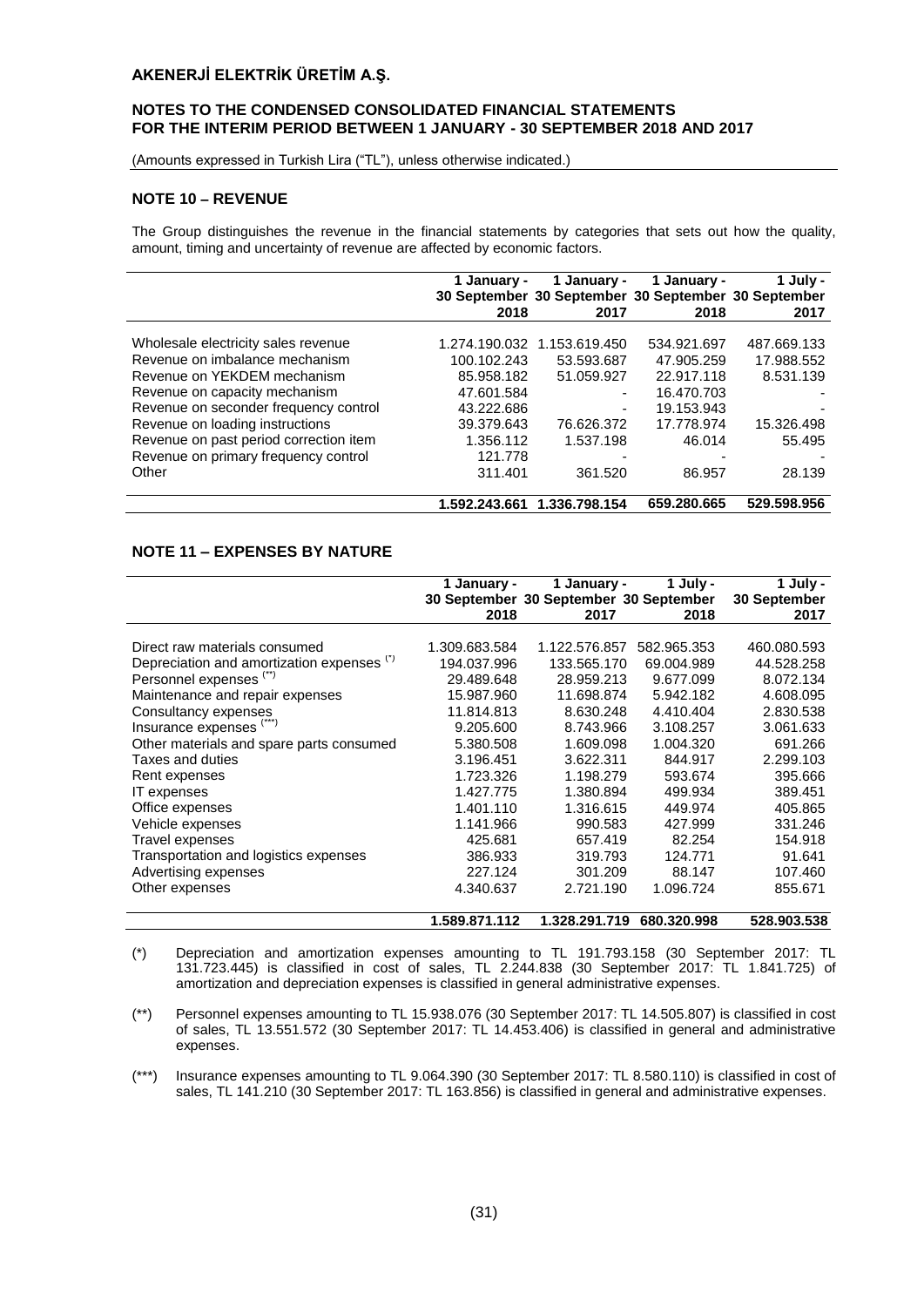## NOTE 10 – REVENUE

The Group distinguishes the revenue in the financial statements by categories that sets out how the quality, amount, timing and uncertainty of revenue are affected by economic factors.

| | 1 January - 30 September 2018 | 1 January - 30 September 2017 | 1 January - 30 September 2018 | 1 July - 30 September 2017 |
|---|---|---|---|---|
| Wholesale electricity sales revenue | 1.274.190.032 | 1.153.619.450 | 534.921.697 | 487.669.133 |
| Revenue on imbalance mechanism | 100.102.243 | 53.593.687 | 47.905.259 | 17.988.552 |
| Revenue on YEKDEM mechanism | 85.958.182 | 51.059.927 | 22.917.118 | 8.531.139 |
| Revenue on capacity mechanism | 47.601.584 | - | 16.470.703 | - |
| Revenue on seconder frequency control | 43.222.686 | - | 19.153.943 | - |
| Revenue on loading instructions | 39.379.643 | 76.626.372 | 17.778.974 | 15.326.498 |
| Revenue on past period correction item | 1.356.112 | 1.537.198 | 46.014 | 55.495 |
| Revenue on primary frequency control | 121.778 | - | - | - |
| Other | 311.401 | 361.520 | 86.957 | 28.139 |
| | **1.592.243.661** | **1.336.798.154** | **659.280.665** | **529.598.956** |

## NOTE 11 – EXPENSES BY NATURE

| | 1 January - 30 September 2018 | 1 January - 30 September 2017 | 1 July - 30 September 2018 | 1 July - 30 September 2017 |
|---|---|---|---|---|
| Direct raw materials consumed | 1.309.683.584 | 1.122.576.857 | 582.965.353 | 460.080.593 |
| Depreciation and amortization expenses (*) | 194.037.996 | 133.565.170 | 69.004.989 | 44.528.258 |
| Personnel expenses (**) | 29.489.648 | 28.959.213 | 9.677.099 | 8.072.134 |
| Maintenance and repair expenses | 15.987.960 | 11.698.874 | 5.942.182 | 4.608.095 |
| Consultancy expenses | 11.814.813 | 8.630.248 | 4.410.404 | 2.830.538 |
| Insurance expenses (***) | 9.205.600 | 8.743.966 | 3.108.257 | 3.061.633 |
| Other materials and spare parts consumed | 5.380.508 | 1.609.098 | 1.004.320 | 691.266 |
| Taxes and duties | 3.196.451 | 3.622.311 | 844.917 | 2.299.103 |
| Rent expenses | 1.723.326 | 1.198.279 | 593.674 | 395.666 |
| IT expenses | 1.427.775 | 1.380.894 | 499.934 | 389.451 |
| Office expenses | 1.401.110 | 1.316.615 | 449.974 | 405.865 |
| Vehicle expenses | 1.141.966 | 990.583 | 427.999 | 331.246 |
| Travel expenses | 425.681 | 657.419 | 82.254 | 154.918 |
| Transportation and logistics expenses | 386.933 | 319.793 | 124.771 | 91.641 |
| Advertising expenses | 227.124 | 301.209 | 88.147 | 107.460 |
| Other expenses | 4.340.637 | 2.721.190 | 1.096.724 | 855.671 |
| | **1.589.871.112** | **1.328.291.719** | **680.320.998** | **528.903.538** |

(*) Depreciation and amortization expenses amounting to TL 191.793.158 (30 September 2017: TL 131.723.445) is classified in cost of sales, TL 2.244.838 (30 September 2017: TL 1.841.725) of amortization and depreciation expenses is classified in general administrative expenses.

(**) Personnel expenses amounting to TL 15.938.076 (30 September 2017: TL 14.505.807) is classified in cost of sales, TL 13.551.572 (30 September 2017: TL 14.453.406) is classified in general and administrative expenses.

(***) Insurance expenses amounting to TL 9.064.390 (30 September 2017: TL 8.580.110) is classified in cost of sales, TL 141.210 (30 September 2017: TL 163.856) is classified in general and administrative expenses.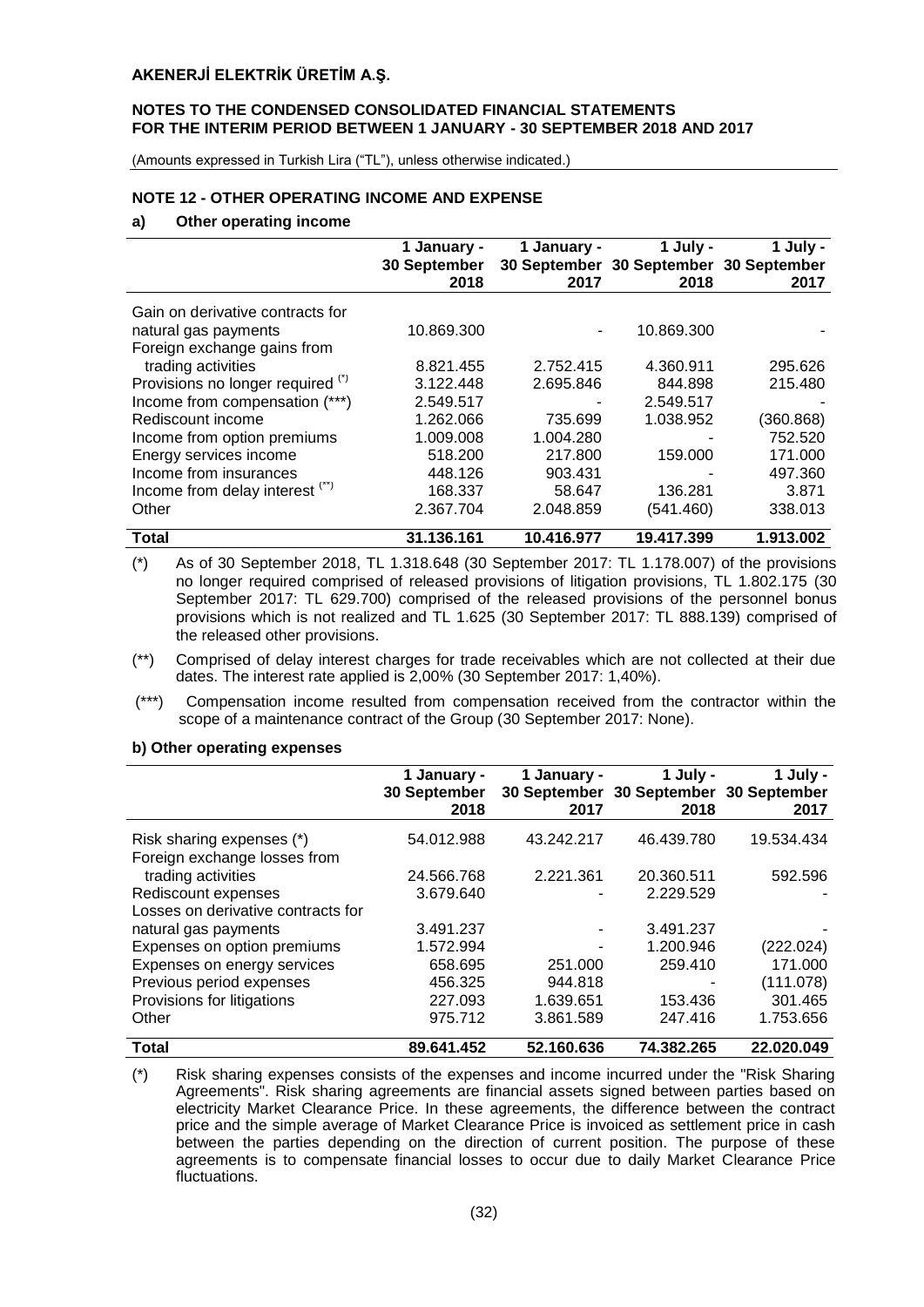## NOTE 12 - OTHER OPERATING INCOME AND EXPENSE

### a) Other operating income

| | 1 January - 30 September 2018 | 1 January - 30 September 2017 | 1 July - 30 September 2018 | 1 July - 30 September 2017 |
|---|---|---|---|---|
| Gain on derivative contracts for natural gas payments | 10.869.300 | - | 10.869.300 | - |
| Foreign exchange gains from trading activities | 8.821.455 | 2.752.415 | 4.360.911 | 295.626 |
| Provisions no longer required (*) | 3.122.448 | 2.695.846 | 844.898 | 215.480 |
| Income from compensation (***) | 2.549.517 | - | 2.549.517 | - |
| Rediscount income | 1.262.066 | 735.699 | 1.038.952 | (360.868) |
| Income from option premiums | 1.009.008 | 1.004.280 | - | 752.520 |
| Energy services income | 518.200 | 217.800 | 159.000 | 171.000 |
| Income from insurances | 448.126 | 903.431 | - | 497.360 |
| Income from delay interest (**) | 168.337 | 58.647 | 136.281 | 3.871 |
| Other | 2.367.704 | 2.048.859 | (541.460) | 338.013 |
| **Total** | **31.136.161** | **10.416.977** | **19.417.399** | **1.913.002** |

(*) As of 30 September 2018, TL 1.318.648 (30 September 2017: TL 1.178.007) of the provisions no longer required comprised of released provisions of litigation provisions, TL 1.802.175 (30 September 2017: TL 629.700) comprised of the released provisions of the personnel bonus provisions which is not realized and TL 1.625 (30 September 2017: TL 888.139) comprised of the released other provisions.

(**) Comprised of delay interest charges for trade receivables which are not collected at their due dates. The interest rate applied is 2,00% (30 September 2017: 1,40%).

(***) Compensation income resulted from compensation received from the contractor within the scope of a maintenance contract of the Group (30 September 2017: None).

### b) Other operating expenses

| | 1 January - 30 September 2018 | 1 January - 30 September 2017 | 1 July - 30 September 2018 | 1 July - 30 September 2017 |
|---|---|---|---|---|
| Risk sharing expenses (*) | 54.012.988 | 43.242.217 | 46.439.780 | 19.534.434 |
| Foreign exchange losses from trading activities | 24.566.768 | 2.221.361 | 20.360.511 | 592.596 |
| Rediscount expenses | 3.679.640 | - | 2.229.529 | - |
| Losses on derivative contracts for natural gas payments | 3.491.237 | - | 3.491.237 | - |
| Expenses on option premiums | 1.572.994 | - | 1.200.946 | (222.024) |
| Expenses on energy services | 658.695 | 251.000 | 259.410 | 171.000 |
| Previous period expenses | 456.325 | 944.818 | - | (111.078) |
| Provisions for litigations | 227.093 | 1.639.651 | 153.436 | 301.465 |
| Other | 975.712 | 3.861.589 | 247.416 | 1.753.656 |
| **Total** | **89.641.452** | **52.160.636** | **74.382.265** | **22.020.049** |

(*) Risk sharing expenses consists of the expenses and income incurred under the "Risk Sharing Agreements". Risk sharing agreements are financial assets signed between parties based on electricity Market Clearance Price. In these agreements, the difference between the contract price and the simple average of Market Clearance Price is invoiced as settlement price in cash between the parties depending on the direction of current position. The purpose of these agreements is to compensate financial losses to occur due to daily Market Clearance Price fluctuations.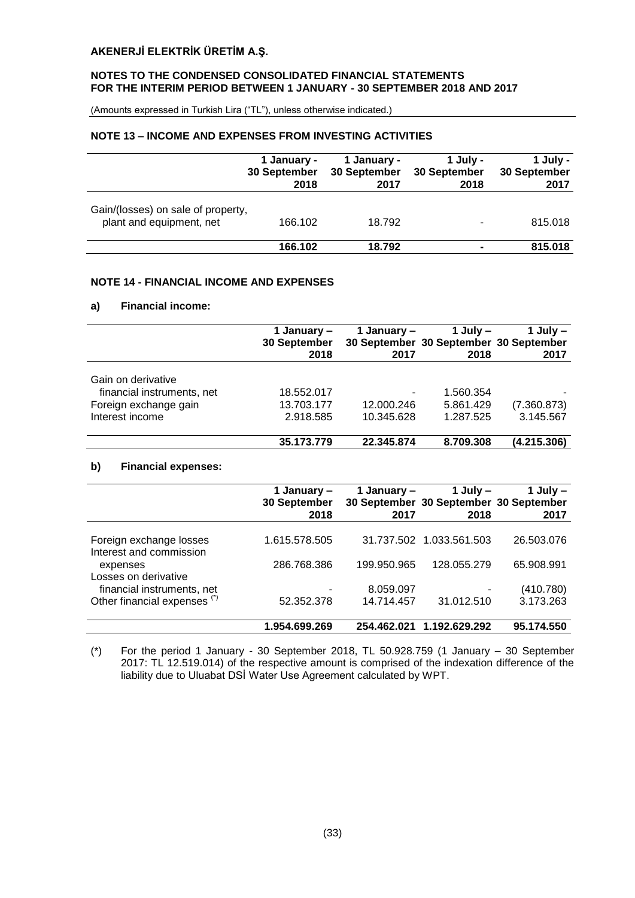## NOTE 13 – INCOME AND EXPENSES FROM INVESTING ACTIVITIES

| | 1 January - 30 September 2018 | 1 January - 30 September 2017 | 1 July - 30 September 2018 | 1 July - 30 September 2017 |
|---|---|---|---|---|
| Gain/(losses) on sale of property, plant and equipment, net | 166.102 | 18.792 | - | 815.018 |
| | **166.102** | **18.792** | **-** | **815.018** |

## NOTE 14 - FINANCIAL INCOME AND EXPENSES

### a) Financial income:

| | 1 January – 30 September 2018 | 1 January – 30 September 2017 | 1 July – 30 September 2018 | 1 July – 30 September 2017 |
|---|---|---|---|---|
| Gain on derivative financial instruments, net | 18.552.017 | - | 1.560.354 | - |
| Foreign exchange gain | 13.703.177 | 12.000.246 | 5.861.429 | (7.360.873) |
| Interest income | 2.918.585 | 10.345.628 | 1.287.525 | 3.145.567 |
| | **35.173.779** | **22.345.874** | **8.709.308** | **(4.215.306)** |

### b) Financial expenses:

| | 1 January – 30 September 2018 | 1 January – 30 September 2017 | 1 July – 30 September 2018 | 1 July – 30 September 2017 |
|---|---|---|---|---|
| Foreign exchange losses | 1.615.578.505 | 31.737.502 | 1.033.561.503 | 26.503.076 |
| Interest and commission expenses | 286.768.386 | 199.950.965 | 128.055.279 | 65.908.991 |
| Losses on derivative financial instruments, net | - | 8.059.097 | - | (410.780) |
| Other financial expenses (*) | 52.352.378 | 14.714.457 | 31.012.510 | 3.173.263 |
| | **1.954.699.269** | **254.462.021** | **1.192.629.292** | **95.174.550** |

(*) For the period 1 January - 30 September 2018, TL 50.928.759 (1 January – 30 September 2017: TL 12.519.014) of the respective amount is comprised of the indexation difference of the liability due to Uluabat DSİ Water Use Agreement calculated by WPT.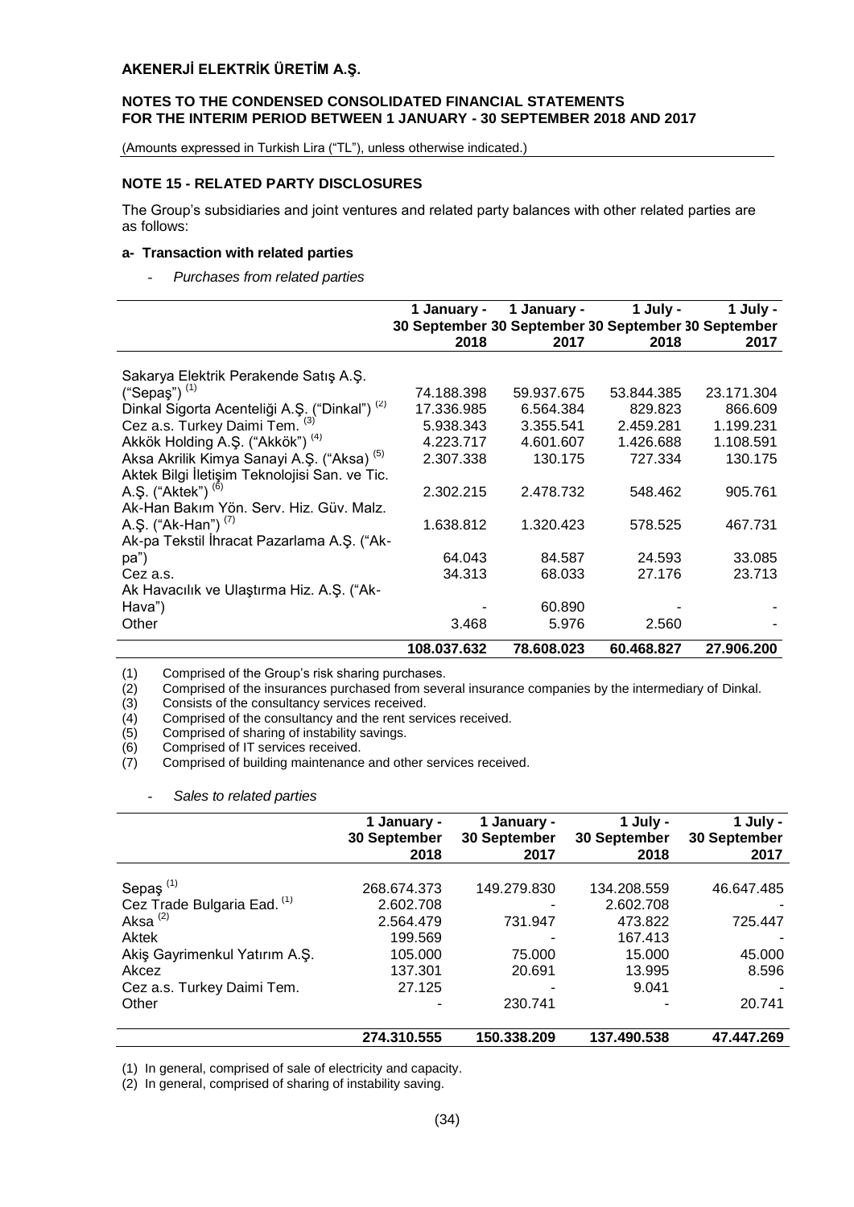### NOTE 15 - RELATED PARTY DISCLOSURES

The Group's subsidiaries and joint ventures and related party balances with other related parties are as follows:

#### a- Transaction with related parties

- *Purchases from related parties*

| | 1 January - 30 September 2018 | 1 January - 30 September 2017 | 1 July - 30 September 2018 | 1 July - 30 September 2017 |
|---|---|---|---|---|
| Sakarya Elektrik Perakende Satış A.Ş. ("Sepaş") [(1)] | 74.188.398 | 59.937.675 | 53.844.385 | 23.171.304 |
| Dinkal Sigorta Acenteliği A.Ş. ("Dinkal") [(2)] | 17.336.985 | 6.564.384 | 829.823 | 866.609 |
| Cez a.s. Turkey Daimi Tem. [(3)] | 5.938.343 | 3.355.541 | 2.459.281 | 1.199.231 |
| Akkök Holding A.Ş. ("Akkök") [(4)] | 4.223.717 | 4.601.607 | 1.426.688 | 1.108.591 |
| Aksa Akrilik Kimya Sanayi A.Ş. ("Aksa) [(5)] | 2.307.338 | 130.175 | 727.334 | 130.175 |
| Aktek Bilgi İletişim Teknolojisi San. ve Tic. A.Ş. ("Aktek") [(6)] | 2.302.215 | 2.478.732 | 548.462 | 905.761 |
| Ak-Han Bakım Yön. Serv. Hiz. Güv. Malz. A.Ş. ("Ak-Han") [(7)] | 1.638.812 | 1.320.423 | 578.525 | 467.731 |
| Ak-pa Tekstil İhracat Pazarlama A.Ş. ("Ak-pa") | 64.043 | 84.587 | 24.593 | 33.085 |
| Cez a.s. | 34.313 | 68.033 | 27.176 | 23.713 |
| Ak Havacılık ve Ulaştırma Hiz. A.Ş. ("Ak-Hava") | - | 60.890 | - | - |
| Other | 3.468 | 5.976 | 2.560 | - |
| | **108.037.632** | **78.608.023** | **60.468.827** | **27.906.200** |

(1) Comprised of the Group's risk sharing purchases.
(2) Comprised of the insurances purchased from several insurance companies by the intermediary of Dinkal.
(3) Consists of the consultancy services received.
(4) Comprised of the consultancy and the rent services received.
(5) Comprised of sharing of instability savings.
(6) Comprised of IT services received.
(7) Comprised of building maintenance and other services received.

- *Sales to related parties*

| | 1 January - 30 September 2018 | 1 January - 30 September 2017 | 1 July - 30 September 2018 | 1 July - 30 September 2017 |
|---|---|---|---|---|
| Sepaş [(1)] | 268.674.373 | 149.279.830 | 134.208.559 | 46.647.485 |
| Cez Trade Bulgaria Ead. [(1)] | 2.602.708 | - | 2.602.708 | - |
| Aksa [(2)] | 2.564.479 | 731.947 | 473.822 | 725.447 |
| Aktek | 199.569 | - | 167.413 | - |
| Akiş Gayrimenkul Yatırım A.Ş. | 105.000 | 75.000 | 15.000 | 45.000 |
| Akcez | 137.301 | 20.691 | 13.995 | 8.596 |
| Cez a.s. Turkey Daimi Tem. | 27.125 | - | 9.041 | - |
| Other | - | 230.741 | - | 20.741 |
| | **274.310.555** | **150.338.209** | **137.490.538** | **47.447.269** |

(1) In general, comprised of sale of electricity and capacity.
(2) In general, comprised of sharing of instability saving.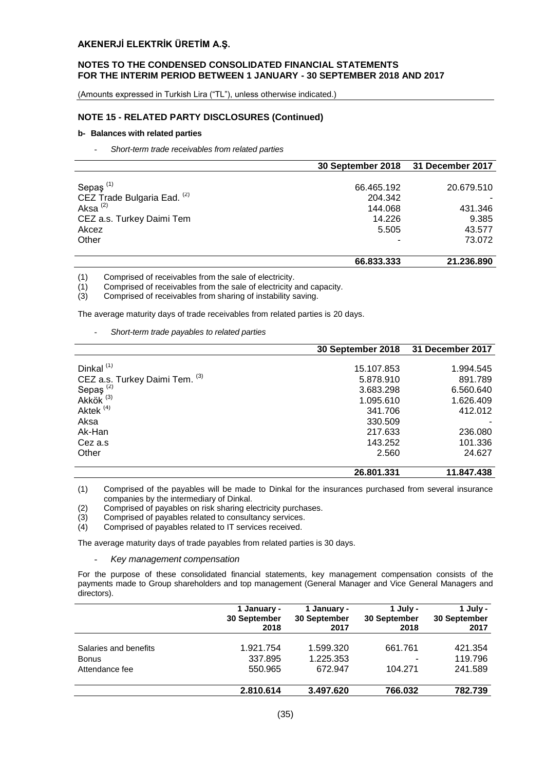# AKENERJİ ELEKTRİK ÜRETİM A.Ş.

**NOTES TO THE CONDENSED CONSOLIDATED FINANCIAL STATEMENTS FOR THE INTERIM PERIOD BETWEEN 1 JANUARY - 30 SEPTEMBER 2018 AND 2017**

(Amounts expressed in Turkish Lira ("TL"), unless otherwise indicated.)

## NOTE 15 - RELATED PARTY DISCLOSURES (Continued)

### b- Balances with related parties

- *Short-term trade receivables from related parties*

| | 30 September 2018 | 31 December 2017 |
|---|---|---|
| Sepaş [1] | 66.465.192 | 20.679.510 |
| CEZ Trade Bulgaria Ead. [2] | 204.342 | - |
| Aksa [2] | 144.068 | 431.346 |
| CEZ a.s. Turkey Daimi Tem | 14.226 | 9.385 |
| Akcez | 5.505 | 43.577 |
| Other | - | 73.072 |
| | **66.833.333** | **21.236.890** |

(1) Comprised of receivables from the sale of electricity.
(1) Comprised of receivables from the sale of electricity and capacity.
(3) Comprised of receivables from sharing of instability saving.

The average maturity days of trade receivables from related parties is 20 days.

- *Short-term trade payables to related parties*

| | 30 September 2018 | 31 December 2017 |
|---|---|---|
| Dinkal [1] | 15.107.853 | 1.994.545 |
| CEZ a.s. Turkey Daimi Tem. [3] | 5.878.910 | 891.789 |
| Sepaş [2] | 3.683.298 | 6.560.640 |
| Akkök [3] | 1.095.610 | 1.626.409 |
| Aktek [4] | 341.706 | 412.012 |
| Aksa | 330.509 | - |
| Ak-Han | 217.633 | 236.080 |
| Cez a.s | 143.252 | 101.336 |
| Other | 2.560 | 24.627 |
| | **26.801.331** | **11.847.438** |

(1) Comprised of the payables will be made to Dinkal for the insurances purchased from several insurance companies by the intermediary of Dinkal.
(2) Comprised of payables on risk sharing electricity purchases.
(3) Comprised of payables related to consultancy services.
(4) Comprised of payables related to IT services received.

The average maturity days of trade payables from related parties is 30 days.

- *Key management compensation*

For the purpose of these consolidated financial statements, key management compensation consists of the payments made to Group shareholders and top management (General Manager and Vice General Managers and directors).

| | 1 January - 30 September 2018 | 1 January - 30 September 2017 | 1 July - 30 September 2018 | 1 July - 30 September 2017 |
|---|---|---|---|---|
| Salaries and benefits | 1.921.754 | 1.599.320 | 661.761 | 421.354 |
| Bonus | 337.895 | 1.225.353 | - | 119.796 |
| Attendance fee | 550.965 | 672.947 | 104.271 | 241.589 |
| | **2.810.614** | **3.497.620** | **766.032** | **782.739** |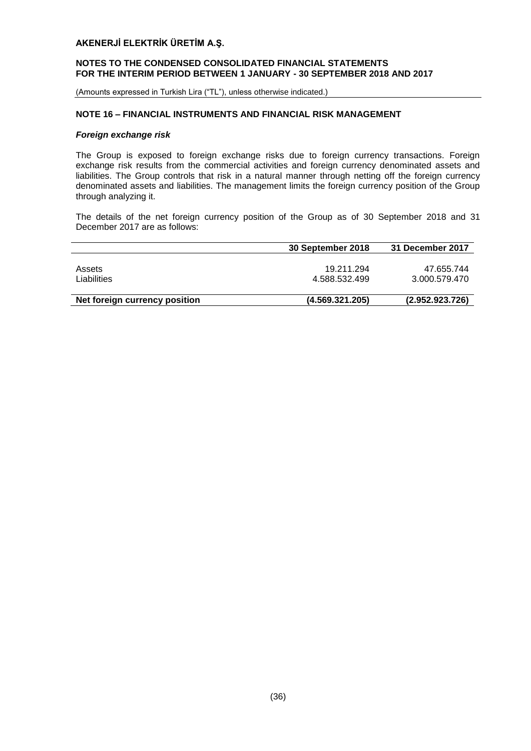## NOTE 16 – FINANCIAL INSTRUMENTS AND FINANCIAL RISK MANAGEMENT

### *Foreign exchange risk*

The Group is exposed to foreign exchange risks due to foreign currency transactions. Foreign exchange risk results from the commercial activities and foreign currency denominated assets and liabilities. The Group controls that risk in a natural manner through netting off the foreign currency denominated assets and liabilities. The management limits the foreign currency position of the Group through analyzing it.

The details of the net foreign currency position of the Group as of 30 September 2018 and 31 December 2017 are as follows:

| | 30 September 2018 | 31 December 2017 |
|---|---|---|
| Assets | 19.211.294 | 47.655.744 |
| Liabilities | 4.588.532.499 | 3.000.579.470 |
| **Net foreign currency position** | **(4.569.321.205)** | **(2.952.923.726)** |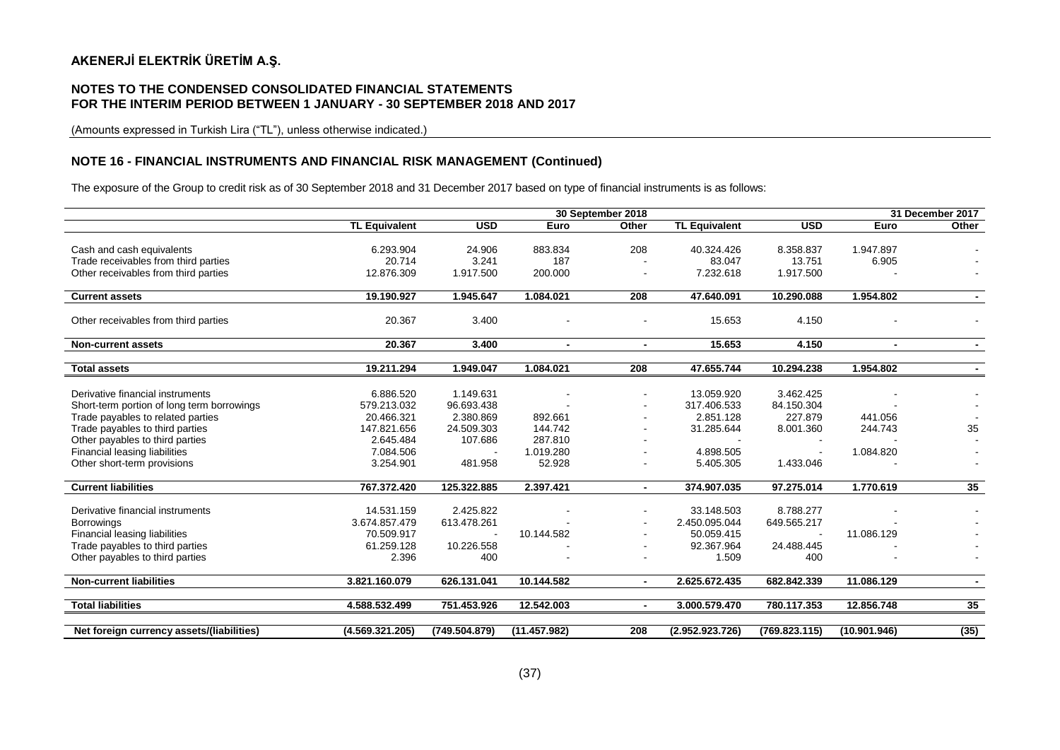# AKENERJİ ELEKTRİK ÜRETİM A.Ş.

## NOTES TO THE CONDENSED CONSOLIDATED FINANCIAL STATEMENTS FOR THE INTERIM PERIOD BETWEEN 1 JANUARY - 30 SEPTEMBER 2018 AND 2017

(Amounts expressed in Turkish Lira ("TL"), unless otherwise indicated.)

### NOTE 16 - FINANCIAL INSTRUMENTS AND FINANCIAL RISK MANAGEMENT (Continued)

The exposure of the Group to credit risk as of 30 September 2018 and 31 December 2017 based on type of financial instruments is as follows:

| | 30 September 2018 | | | | 31 December 2017 | | | |
|---|---|---|---|---|---|---|---|---|
| | **TL Equivalent** | **USD** | **Euro** | **Other** | **TL Equivalent** | **USD** | **Euro** | **Other** |
| Cash and cash equivalents | 6.293.904 | 24.906 | 883.834 | 208 | 40.324.426 | 8.358.837 | 1.947.897 | - |
| Trade receivables from third parties | 20.714 | 3.241 | 187 | - | 83.047 | 13.751 | 6.905 | - |
| Other receivables from third parties | 12.876.309 | 1.917.500 | 200.000 | - | 7.232.618 | 1.917.500 | - | - |
| **Current assets** | **19.190.927** | **1.945.647** | **1.084.021** | **208** | **47.640.091** | **10.290.088** | **1.954.802** | **-** |
| Other receivables from third parties | 20.367 | 3.400 | - | - | 15.653 | 4.150 | - | - |
| **Non-current assets** | **20.367** | **3.400** | **-** | **-** | **15.653** | **4.150** | **-** | **-** |
| **Total assets** | **19.211.294** | **1.949.047** | **1.084.021** | **208** | **47.655.744** | **10.294.238** | **1.954.802** | **-** |
| Derivative financial instruments | 6.886.520 | 1.149.631 | - | - | 13.059.920 | 3.462.425 | - | - |
| Short-term portion of long term borrowings | 579.213.032 | 96.693.438 | - | - | 317.406.533 | 84.150.304 | - | - |
| Trade payables to related parties | 20.466.321 | 2.380.869 | 892.661 | - | 2.851.128 | 227.879 | 441.056 | - |
| Trade payables to third parties | 147.821.656 | 24.509.303 | 144.742 | - | 31.285.644 | 8.001.360 | 244.743 | 35 |
| Other payables to third parties | 2.645.484 | 107.686 | 287.810 | - | - | - | - | - |
| Financial leasing liabilities | 7.084.506 | - | 1.019.280 | - | 4.898.505 | - | 1.084.820 | - |
| Other short-term provisions | 3.254.901 | 481.958 | 52.928 | - | 5.405.305 | 1.433.046 | - | - |
| **Current liabilities** | **767.372.420** | **125.322.885** | **2.397.421** | **-** | **374.907.035** | **97.275.014** | **1.770.619** | **35** |
| Derivative financial instruments | 14.531.159 | 2.425.822 | - | - | 33.148.503 | 8.788.277 | - | - |
| Borrowings | 3.674.857.479 | 613.478.261 | - | - | 2.450.095.044 | 649.565.217 | - | - |
| Financial leasing liabilities | 70.509.917 | - | 10.144.582 | - | 50.059.415 | - | 11.086.129 | - |
| Trade payables to third parties | 61.259.128 | 10.226.558 | - | - | 92.367.964 | 24.488.445 | - | - |
| Other payables to third parties | 2.396 | 400 | - | - | 1.509 | 400 | - | - |
| **Non-current liabilities** | **3.821.160.079** | **626.131.041** | **10.144.582** | **-** | **2.625.672.435** | **682.842.339** | **11.086.129** | **-** |
| **Total liabilities** | **4.588.532.499** | **751.453.926** | **12.542.003** | **-** | **3.000.579.470** | **780.117.353** | **12.856.748** | **35** |
| **Net foreign currency assets/(liabilities)** | **(4.569.321.205)** | **(749.504.879)** | **(11.457.982)** | **208** | **(2.952.923.726)** | **(769.823.115)** | **(10.901.946)** | **(35)** |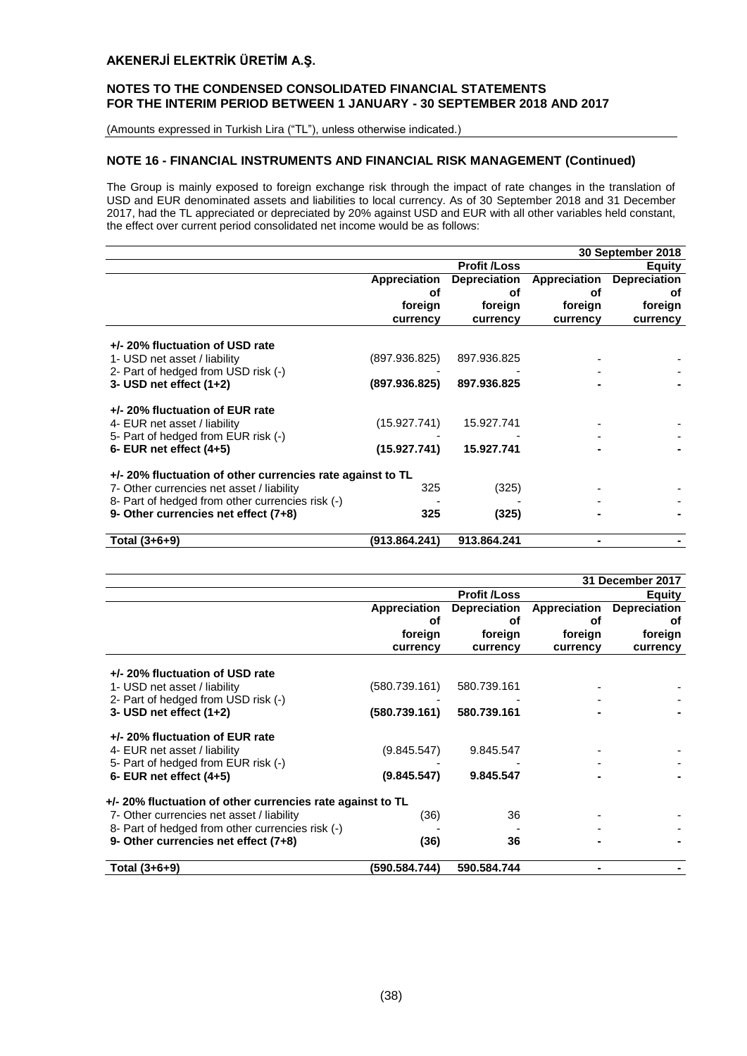## NOTE 16 - FINANCIAL INSTRUMENTS AND FINANCIAL RISK MANAGEMENT (Continued)

The Group is mainly exposed to foreign exchange risk through the impact of rate changes in the translation of USD and EUR denominated assets and liabilities to local currency. As of 30 September 2018 and 31 December 2017, had the TL appreciated or depreciated by 20% against USD and EUR with all other variables held constant, the effect over current period consolidated net income would be as follows:

| | | | | 30 September 2018 |
|---|---|---|---|---|
| | | Profit /Loss | | Equity |
| | Appreciation of foreign currency | Depreciation of foreign currency | Appreciation of foreign currency | Depreciation of foreign currency |
| **+/- 20% fluctuation of USD rate** | | | | |
| 1- USD net asset / liability | (897.936.825) | 897.936.825 | - | - |
| 2- Part of hedged from USD risk (-) | - | - | - | - |
| **3- USD net effect (1+2)** | **(897.936.825)** | **897.936.825** | **-** | **-** |
| **+/- 20% fluctuation of EUR rate** | | | | |
| 4- EUR net asset / liability | (15.927.741) | 15.927.741 | - | - |
| 5- Part of hedged from EUR risk (-) | - | - | - | - |
| **6- EUR net effect (4+5)** | **(15.927.741)** | **15.927.741** | **-** | **-** |
| **+/- 20% fluctuation of other currencies rate against to TL** | | | | |
| 7- Other currencies net asset / liability | 325 | (325) | - | - |
| 8- Part of hedged from other currencies risk (-) | - | - | - | - |
| **9- Other currencies net effect (7+8)** | **325** | **(325)** | **-** | **-** |
| **Total (3+6+9)** | **(913.864.241)** | **913.864.241** | **-** | **-** |

| | | | | 31 December 2017 |
|---|---|---|---|---|
| | | Profit /Loss | | Equity |
| | Appreciation of foreign currency | Depreciation of foreign currency | Appreciation of foreign currency | Depreciation of foreign currency |
| **+/- 20% fluctuation of USD rate** | | | | |
| 1- USD net asset / liability | (580.739.161) | 580.739.161 | - | - |
| 2- Part of hedged from USD risk (-) | - | - | - | - |
| **3- USD net effect (1+2)** | **(580.739.161)** | **580.739.161** | **-** | **-** |
| **+/- 20% fluctuation of EUR rate** | | | | |
| 4- EUR net asset / liability | (9.845.547) | 9.845.547 | - | - |
| 5- Part of hedged from EUR risk (-) | - | - | - | - |
| **6- EUR net effect (4+5)** | **(9.845.547)** | **9.845.547** | **-** | **-** |
| **+/- 20% fluctuation of other currencies rate against to TL** | | | | |
| 7- Other currencies net asset / liability | (36) | 36 | - | - |
| 8- Part of hedged from other currencies risk (-) | - | - | - | - |
| **9- Other currencies net effect (7+8)** | **(36)** | **36** | **-** | **-** |
| **Total (3+6+9)** | **(590.584.744)** | **590.584.744** | **-** | **-** |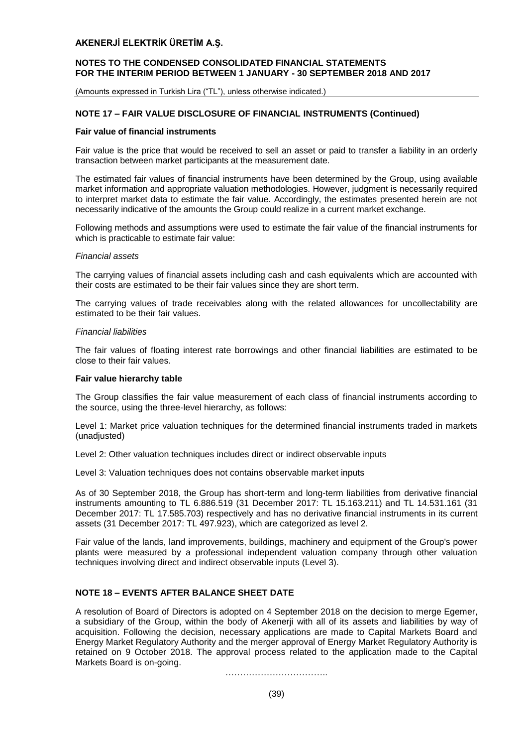## NOTE 17 – FAIR VALUE DISCLOSURE OF FINANCIAL INSTRUMENTS (Continued)

### Fair value of financial instruments

Fair value is the price that would be received to sell an asset or paid to transfer a liability in an orderly transaction between market participants at the measurement date.

The estimated fair values of financial instruments have been determined by the Group, using available market information and appropriate valuation methodologies. However, judgment is necessarily required to interpret market data to estimate the fair value. Accordingly, the estimates presented herein are not necessarily indicative of the amounts the Group could realize in a current market exchange.

Following methods and assumptions were used to estimate the fair value of the financial instruments for which is practicable to estimate fair value:

*Financial assets*

The carrying values of financial assets including cash and cash equivalents which are accounted with their costs are estimated to be their fair values since they are short term.

The carrying values of trade receivables along with the related allowances for uncollectability are estimated to be their fair values.

*Financial liabilities*

The fair values of floating interest rate borrowings and other financial liabilities are estimated to be close to their fair values.

### Fair value hierarchy table

The Group classifies the fair value measurement of each class of financial instruments according to the source, using the three-level hierarchy, as follows:

Level 1: Market price valuation techniques for the determined financial instruments traded in markets (unadjusted)

Level 2: Other valuation techniques includes direct or indirect observable inputs

Level 3: Valuation techniques does not contains observable market inputs

As of 30 September 2018, the Group has short-term and long-term liabilities from derivative financial instruments amounting to TL 6.886.519 (31 December 2017: TL 15.163.211) and TL 14.531.161 (31 December 2017: TL 17.585.703) respectively and has no derivative financial instruments in its current assets (31 December 2017: TL 497.923), which are categorized as level 2.

Fair value of the lands, land improvements, buildings, machinery and equipment of the Group's power plants were measured by a professional independent valuation company through other valuation techniques involving direct and indirect observable inputs (Level 3).

## NOTE 18 – EVENTS AFTER BALANCE SHEET DATE

A resolution of Board of Directors is adopted on 4 September 2018 on the decision to merge Egemer, a subsidiary of the Group, within the body of Akenerji with all of its assets and liabilities by way of acquisition. Following the decision, necessary applications are made to Capital Markets Board and Energy Market Regulatory Authority and the merger approval of Energy Market Regulatory Authority is retained on 9 October 2018. The approval process related to the application made to the Capital Markets Board is on-going.

……………………………..